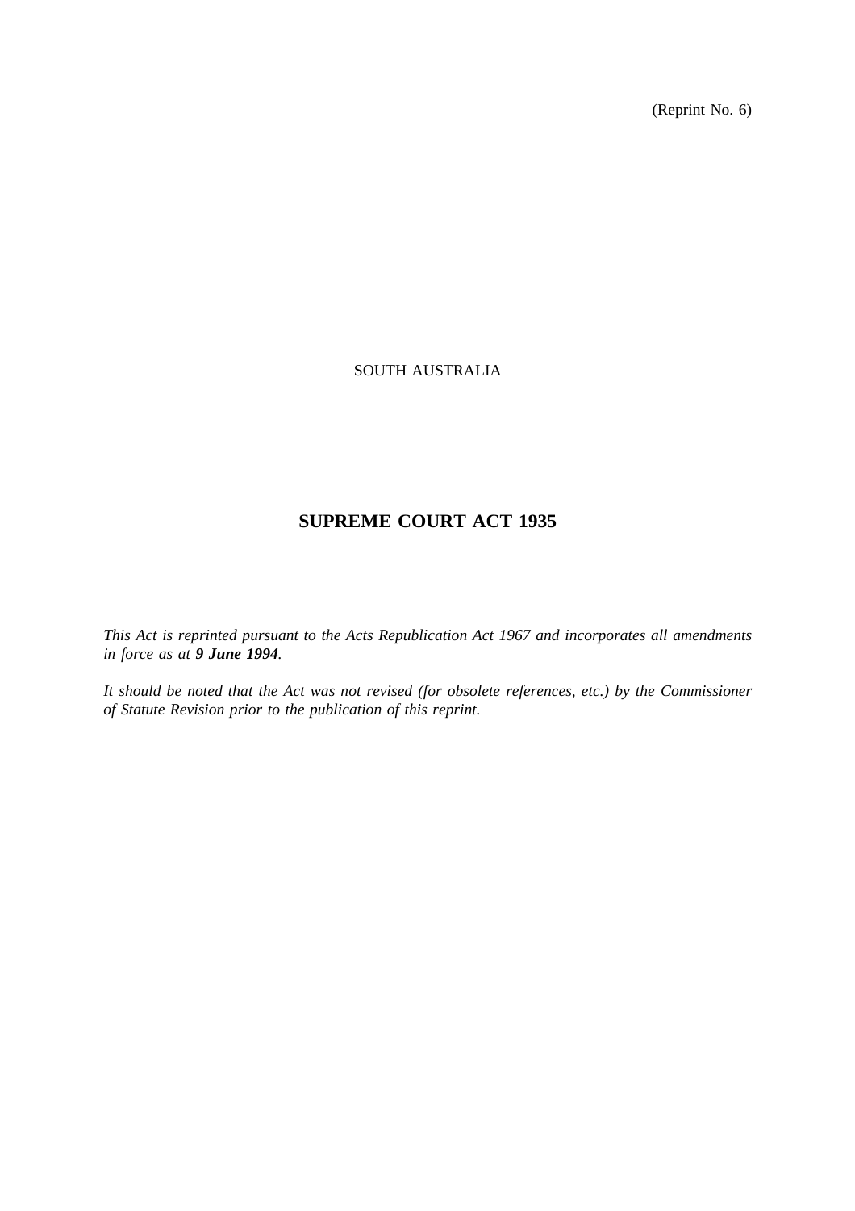(Reprint No. 6)

SOUTH AUSTRALIA

# SUPREME COURT ACT 1935

*This Act is reprinted pursuant to the Acts Republication Act 1967 and incorporates all amendments in force as at* ***9 June 1994****.*

*It should be noted that the Act was not revised (for obsolete references, etc.) by the Commissioner of Statute Revision prior to the publication of this reprint.*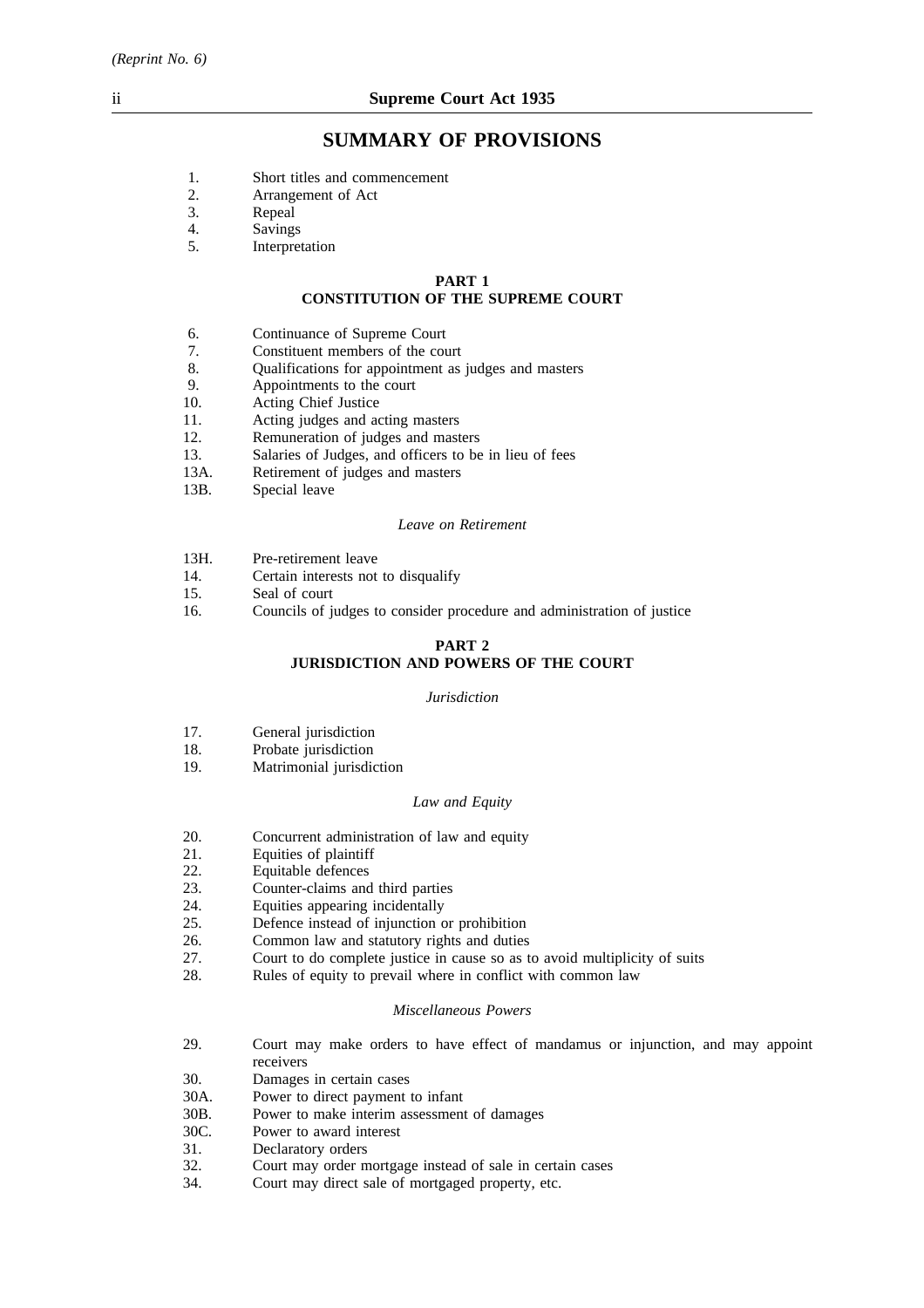## SUMMARY OF PROVISIONS

1. Short titles and commencement
2. Arrangement of Act
3. Repeal
4. Savings
5. Interpretation

### PART 1
### CONSTITUTION OF THE SUPREME COURT

6. Continuance of Supreme Court
7. Constituent members of the court
8. Qualifications for appointment as judges and masters
9. Appointments to the court
10. Acting Chief Justice
11. Acting judges and acting masters
12. Remuneration of judges and masters
13. Salaries of Judges, and officers to be in lieu of fees
13A. Retirement of judges and masters
13B. Special leave

*Leave on Retirement*

13H. Pre-retirement leave
14. Certain interests not to disqualify
15. Seal of court
16. Councils of judges to consider procedure and administration of justice

### PART 2
### JURISDICTION AND POWERS OF THE COURT

*Jurisdiction*

17. General jurisdiction
18. Probate jurisdiction
19. Matrimonial jurisdiction

*Law and Equity*

20. Concurrent administration of law and equity
21. Equities of plaintiff
22. Equitable defences
23. Counter-claims and third parties
24. Equities appearing incidentally
25. Defence instead of injunction or prohibition
26. Common law and statutory rights and duties
27. Court to do complete justice in cause so as to avoid multiplicity of suits
28. Rules of equity to prevail where in conflict with common law

*Miscellaneous Powers*

29. Court may make orders to have effect of mandamus or injunction, and may appoint receivers
30. Damages in certain cases
30A. Power to direct payment to infant
30B. Power to make interim assessment of damages
30C. Power to award interest
31. Declaratory orders
32. Court may order mortgage instead of sale in certain cases
34. Court may direct sale of mortgaged property, etc.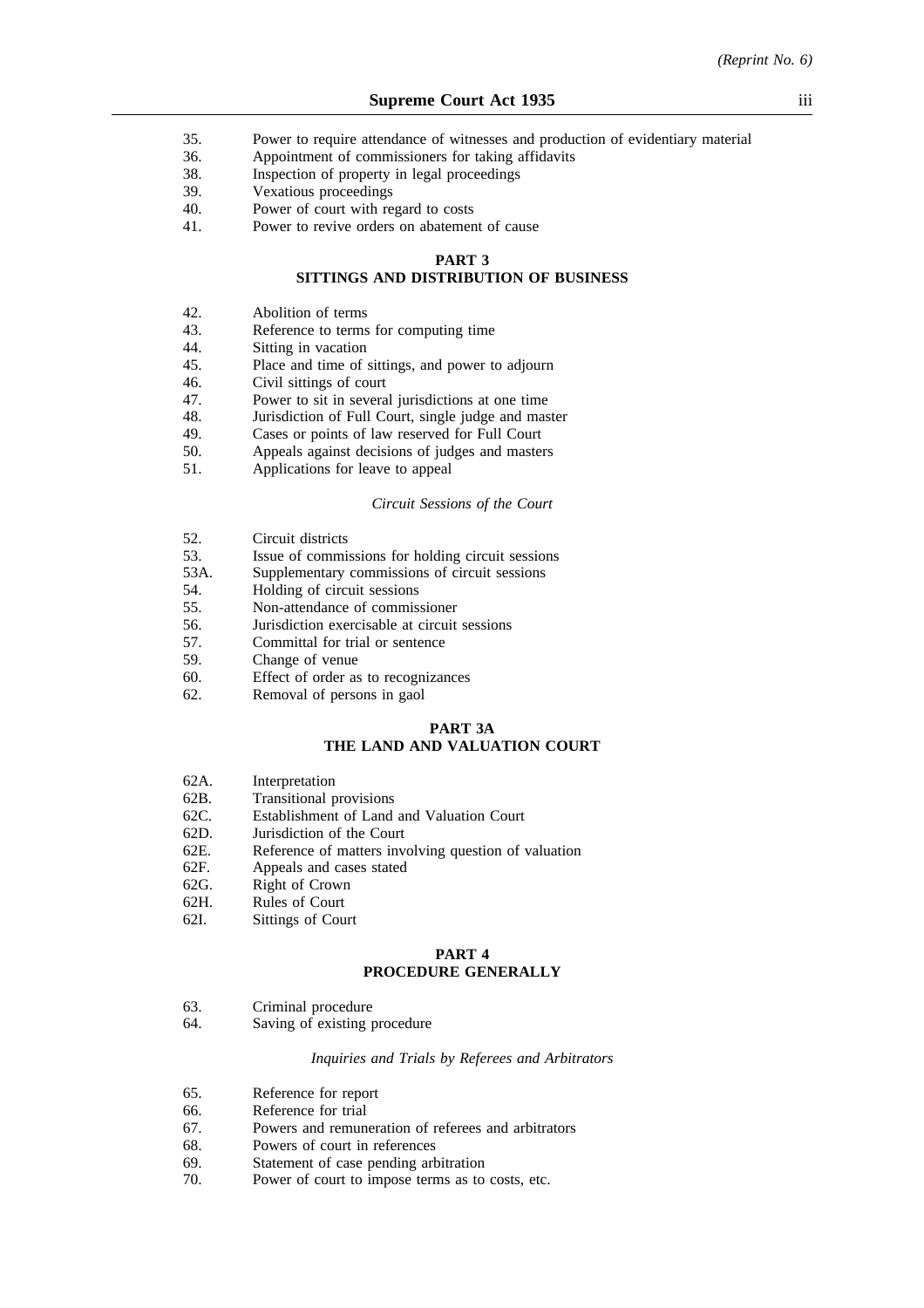35. Power to require attendance of witnesses and production of evidentiary material
36. Appointment of commissioners for taking affidavits
38. Inspection of property in legal proceedings
39. Vexatious proceedings
40. Power of court with regard to costs
41. Power to revive orders on abatement of cause

## PART 3
## SITTINGS AND DISTRIBUTION OF BUSINESS

42. Abolition of terms
43. Reference to terms for computing time
44. Sitting in vacation
45. Place and time of sittings, and power to adjourn
46. Civil sittings of court
47. Power to sit in several jurisdictions at one time
48. Jurisdiction of Full Court, single judge and master
49. Cases or points of law reserved for Full Court
50. Appeals against decisions of judges and masters
51. Applications for leave to appeal

*Circuit Sessions of the Court*

52. Circuit districts
53. Issue of commissions for holding circuit sessions
53A. Supplementary commissions of circuit sessions
54. Holding of circuit sessions
55. Non-attendance of commissioner
56. Jurisdiction exercisable at circuit sessions
57. Committal for trial or sentence
59. Change of venue
60. Effect of order as to recognizances
62. Removal of persons in gaol

## PART 3A
## THE LAND AND VALUATION COURT

62A. Interpretation
62B. Transitional provisions
62C. Establishment of Land and Valuation Court
62D. Jurisdiction of the Court
62E. Reference of matters involving question of valuation
62F. Appeals and cases stated
62G. Right of Crown
62H. Rules of Court
62I. Sittings of Court

## PART 4
## PROCEDURE GENERALLY

63. Criminal procedure
64. Saving of existing procedure

*Inquiries and Trials by Referees and Arbitrators*

65. Reference for report
66. Reference for trial
67. Powers and remuneration of referees and arbitrators
68. Powers of court in references
69. Statement of case pending arbitration
70. Power of court to impose terms as to costs, etc.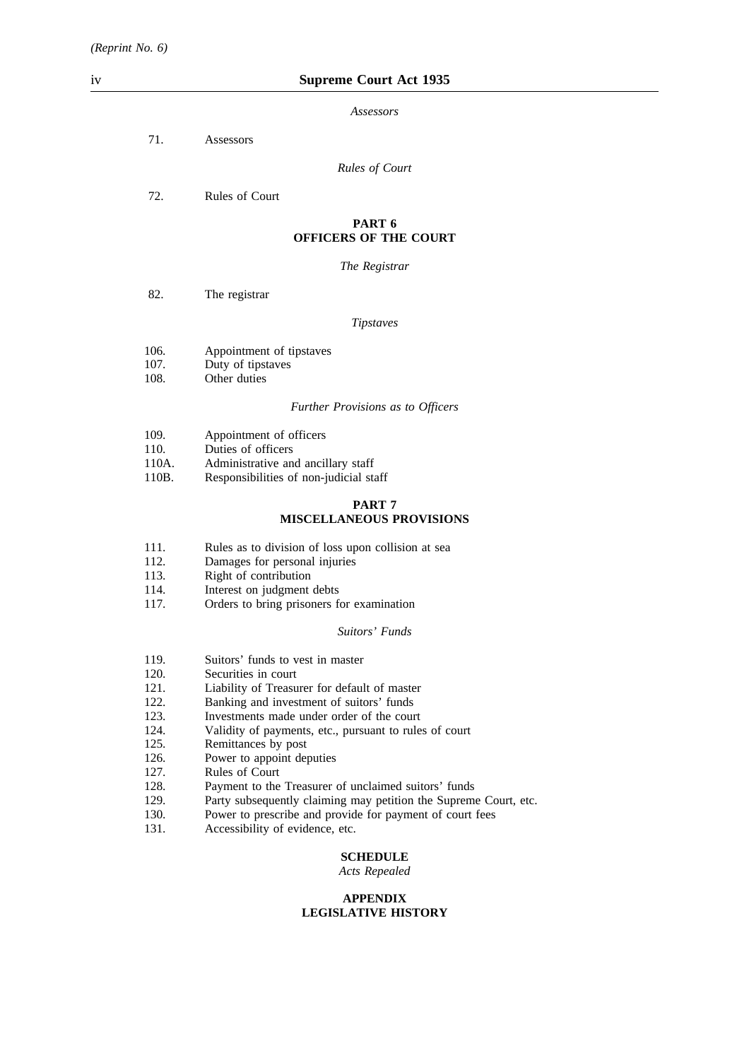*Assessors*

71. Assessors

*Rules of Court*

72. Rules of Court

## PART 6
## OFFICERS OF THE COURT

*The Registrar*

82. The registrar

*Tipstaves*

106. Appointment of tipstaves
107. Duty of tipstaves
108. Other duties

*Further Provisions as to Officers*

109. Appointment of officers
110. Duties of officers
110A. Administrative and ancillary staff
110B. Responsibilities of non-judicial staff

## PART 7
## MISCELLANEOUS PROVISIONS

111. Rules as to division of loss upon collision at sea
112. Damages for personal injuries
113. Right of contribution
114. Interest on judgment debts
117. Orders to bring prisoners for examination

*Suitors' Funds*

119. Suitors' funds to vest in master
120. Securities in court
121. Liability of Treasurer for default of master
122. Banking and investment of suitors' funds
123. Investments made under order of the court
124. Validity of payments, etc., pursuant to rules of court
125. Remittances by post
126. Power to appoint deputies
127. Rules of Court
128. Payment to the Treasurer of unclaimed suitors' funds
129. Party subsequently claiming may petition the Supreme Court, etc.
130. Power to prescribe and provide for payment of court fees
131. Accessibility of evidence, etc.

## SCHEDULE
*Acts Repealed*

## APPENDIX
## LEGISLATIVE HISTORY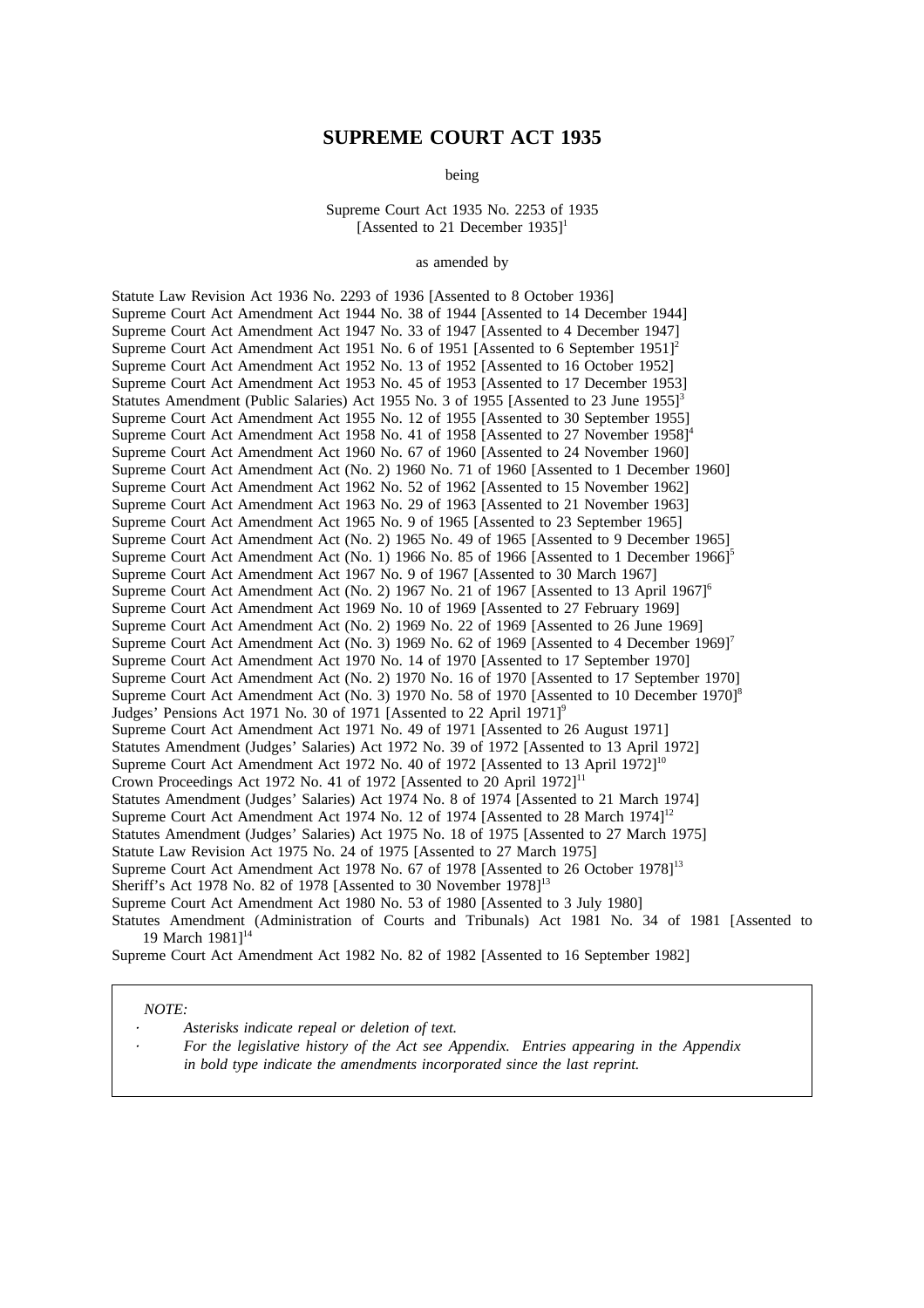# SUPREME COURT ACT 1935

being

Supreme Court Act 1935 No. 2253 of 1935
[Assented to 21 December 1935][1]

as amended by

Statute Law Revision Act 1936 No. 2293 of 1936 [Assented to 8 October 1936]
Supreme Court Act Amendment Act 1944 No. 38 of 1944 [Assented to 14 December 1944]
Supreme Court Act Amendment Act 1947 No. 33 of 1947 [Assented to 4 December 1947]
Supreme Court Act Amendment Act 1951 No. 6 of 1951 [Assented to 6 September 1951][2]
Supreme Court Act Amendment Act 1952 No. 13 of 1952 [Assented to 16 October 1952]
Supreme Court Act Amendment Act 1953 No. 45 of 1953 [Assented to 17 December 1953]
Statutes Amendment (Public Salaries) Act 1955 No. 3 of 1955 [Assented to 23 June 1955][3]
Supreme Court Act Amendment Act 1955 No. 12 of 1955 [Assented to 30 September 1955]
Supreme Court Act Amendment Act 1958 No. 41 of 1958 [Assented to 27 November 1958][4]
Supreme Court Act Amendment Act 1960 No. 67 of 1960 [Assented to 24 November 1960]
Supreme Court Act Amendment Act (No. 2) 1960 No. 71 of 1960 [Assented to 1 December 1960]
Supreme Court Act Amendment Act 1962 No. 52 of 1962 [Assented to 15 November 1962]
Supreme Court Act Amendment Act 1963 No. 29 of 1963 [Assented to 21 November 1963]
Supreme Court Act Amendment Act 1965 No. 9 of 1965 [Assented to 23 September 1965]
Supreme Court Act Amendment Act (No. 2) 1965 No. 49 of 1965 [Assented to 9 December 1965]
Supreme Court Act Amendment Act (No. 1) 1966 No. 85 of 1966 [Assented to 1 December 1966][5]
Supreme Court Act Amendment Act 1967 No. 9 of 1967 [Assented to 30 March 1967]
Supreme Court Act Amendment Act (No. 2) 1967 No. 21 of 1967 [Assented to 13 April 1967][6]
Supreme Court Act Amendment Act 1969 No. 10 of 1969 [Assented to 27 February 1969]
Supreme Court Act Amendment Act (No. 2) 1969 No. 22 of 1969 [Assented to 26 June 1969]
Supreme Court Act Amendment Act (No. 3) 1969 No. 62 of 1969 [Assented to 4 December 1969][7]
Supreme Court Act Amendment Act 1970 No. 14 of 1970 [Assented to 17 September 1970]
Supreme Court Act Amendment Act (No. 2) 1970 No. 16 of 1970 [Assented to 17 September 1970]
Supreme Court Act Amendment Act (No. 3) 1970 No. 58 of 1970 [Assented to 10 December 1970][8]
Judges' Pensions Act 1971 No. 30 of 1971 [Assented to 22 April 1971][9]
Supreme Court Act Amendment Act 1971 No. 49 of 1971 [Assented to 26 August 1971]
Statutes Amendment (Judges' Salaries) Act 1972 No. 39 of 1972 [Assented to 13 April 1972]
Supreme Court Act Amendment Act 1972 No. 40 of 1972 [Assented to 13 April 1972][10]
Crown Proceedings Act 1972 No. 41 of 1972 [Assented to 20 April 1972][11]
Statutes Amendment (Judges' Salaries) Act 1974 No. 8 of 1974 [Assented to 21 March 1974]
Supreme Court Act Amendment Act 1974 No. 12 of 1974 [Assented to 28 March 1974][12]
Statutes Amendment (Judges' Salaries) Act 1975 No. 18 of 1975 [Assented to 27 March 1975]
Statute Law Revision Act 1975 No. 24 of 1975 [Assented to 27 March 1975]
Supreme Court Act Amendment Act 1978 No. 67 of 1978 [Assented to 26 October 1978][13]
Sheriff's Act 1978 No. 82 of 1978 [Assented to 30 November 1978][13]
Supreme Court Act Amendment Act 1980 No. 53 of 1980 [Assented to 3 July 1980]
Statutes Amendment (Administration of Courts and Tribunals) Act 1981 No. 34 of 1981 [Assented to 19 March 1981][14]
Supreme Court Act Amendment Act 1982 No. 82 of 1982 [Assented to 16 September 1982]

*NOTE:*

- *Asterisks indicate repeal or deletion of text.*
- *For the legislative history of the Act see Appendix. Entries appearing in the Appendix in bold type indicate the amendments incorporated since the last reprint.*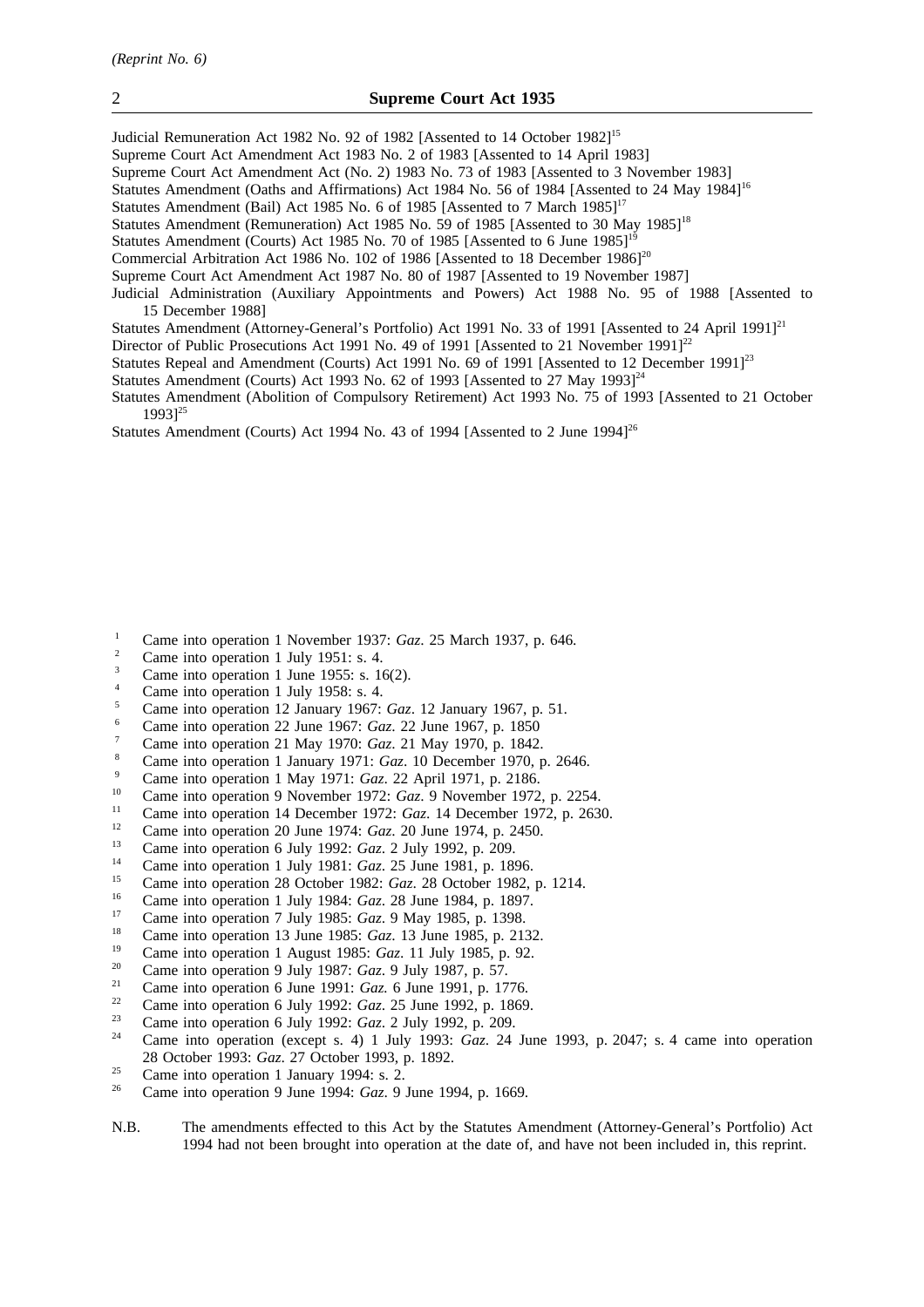Judicial Remuneration Act 1982 No. 92 of 1982 [Assented to 14 October 1982][15]

Supreme Court Act Amendment Act 1983 No. 2 of 1983 [Assented to 14 April 1983]

Supreme Court Act Amendment Act (No. 2) 1983 No. 73 of 1983 [Assented to 3 November 1983]

Statutes Amendment (Oaths and Affirmations) Act 1984 No. 56 of 1984 [Assented to 24 May 1984][16]

Statutes Amendment (Bail) Act 1985 No. 6 of 1985 [Assented to 7 March 1985][17]

Statutes Amendment (Remuneration) Act 1985 No. 59 of 1985 [Assented to 30 May 1985][18]

Statutes Amendment (Courts) Act 1985 No. 70 of 1985 [Assented to 6 June 1985][19]

Commercial Arbitration Act 1986 No. 102 of 1986 [Assented to 18 December 1986][20]

Supreme Court Act Amendment Act 1987 No. 80 of 1987 [Assented to 19 November 1987]

Judicial Administration (Auxiliary Appointments and Powers) Act 1988 No. 95 of 1988 [Assented to 15 December 1988]

Statutes Amendment (Attorney-General's Portfolio) Act 1991 No. 33 of 1991 [Assented to 24 April 1991][21]

Director of Public Prosecutions Act 1991 No. 49 of 1991 [Assented to 21 November 1991][22]

Statutes Repeal and Amendment (Courts) Act 1991 No. 69 of 1991 [Assented to 12 December 1991][23]

Statutes Amendment (Courts) Act 1993 No. 62 of 1993 [Assented to 27 May 1993][24]

Statutes Amendment (Abolition of Compulsory Retirement) Act 1993 No. 75 of 1993 [Assented to 21 October 1993][25]

Statutes Amendment (Courts) Act 1994 No. 43 of 1994 [Assented to 2 June 1994][26]

[1] Came into operation 1 November 1937: *Gaz*. 25 March 1937, p. 646.
[2] Came into operation 1 July 1951: s. 4.
[3] Came into operation 1 June 1955: s. 16(2).
[4] Came into operation 1 July 1958: s. 4.
[5] Came into operation 12 January 1967: *Gaz*. 12 January 1967, p. 51.
[6] Came into operation 22 June 1967: *Gaz*. 22 June 1967, p. 1850
[7] Came into operation 21 May 1970: *Gaz*. 21 May 1970, p. 1842.
[8] Came into operation 1 January 1971: *Gaz*. 10 December 1970, p. 2646.
[9] Came into operation 1 May 1971: *Gaz*. 22 April 1971, p. 2186.
[10] Came into operation 9 November 1972: *Gaz*. 9 November 1972, p. 2254.
[11] Came into operation 14 December 1972: *Gaz*. 14 December 1972, p. 2630.
[12] Came into operation 20 June 1974: *Gaz*. 20 June 1974, p. 2450.
[13] Came into operation 6 July 1992: *Gaz*. 2 July 1992, p. 209.
[14] Came into operation 1 July 1981: *Gaz*. 25 June 1981, p. 1896.
[15] Came into operation 28 October 1982: *Gaz*. 28 October 1982, p. 1214.
[16] Came into operation 1 July 1984: *Gaz*. 28 June 1984, p. 1897.
[17] Came into operation 7 July 1985: *Gaz*. 9 May 1985, p. 1398.
[18] Came into operation 13 June 1985: *Gaz*. 13 June 1985, p. 2132.
[19] Came into operation 1 August 1985: *Gaz*. 11 July 1985, p. 92.
[20] Came into operation 9 July 1987: *Gaz*. 9 July 1987, p. 57.
[21] Came into operation 6 June 1991: *Gaz.* 6 June 1991, p. 1776.
[22] Came into operation 6 July 1992: *Gaz*. 25 June 1992, p. 1869.
[23] Came into operation 6 July 1992: *Gaz*. 2 July 1992, p. 209.
[24] Came into operation (except s. 4) 1 July 1993: *Gaz*. 24 June 1993, p. 2047; s. 4 came into operation 28 October 1993: *Gaz*. 27 October 1993, p. 1892.
[25] Came into operation 1 January 1994: s. 2.
[26] Came into operation 9 June 1994: *Gaz*. 9 June 1994, p. 1669.

N.B. The amendments effected to this Act by the Statutes Amendment (Attorney-General's Portfolio) Act 1994 had not been brought into operation at the date of, and have not been included in, this reprint.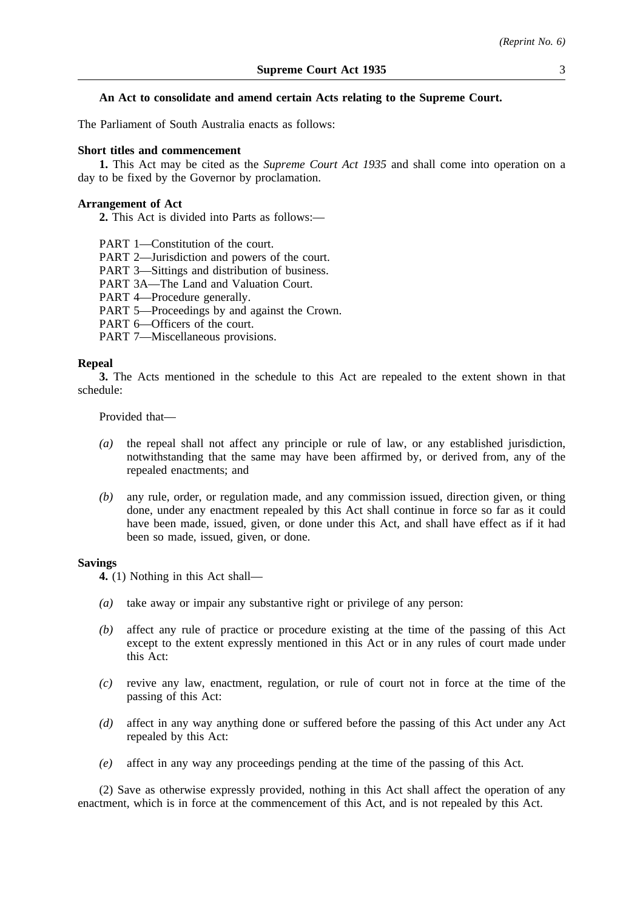**An Act to consolidate and amend certain Acts relating to the Supreme Court.**

The Parliament of South Australia enacts as follows:

**Short titles and commencement**

**1.** This Act may be cited as the *Supreme Court Act 1935* and shall come into operation on a day to be fixed by the Governor by proclamation.

**Arrangement of Act**

**2.** This Act is divided into Parts as follows:—

PART 1—Constitution of the court.
PART 2—Jurisdiction and powers of the court.
PART 3—Sittings and distribution of business.
PART 3A—The Land and Valuation Court.
PART 4—Procedure generally.
PART 5—Proceedings by and against the Crown.
PART 6—Officers of the court.
PART 7—Miscellaneous provisions.

**Repeal**

**3.** The Acts mentioned in the schedule to this Act are repealed to the extent shown in that schedule:

Provided that—

*(a)* the repeal shall not affect any principle or rule of law, or any established jurisdiction, notwithstanding that the same may have been affirmed by, or derived from, any of the repealed enactments; and

*(b)* any rule, order, or regulation made, and any commission issued, direction given, or thing done, under any enactment repealed by this Act shall continue in force so far as it could have been made, issued, given, or done under this Act, and shall have effect as if it had been so made, issued, given, or done.

**Savings**

**4.** (1) Nothing in this Act shall—

*(a)* take away or impair any substantive right or privilege of any person:

*(b)* affect any rule of practice or procedure existing at the time of the passing of this Act except to the extent expressly mentioned in this Act or in any rules of court made under this Act:

*(c)* revive any law, enactment, regulation, or rule of court not in force at the time of the passing of this Act:

*(d)* affect in any way anything done or suffered before the passing of this Act under any Act repealed by this Act:

*(e)* affect in any way any proceedings pending at the time of the passing of this Act.

(2) Save as otherwise expressly provided, nothing in this Act shall affect the operation of any enactment, which is in force at the commencement of this Act, and is not repealed by this Act.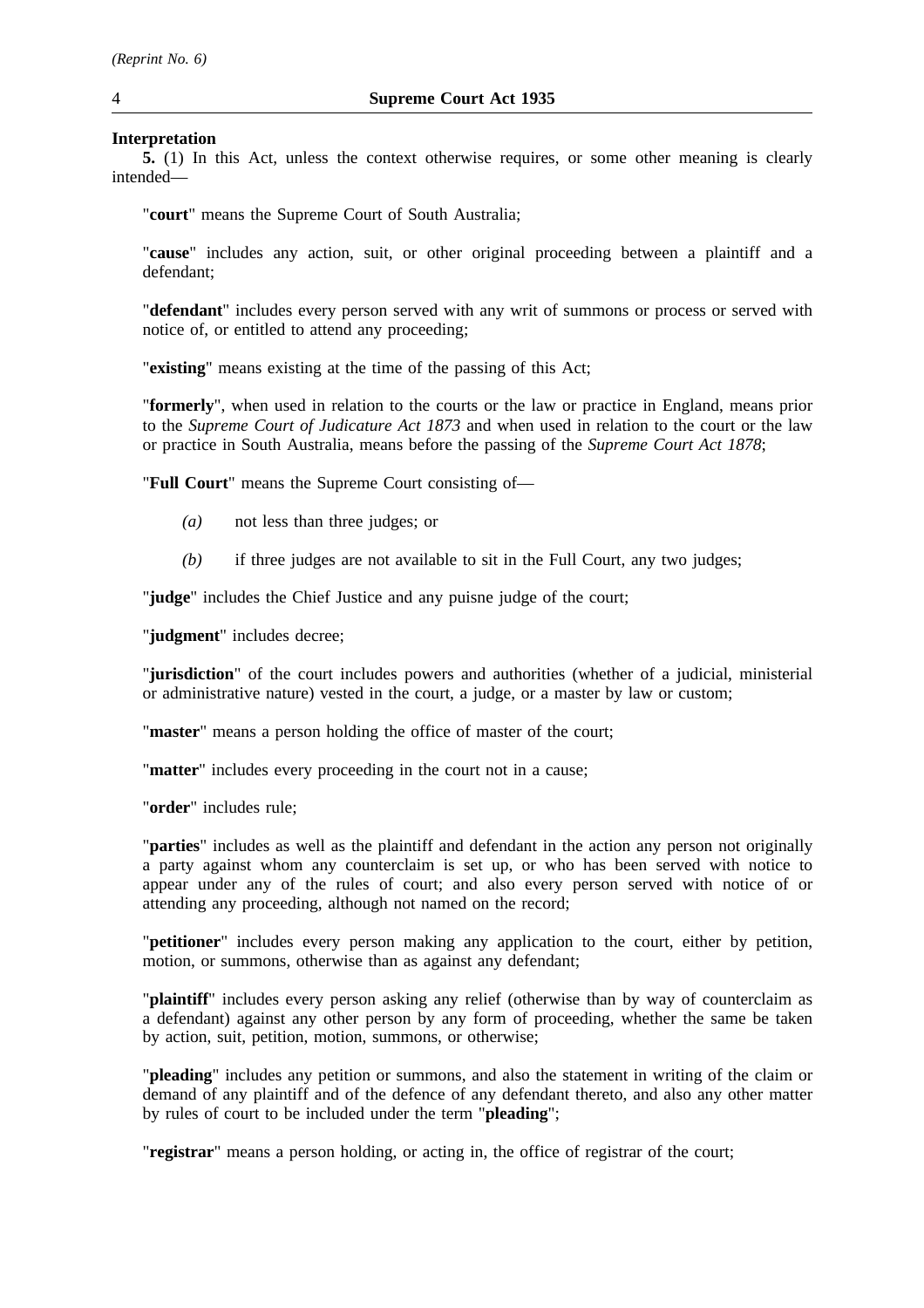**Interpretation**

**5.** (1) In this Act, unless the context otherwise requires, or some other meaning is clearly intended—

"**court**" means the Supreme Court of South Australia;

"**cause**" includes any action, suit, or other original proceeding between a plaintiff and a defendant;

"**defendant**" includes every person served with any writ of summons or process or served with notice of, or entitled to attend any proceeding;

"**existing**" means existing at the time of the passing of this Act;

"**formerly**", when used in relation to the courts or the law or practice in England, means prior to the *Supreme Court of Judicature Act 1873* and when used in relation to the court or the law or practice in South Australia, means before the passing of the *Supreme Court Act 1878*;

"**Full Court**" means the Supreme Court consisting of—

*(a)* not less than three judges; or

*(b)* if three judges are not available to sit in the Full Court, any two judges;

"**judge**" includes the Chief Justice and any puisne judge of the court;

"**judgment**" includes decree;

"**jurisdiction**" of the court includes powers and authorities (whether of a judicial, ministerial or administrative nature) vested in the court, a judge, or a master by law or custom;

"**master**" means a person holding the office of master of the court;

"**matter**" includes every proceeding in the court not in a cause;

"**order**" includes rule;

"**parties**" includes as well as the plaintiff and defendant in the action any person not originally a party against whom any counterclaim is set up, or who has been served with notice to appear under any of the rules of court; and also every person served with notice of or attending any proceeding, although not named on the record;

"**petitioner**" includes every person making any application to the court, either by petition, motion, or summons, otherwise than as against any defendant;

"**plaintiff**" includes every person asking any relief (otherwise than by way of counterclaim as a defendant) against any other person by any form of proceeding, whether the same be taken by action, suit, petition, motion, summons, or otherwise;

"**pleading**" includes any petition or summons, and also the statement in writing of the claim or demand of any plaintiff and of the defence of any defendant thereto, and also any other matter by rules of court to be included under the term "**pleading**";

"**registrar**" means a person holding, or acting in, the office of registrar of the court;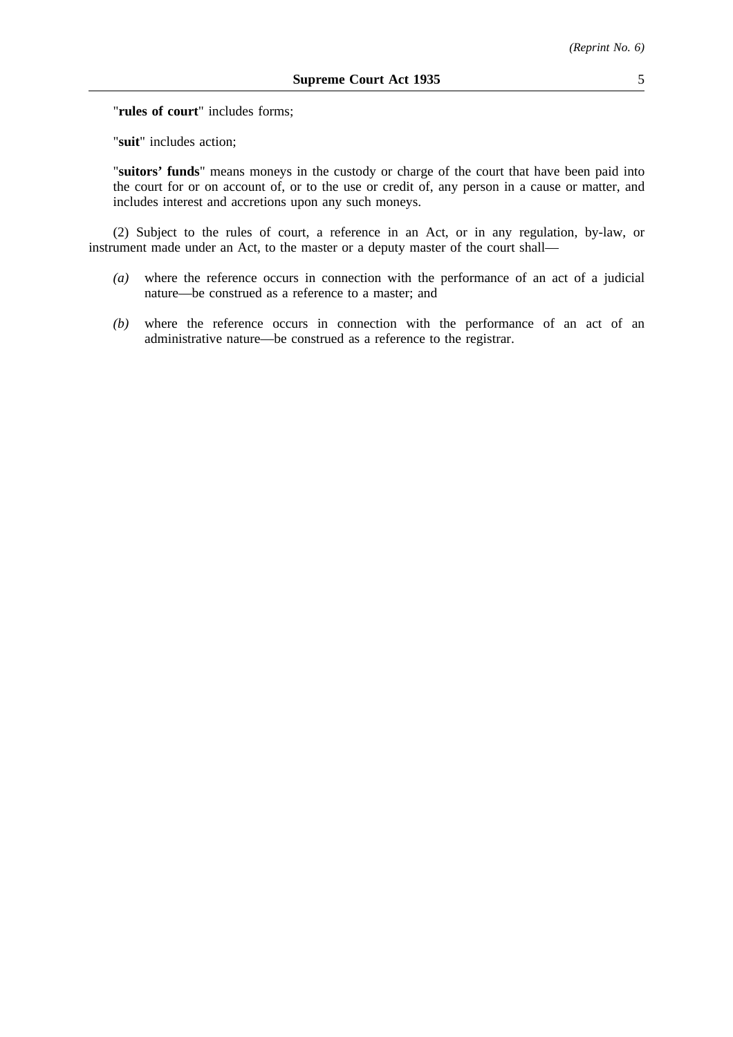"**rules of court**" includes forms;

"**suit**" includes action;

"**suitors' funds**" means moneys in the custody or charge of the court that have been paid into the court for or on account of, or to the use or credit of, any person in a cause or matter, and includes interest and accretions upon any such moneys.

(2) Subject to the rules of court, a reference in an Act, or in any regulation, by-law, or instrument made under an Act, to the master or a deputy master of the court shall—

*(a)* where the reference occurs in connection with the performance of an act of a judicial nature—be construed as a reference to a master; and

*(b)* where the reference occurs in connection with the performance of an act of an administrative nature—be construed as a reference to the registrar.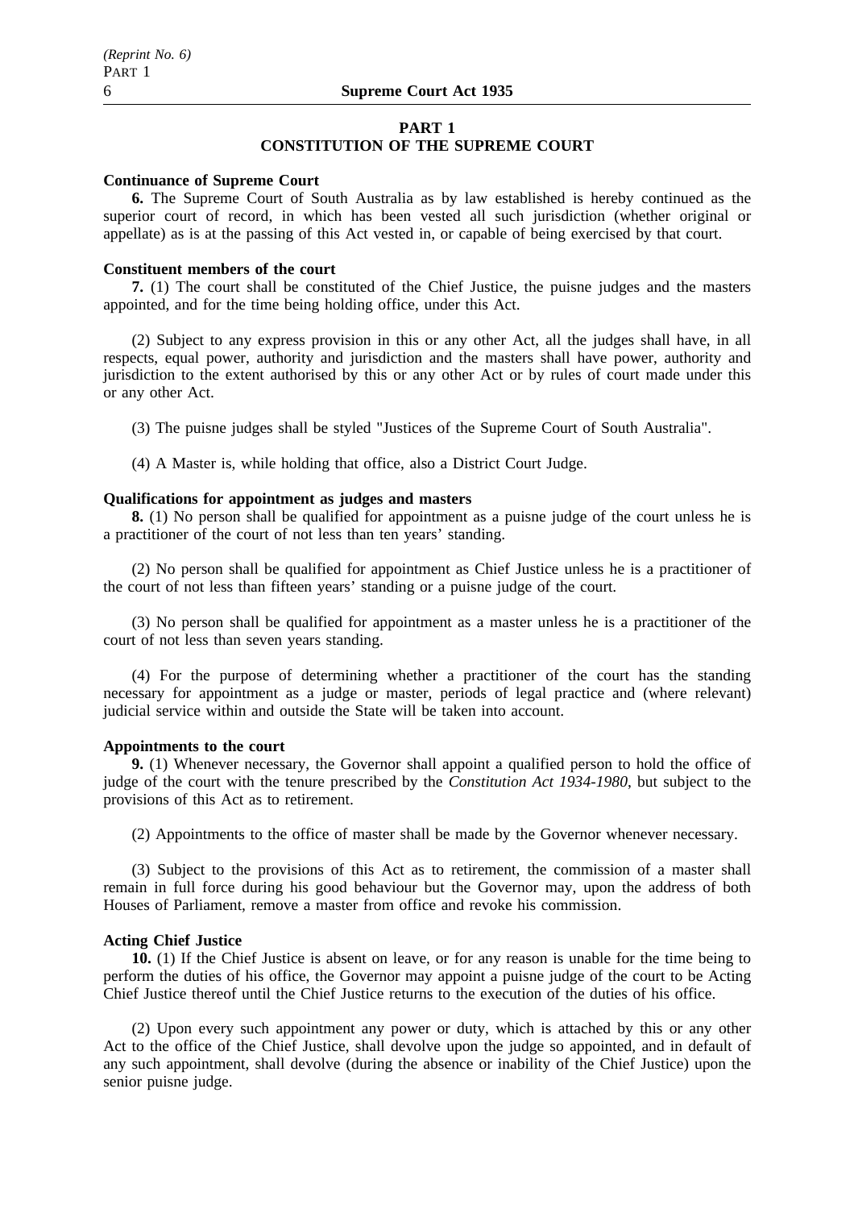## PART 1
## CONSTITUTION OF THE SUPREME COURT

**Continuance of Supreme Court**

**6.** The Supreme Court of South Australia as by law established is hereby continued as the superior court of record, in which has been vested all such jurisdiction (whether original or appellate) as is at the passing of this Act vested in, or capable of being exercised by that court.

**Constituent members of the court**

**7.** (1) The court shall be constituted of the Chief Justice, the puisne judges and the masters appointed, and for the time being holding office, under this Act.

(2) Subject to any express provision in this or any other Act, all the judges shall have, in all respects, equal power, authority and jurisdiction and the masters shall have power, authority and jurisdiction to the extent authorised by this or any other Act or by rules of court made under this or any other Act.

(3) The puisne judges shall be styled "Justices of the Supreme Court of South Australia".

(4) A Master is, while holding that office, also a District Court Judge.

**Qualifications for appointment as judges and masters**

**8.** (1) No person shall be qualified for appointment as a puisne judge of the court unless he is a practitioner of the court of not less than ten years' standing.

(2) No person shall be qualified for appointment as Chief Justice unless he is a practitioner of the court of not less than fifteen years' standing or a puisne judge of the court.

(3) No person shall be qualified for appointment as a master unless he is a practitioner of the court of not less than seven years standing.

(4) For the purpose of determining whether a practitioner of the court has the standing necessary for appointment as a judge or master, periods of legal practice and (where relevant) judicial service within and outside the State will be taken into account.

**Appointments to the court**

**9.** (1) Whenever necessary, the Governor shall appoint a qualified person to hold the office of judge of the court with the tenure prescribed by the *Constitution Act 1934-1980*, but subject to the provisions of this Act as to retirement.

(2) Appointments to the office of master shall be made by the Governor whenever necessary.

(3) Subject to the provisions of this Act as to retirement, the commission of a master shall remain in full force during his good behaviour but the Governor may, upon the address of both Houses of Parliament, remove a master from office and revoke his commission.

**Acting Chief Justice**

**10.** (1) If the Chief Justice is absent on leave, or for any reason is unable for the time being to perform the duties of his office, the Governor may appoint a puisne judge of the court to be Acting Chief Justice thereof until the Chief Justice returns to the execution of the duties of his office.

(2) Upon every such appointment any power or duty, which is attached by this or any other Act to the office of the Chief Justice, shall devolve upon the judge so appointed, and in default of any such appointment, shall devolve (during the absence or inability of the Chief Justice) upon the senior puisne judge.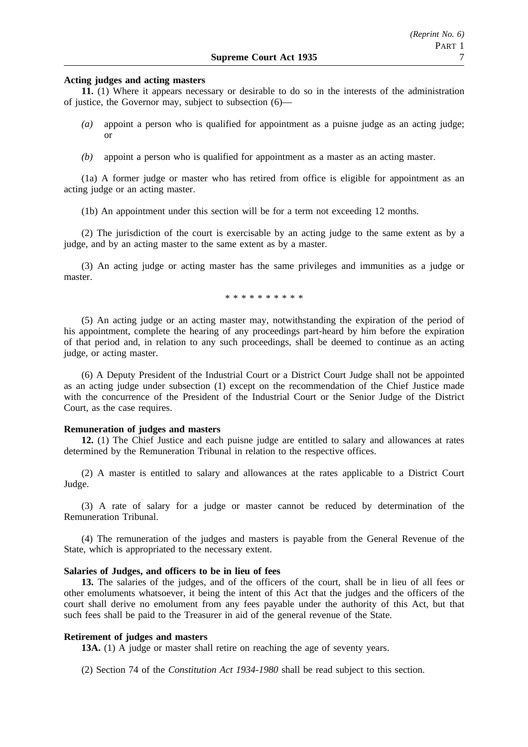**Acting judges and acting masters**

**11.** (1) Where it appears necessary or desirable to do so in the interests of the administration of justice, the Governor may, subject to subsection (6)—

*(a)* appoint a person who is qualified for appointment as a puisne judge as an acting judge; or

*(b)* appoint a person who is qualified for appointment as a master as an acting master.

(1a) A former judge or master who has retired from office is eligible for appointment as an acting judge or an acting master.

(1b) An appointment under this section will be for a term not exceeding 12 months.

(2) The jurisdiction of the court is exercisable by an acting judge to the same extent as by a judge, and by an acting master to the same extent as by a master.

(3) An acting judge or acting master has the same privileges and immunities as a judge or master.

\* \* \* \* \* \* \* \* \* \*

(5) An acting judge or an acting master may, notwithstanding the expiration of the period of his appointment, complete the hearing of any proceedings part-heard by him before the expiration of that period and, in relation to any such proceedings, shall be deemed to continue as an acting judge, or acting master.

(6) A Deputy President of the Industrial Court or a District Court Judge shall not be appointed as an acting judge under subsection (1) except on the recommendation of the Chief Justice made with the concurrence of the President of the Industrial Court or the Senior Judge of the District Court, as the case requires.

**Remuneration of judges and masters**

**12.** (1) The Chief Justice and each puisne judge are entitled to salary and allowances at rates determined by the Remuneration Tribunal in relation to the respective offices.

(2) A master is entitled to salary and allowances at the rates applicable to a District Court Judge.

(3) A rate of salary for a judge or master cannot be reduced by determination of the Remuneration Tribunal.

(4) The remuneration of the judges and masters is payable from the General Revenue of the State, which is appropriated to the necessary extent.

**Salaries of Judges, and officers to be in lieu of fees**

**13.** The salaries of the judges, and of the officers of the court, shall be in lieu of all fees or other emoluments whatsoever, it being the intent of this Act that the judges and the officers of the court shall derive no emolument from any fees payable under the authority of this Act, but that such fees shall be paid to the Treasurer in aid of the general revenue of the State.

**Retirement of judges and masters**

**13A.** (1) A judge or master shall retire on reaching the age of seventy years.

(2) Section 74 of the *Constitution Act 1934-1980* shall be read subject to this section.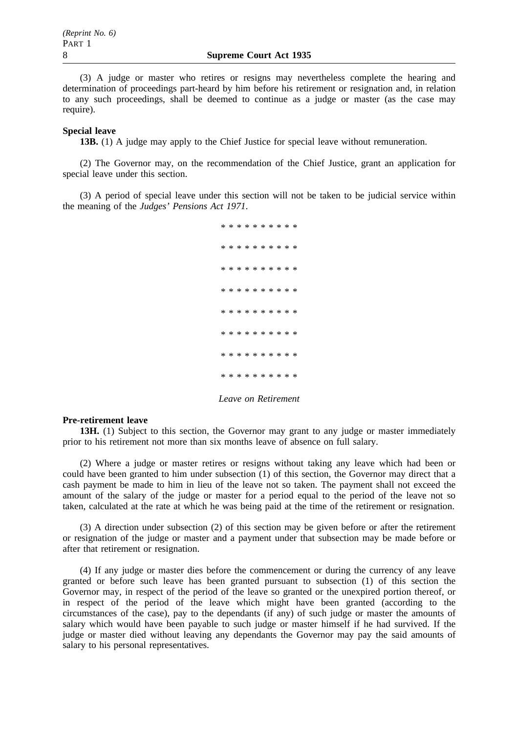(3) A judge or master who retires or resigns may nevertheless complete the hearing and determination of proceedings part-heard by him before his retirement or resignation and, in relation to any such proceedings, shall be deemed to continue as a judge or master (as the case may require).

**Special leave**

**13B.** (1) A judge may apply to the Chief Justice for special leave without remuneration.

(2) The Governor may, on the recommendation of the Chief Justice, grant an application for special leave under this section.

(3) A period of special leave under this section will not be taken to be judicial service within the meaning of the *Judges' Pensions Act 1971*.

* * * * * * * * * *

* * * * * * * * * *

* * * * * * * * * *

* * * * * * * * * *

* * * * * * * * * *

* * * * * * * * * *

* * * * * * * * * *

* * * * * * * * * *

*Leave on Retirement*

**Pre-retirement leave**

**13H.** (1) Subject to this section, the Governor may grant to any judge or master immediately prior to his retirement not more than six months leave of absence on full salary.

(2) Where a judge or master retires or resigns without taking any leave which had been or could have been granted to him under subsection (1) of this section, the Governor may direct that a cash payment be made to him in lieu of the leave not so taken. The payment shall not exceed the amount of the salary of the judge or master for a period equal to the period of the leave not so taken, calculated at the rate at which he was being paid at the time of the retirement or resignation.

(3) A direction under subsection (2) of this section may be given before or after the retirement or resignation of the judge or master and a payment under that subsection may be made before or after that retirement or resignation.

(4) If any judge or master dies before the commencement or during the currency of any leave granted or before such leave has been granted pursuant to subsection (1) of this section the Governor may, in respect of the period of the leave so granted or the unexpired portion thereof, or in respect of the period of the leave which might have been granted (according to the circumstances of the case), pay to the dependants (if any) of such judge or master the amounts of salary which would have been payable to such judge or master himself if he had survived. If the judge or master died without leaving any dependants the Governor may pay the said amounts of salary to his personal representatives.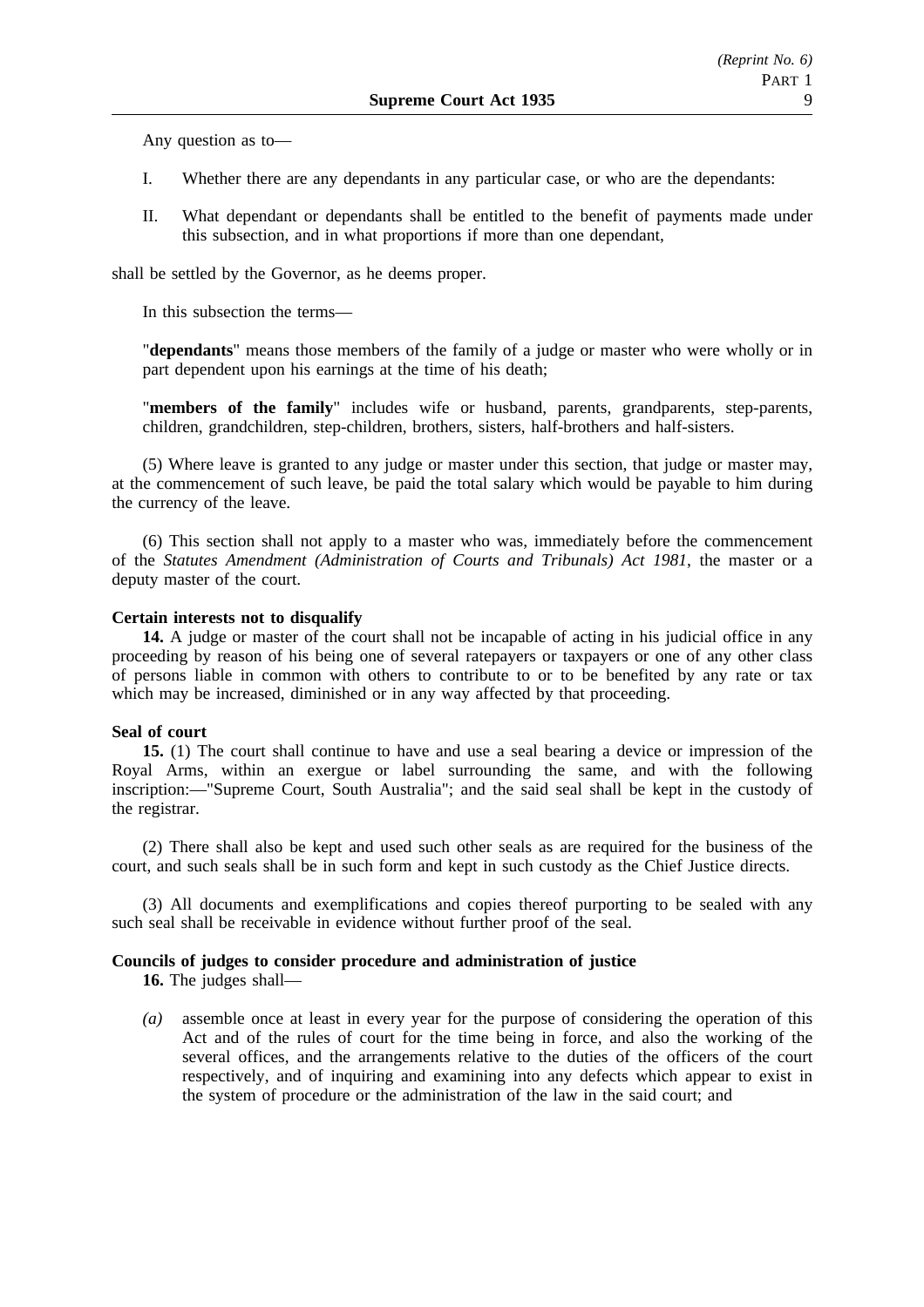Any question as to—

I. Whether there are any dependants in any particular case, or who are the dependants:

II. What dependant or dependants shall be entitled to the benefit of payments made under this subsection, and in what proportions if more than one dependant,

shall be settled by the Governor, as he deems proper.

In this subsection the terms—

"**dependants**" means those members of the family of a judge or master who were wholly or in part dependent upon his earnings at the time of his death;

"**members of the family**" includes wife or husband, parents, grandparents, step-parents, children, grandchildren, step-children, brothers, sisters, half-brothers and half-sisters.

(5) Where leave is granted to any judge or master under this section, that judge or master may, at the commencement of such leave, be paid the total salary which would be payable to him during the currency of the leave.

(6) This section shall not apply to a master who was, immediately before the commencement of the *Statutes Amendment (Administration of Courts and Tribunals) Act 1981*, the master or a deputy master of the court.

**Certain interests not to disqualify**

**14.** A judge or master of the court shall not be incapable of acting in his judicial office in any proceeding by reason of his being one of several ratepayers or taxpayers or one of any other class of persons liable in common with others to contribute to or to be benefited by any rate or tax which may be increased, diminished or in any way affected by that proceeding.

**Seal of court**

**15.** (1) The court shall continue to have and use a seal bearing a device or impression of the Royal Arms, within an exergue or label surrounding the same, and with the following inscription:—"Supreme Court, South Australia"; and the said seal shall be kept in the custody of the registrar.

(2) There shall also be kept and used such other seals as are required for the business of the court, and such seals shall be in such form and kept in such custody as the Chief Justice directs.

(3) All documents and exemplifications and copies thereof purporting to be sealed with any such seal shall be receivable in evidence without further proof of the seal.

**Councils of judges to consider procedure and administration of justice**

**16.** The judges shall—

*(a)* assemble once at least in every year for the purpose of considering the operation of this Act and of the rules of court for the time being in force, and also the working of the several offices, and the arrangements relative to the duties of the officers of the court respectively, and of inquiring and examining into any defects which appear to exist in the system of procedure or the administration of the law in the said court; and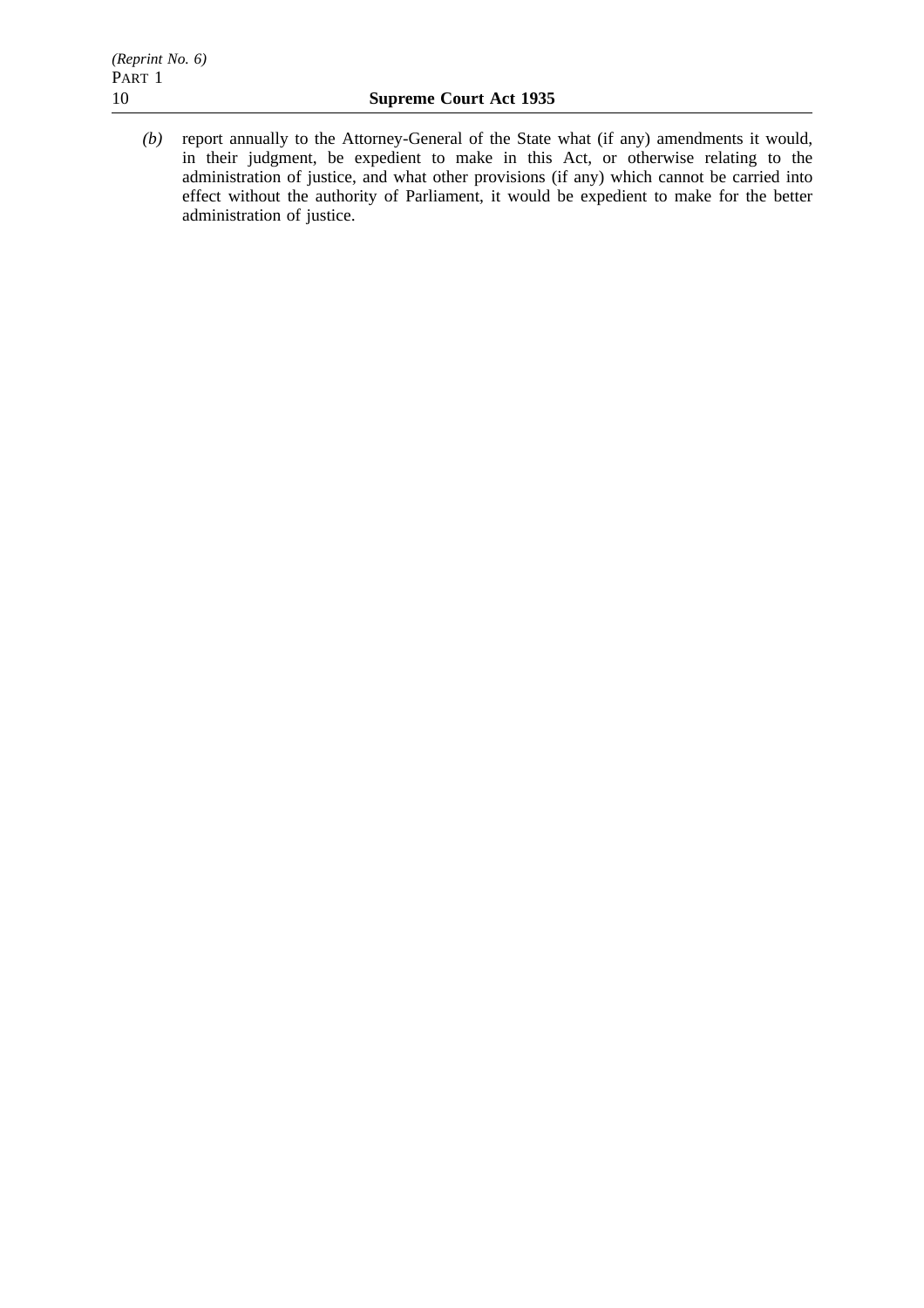*(b)* report annually to the Attorney-General of the State what (if any) amendments it would, in their judgment, be expedient to make in this Act, or otherwise relating to the administration of justice, and what other provisions (if any) which cannot be carried into effect without the authority of Parliament, it would be expedient to make for the better administration of justice.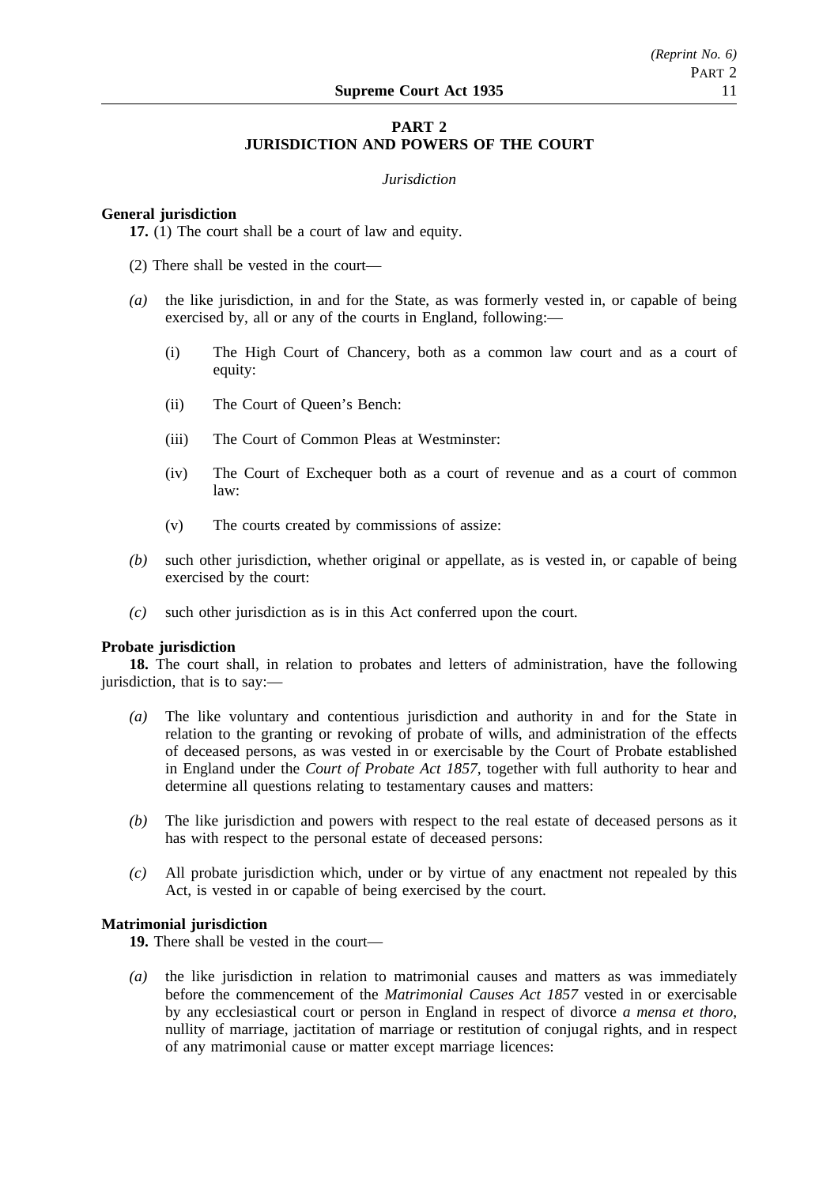## PART 2
## JURISDICTION AND POWERS OF THE COURT

*Jurisdiction*

**General jurisdiction**

**17.** (1) The court shall be a court of law and equity.

(2) There shall be vested in the court—

*(a)* the like jurisdiction, in and for the State, as was formerly vested in, or capable of being exercised by, all or any of the courts in England, following:—

  (i) The High Court of Chancery, both as a common law court and as a court of equity:

  (ii) The Court of Queen's Bench:

  (iii) The Court of Common Pleas at Westminster:

  (iv) The Court of Exchequer both as a court of revenue and as a court of common law:

  (v) The courts created by commissions of assize:

*(b)* such other jurisdiction, whether original or appellate, as is vested in, or capable of being exercised by the court:

*(c)* such other jurisdiction as is in this Act conferred upon the court.

**Probate jurisdiction**

**18.** The court shall, in relation to probates and letters of administration, have the following jurisdiction, that is to say:—

*(a)* The like voluntary and contentious jurisdiction and authority in and for the State in relation to the granting or revoking of probate of wills, and administration of the effects of deceased persons, as was vested in or exercisable by the Court of Probate established in England under the *Court of Probate Act 1857*, together with full authority to hear and determine all questions relating to testamentary causes and matters:

*(b)* The like jurisdiction and powers with respect to the real estate of deceased persons as it has with respect to the personal estate of deceased persons:

*(c)* All probate jurisdiction which, under or by virtue of any enactment not repealed by this Act, is vested in or capable of being exercised by the court.

**Matrimonial jurisdiction**

**19.** There shall be vested in the court—

*(a)* the like jurisdiction in relation to matrimonial causes and matters as was immediately before the commencement of the *Matrimonial Causes Act 1857* vested in or exercisable by any ecclesiastical court or person in England in respect of divorce *a mensa et thoro*, nullity of marriage, jactitation of marriage or restitution of conjugal rights, and in respect of any matrimonial cause or matter except marriage licences: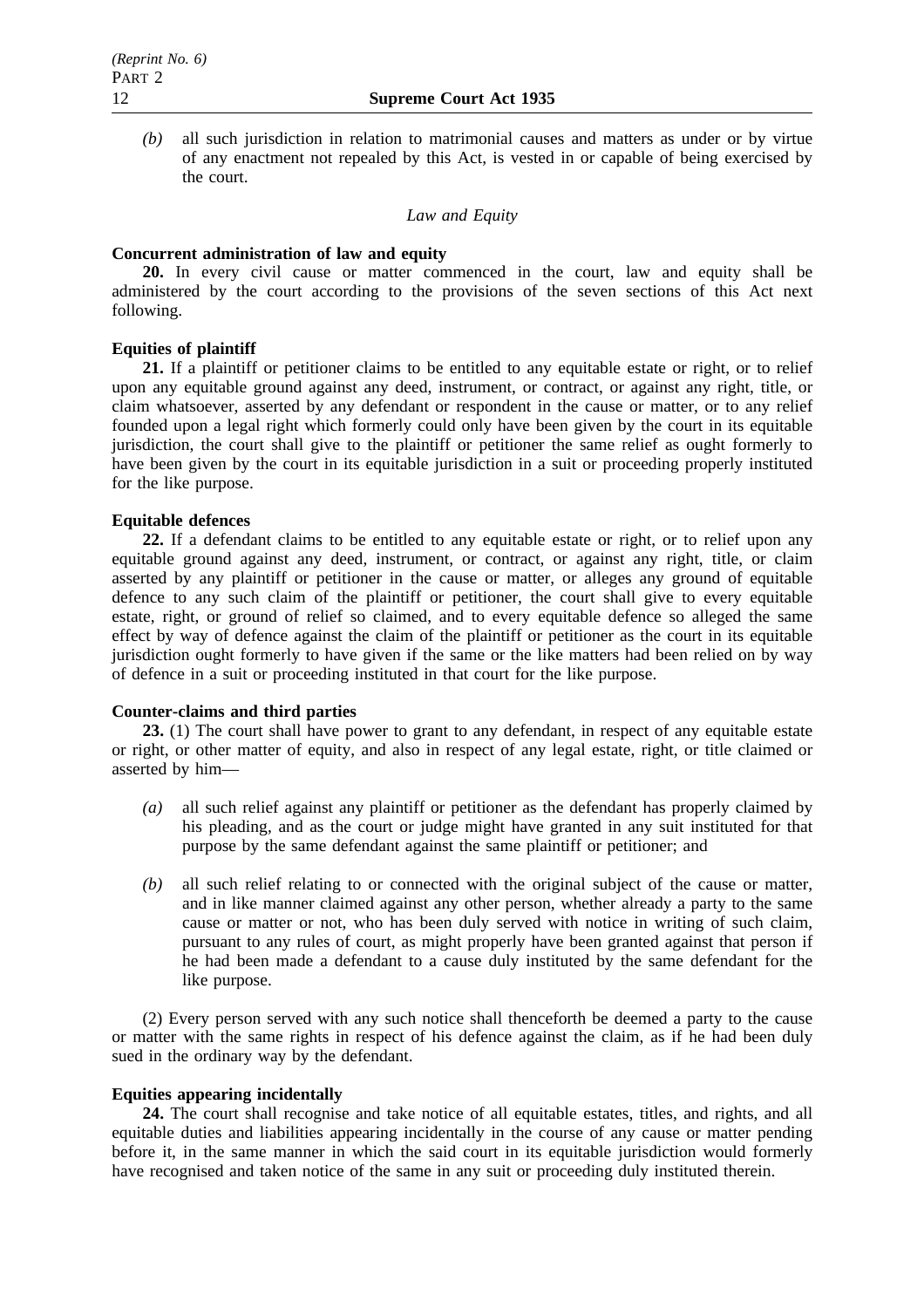*(b)* all such jurisdiction in relation to matrimonial causes and matters as under or by virtue of any enactment not repealed by this Act, is vested in or capable of being exercised by the court.

*Law and Equity*

**Concurrent administration of law and equity**

**20.** In every civil cause or matter commenced in the court, law and equity shall be administered by the court according to the provisions of the seven sections of this Act next following.

**Equities of plaintiff**

**21.** If a plaintiff or petitioner claims to be entitled to any equitable estate or right, or to relief upon any equitable ground against any deed, instrument, or contract, or against any right, title, or claim whatsoever, asserted by any defendant or respondent in the cause or matter, or to any relief founded upon a legal right which formerly could only have been given by the court in its equitable jurisdiction, the court shall give to the plaintiff or petitioner the same relief as ought formerly to have been given by the court in its equitable jurisdiction in a suit or proceeding properly instituted for the like purpose.

**Equitable defences**

**22.** If a defendant claims to be entitled to any equitable estate or right, or to relief upon any equitable ground against any deed, instrument, or contract, or against any right, title, or claim asserted by any plaintiff or petitioner in the cause or matter, or alleges any ground of equitable defence to any such claim of the plaintiff or petitioner, the court shall give to every equitable estate, right, or ground of relief so claimed, and to every equitable defence so alleged the same effect by way of defence against the claim of the plaintiff or petitioner as the court in its equitable jurisdiction ought formerly to have given if the same or the like matters had been relied on by way of defence in a suit or proceeding instituted in that court for the like purpose.

**Counter-claims and third parties**

**23.** (1) The court shall have power to grant to any defendant, in respect of any equitable estate or right, or other matter of equity, and also in respect of any legal estate, right, or title claimed or asserted by him—

*(a)* all such relief against any plaintiff or petitioner as the defendant has properly claimed by his pleading, and as the court or judge might have granted in any suit instituted for that purpose by the same defendant against the same plaintiff or petitioner; and

*(b)* all such relief relating to or connected with the original subject of the cause or matter, and in like manner claimed against any other person, whether already a party to the same cause or matter or not, who has been duly served with notice in writing of such claim, pursuant to any rules of court, as might properly have been granted against that person if he had been made a defendant to a cause duly instituted by the same defendant for the like purpose.

(2) Every person served with any such notice shall thenceforth be deemed a party to the cause or matter with the same rights in respect of his defence against the claim, as if he had been duly sued in the ordinary way by the defendant.

**Equities appearing incidentally**

**24.** The court shall recognise and take notice of all equitable estates, titles, and rights, and all equitable duties and liabilities appearing incidentally in the course of any cause or matter pending before it, in the same manner in which the said court in its equitable jurisdiction would formerly have recognised and taken notice of the same in any suit or proceeding duly instituted therein.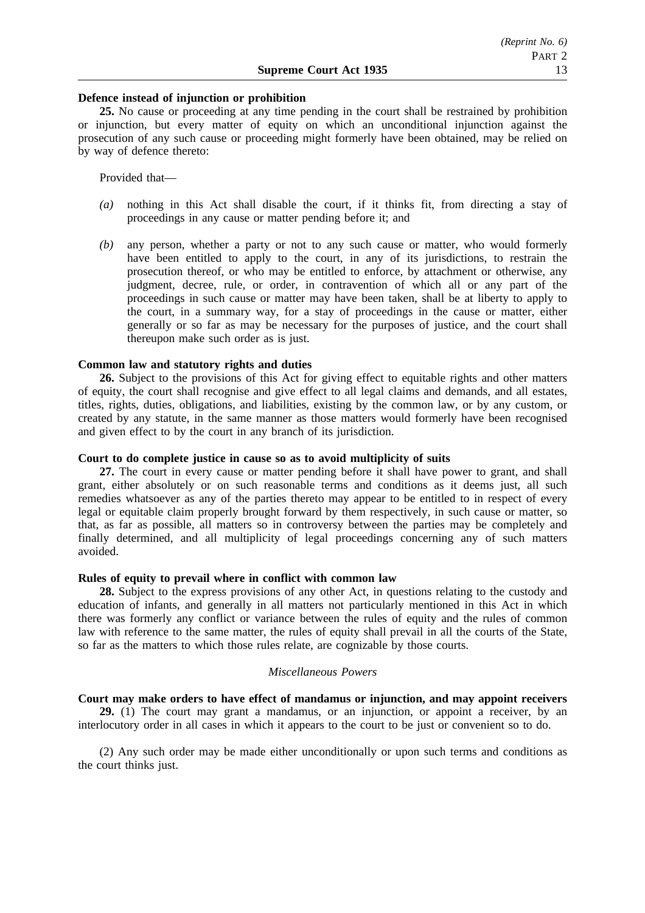**Defence instead of injunction or prohibition**

**25.** No cause or proceeding at any time pending in the court shall be restrained by prohibition or injunction, but every matter of equity on which an unconditional injunction against the prosecution of any such cause or proceeding might formerly have been obtained, may be relied on by way of defence thereto:

Provided that—

*(a)* nothing in this Act shall disable the court, if it thinks fit, from directing a stay of proceedings in any cause or matter pending before it; and

*(b)* any person, whether a party or not to any such cause or matter, who would formerly have been entitled to apply to the court, in any of its jurisdictions, to restrain the prosecution thereof, or who may be entitled to enforce, by attachment or otherwise, any judgment, decree, rule, or order, in contravention of which all or any part of the proceedings in such cause or matter may have been taken, shall be at liberty to apply to the court, in a summary way, for a stay of proceedings in the cause or matter, either generally or so far as may be necessary for the purposes of justice, and the court shall thereupon make such order as is just.

**Common law and statutory rights and duties**

**26.** Subject to the provisions of this Act for giving effect to equitable rights and other matters of equity, the court shall recognise and give effect to all legal claims and demands, and all estates, titles, rights, duties, obligations, and liabilities, existing by the common law, or by any custom, or created by any statute, in the same manner as those matters would formerly have been recognised and given effect to by the court in any branch of its jurisdiction.

**Court to do complete justice in cause so as to avoid multiplicity of suits**

**27.** The court in every cause or matter pending before it shall have power to grant, and shall grant, either absolutely or on such reasonable terms and conditions as it deems just, all such remedies whatsoever as any of the parties thereto may appear to be entitled to in respect of every legal or equitable claim properly brought forward by them respectively, in such cause or matter, so that, as far as possible, all matters so in controversy between the parties may be completely and finally determined, and all multiplicity of legal proceedings concerning any of such matters avoided.

**Rules of equity to prevail where in conflict with common law**

**28.** Subject to the express provisions of any other Act, in questions relating to the custody and education of infants, and generally in all matters not particularly mentioned in this Act in which there was formerly any conflict or variance between the rules of equity and the rules of common law with reference to the same matter, the rules of equity shall prevail in all the courts of the State, so far as the matters to which those rules relate, are cognizable by those courts.

*Miscellaneous Powers*

**Court may make orders to have effect of mandamus or injunction, and may appoint receivers**

**29.** (1) The court may grant a mandamus, or an injunction, or appoint a receiver, by an interlocutory order in all cases in which it appears to the court to be just or convenient so to do.

(2) Any such order may be made either unconditionally or upon such terms and conditions as the court thinks just.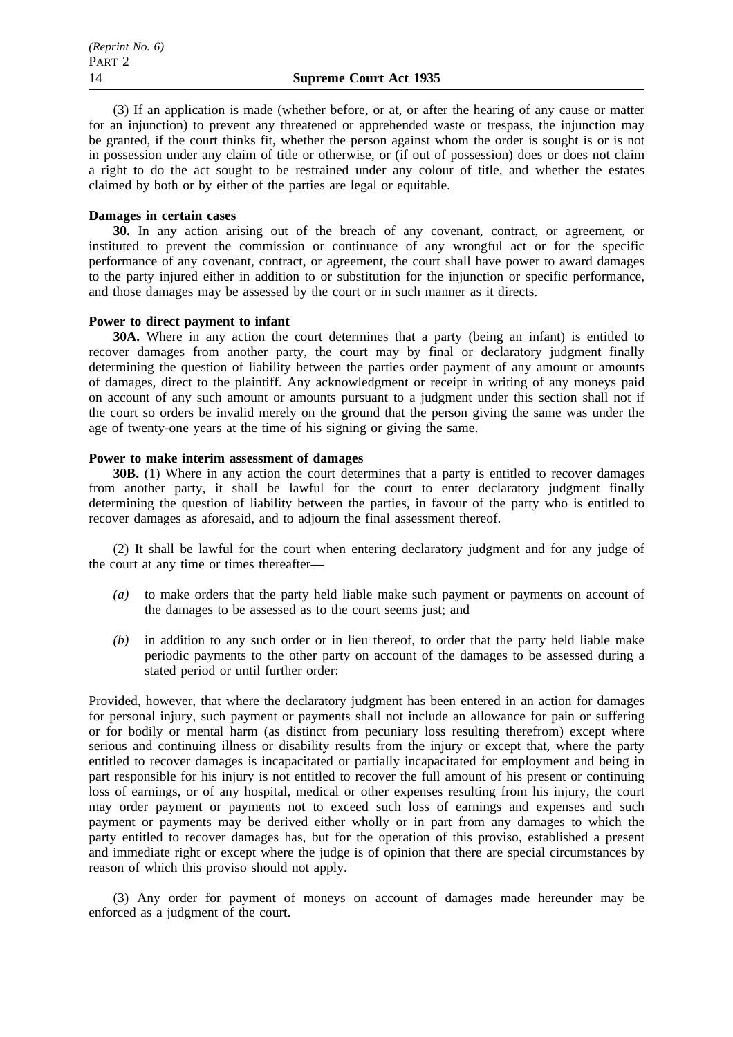(3) If an application is made (whether before, or at, or after the hearing of any cause or matter for an injunction) to prevent any threatened or apprehended waste or trespass, the injunction may be granted, if the court thinks fit, whether the person against whom the order is sought is or is not in possession under any claim of title or otherwise, or (if out of possession) does or does not claim a right to do the act sought to be restrained under any colour of title, and whether the estates claimed by both or by either of the parties are legal or equitable.

**Damages in certain cases**

**30.** In any action arising out of the breach of any covenant, contract, or agreement, or instituted to prevent the commission or continuance of any wrongful act or for the specific performance of any covenant, contract, or agreement, the court shall have power to award damages to the party injured either in addition to or substitution for the injunction or specific performance, and those damages may be assessed by the court or in such manner as it directs.

**Power to direct payment to infant**

**30A.** Where in any action the court determines that a party (being an infant) is entitled to recover damages from another party, the court may by final or declaratory judgment finally determining the question of liability between the parties order payment of any amount or amounts of damages, direct to the plaintiff. Any acknowledgment or receipt in writing of any moneys paid on account of any such amount or amounts pursuant to a judgment under this section shall not if the court so orders be invalid merely on the ground that the person giving the same was under the age of twenty-one years at the time of his signing or giving the same.

**Power to make interim assessment of damages**

**30B.** (1) Where in any action the court determines that a party is entitled to recover damages from another party, it shall be lawful for the court to enter declaratory judgment finally determining the question of liability between the parties, in favour of the party who is entitled to recover damages as aforesaid, and to adjourn the final assessment thereof.

(2) It shall be lawful for the court when entering declaratory judgment and for any judge of the court at any time or times thereafter—

*(a)* to make orders that the party held liable make such payment or payments on account of the damages to be assessed as to the court seems just; and

*(b)* in addition to any such order or in lieu thereof, to order that the party held liable make periodic payments to the other party on account of the damages to be assessed during a stated period or until further order:

Provided, however, that where the declaratory judgment has been entered in an action for damages for personal injury, such payment or payments shall not include an allowance for pain or suffering or for bodily or mental harm (as distinct from pecuniary loss resulting therefrom) except where serious and continuing illness or disability results from the injury or except that, where the party entitled to recover damages is incapacitated or partially incapacitated for employment and being in part responsible for his injury is not entitled to recover the full amount of his present or continuing loss of earnings, or of any hospital, medical or other expenses resulting from his injury, the court may order payment or payments not to exceed such loss of earnings and expenses and such payment or payments may be derived either wholly or in part from any damages to which the party entitled to recover damages has, but for the operation of this proviso, established a present and immediate right or except where the judge is of opinion that there are special circumstances by reason of which this proviso should not apply.

(3) Any order for payment of moneys on account of damages made hereunder may be enforced as a judgment of the court.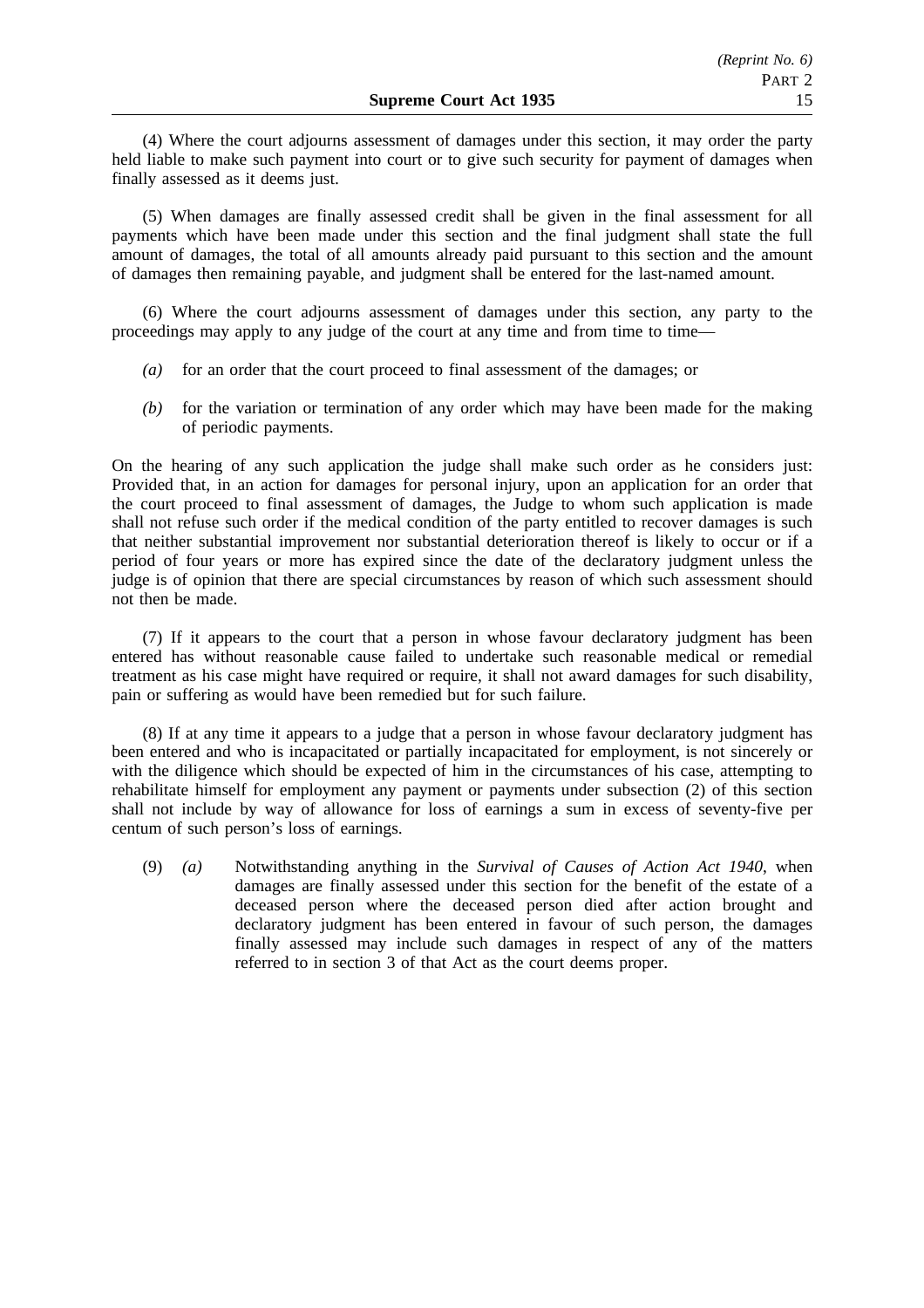(4) Where the court adjourns assessment of damages under this section, it may order the party held liable to make such payment into court or to give such security for payment of damages when finally assessed as it deems just.

(5) When damages are finally assessed credit shall be given in the final assessment for all payments which have been made under this section and the final judgment shall state the full amount of damages, the total of all amounts already paid pursuant to this section and the amount of damages then remaining payable, and judgment shall be entered for the last-named amount.

(6) Where the court adjourns assessment of damages under this section, any party to the proceedings may apply to any judge of the court at any time and from time to time—

- *(a)* for an order that the court proceed to final assessment of the damages; or
- *(b)* for the variation or termination of any order which may have been made for the making of periodic payments.

On the hearing of any such application the judge shall make such order as he considers just: Provided that, in an action for damages for personal injury, upon an application for an order that the court proceed to final assessment of damages, the Judge to whom such application is made shall not refuse such order if the medical condition of the party entitled to recover damages is such that neither substantial improvement nor substantial deterioration thereof is likely to occur or if a period of four years or more has expired since the date of the declaratory judgment unless the judge is of opinion that there are special circumstances by reason of which such assessment should not then be made.

(7) If it appears to the court that a person in whose favour declaratory judgment has been entered has without reasonable cause failed to undertake such reasonable medical or remedial treatment as his case might have required or require, it shall not award damages for such disability, pain or suffering as would have been remedied but for such failure.

(8) If at any time it appears to a judge that a person in whose favour declaratory judgment has been entered and who is incapacitated or partially incapacitated for employment, is not sincerely or with the diligence which should be expected of him in the circumstances of his case, attempting to rehabilitate himself for employment any payment or payments under subsection (2) of this section shall not include by way of allowance for loss of earnings a sum in excess of seventy-five per centum of such person's loss of earnings.

(9) *(a)* Notwithstanding anything in the *Survival of Causes of Action Act 1940*, when damages are finally assessed under this section for the benefit of the estate of a deceased person where the deceased person died after action brought and declaratory judgment has been entered in favour of such person, the damages finally assessed may include such damages in respect of any of the matters referred to in section 3 of that Act as the court deems proper.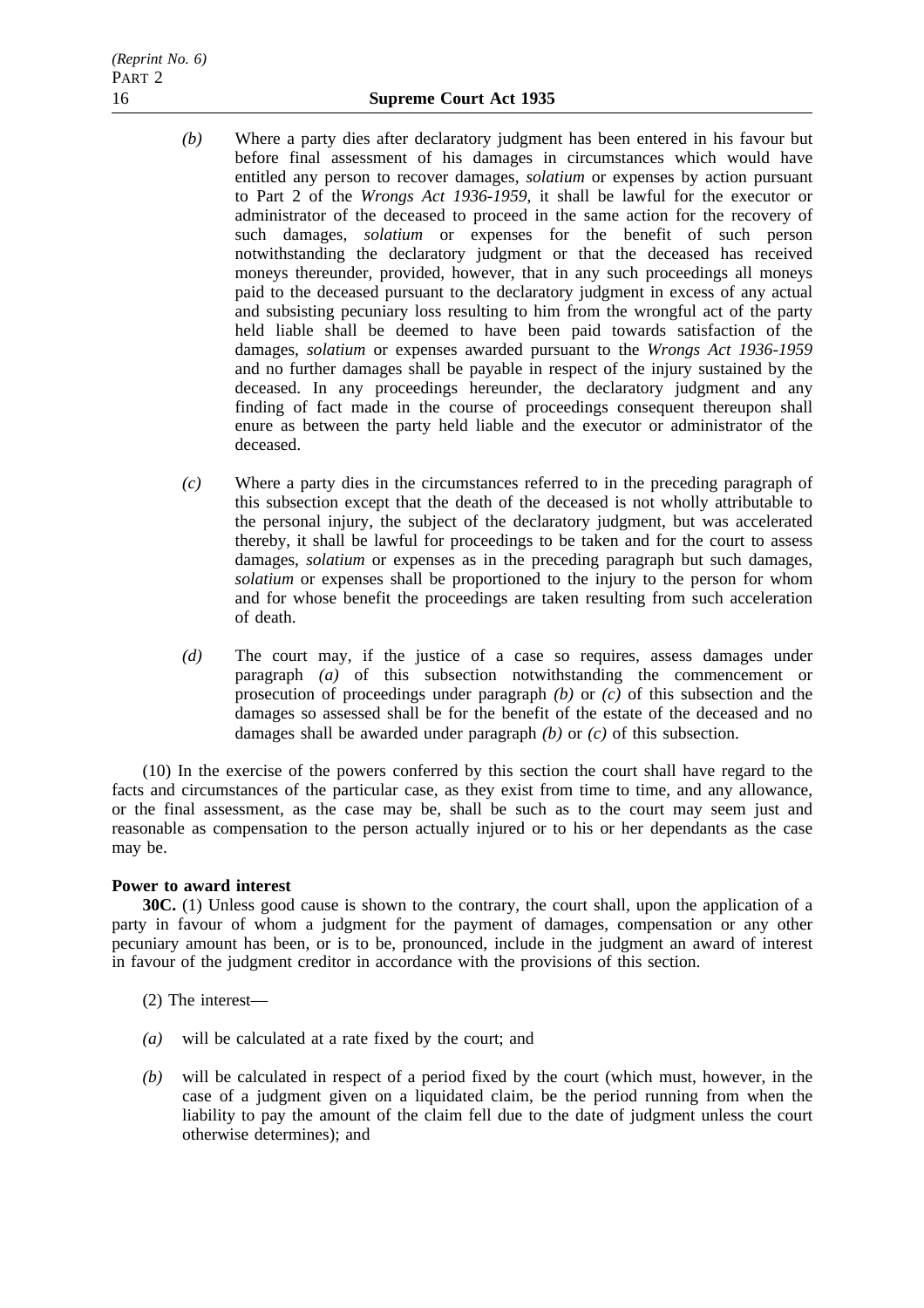*(b)* Where a party dies after declaratory judgment has been entered in his favour but before final assessment of his damages in circumstances which would have entitled any person to recover damages, *solatium* or expenses by action pursuant to Part 2 of the *Wrongs Act 1936-1959*, it shall be lawful for the executor or administrator of the deceased to proceed in the same action for the recovery of such damages, *solatium* or expenses for the benefit of such person notwithstanding the declaratory judgment or that the deceased has received moneys thereunder, provided, however, that in any such proceedings all moneys paid to the deceased pursuant to the declaratory judgment in excess of any actual and subsisting pecuniary loss resulting to him from the wrongful act of the party held liable shall be deemed to have been paid towards satisfaction of the damages, *solatium* or expenses awarded pursuant to the *Wrongs Act 1936-1959* and no further damages shall be payable in respect of the injury sustained by the deceased. In any proceedings hereunder, the declaratory judgment and any finding of fact made in the course of proceedings consequent thereupon shall enure as between the party held liable and the executor or administrator of the deceased.

*(c)* Where a party dies in the circumstances referred to in the preceding paragraph of this subsection except that the death of the deceased is not wholly attributable to the personal injury, the subject of the declaratory judgment, but was accelerated thereby, it shall be lawful for proceedings to be taken and for the court to assess damages, *solatium* or expenses as in the preceding paragraph but such damages, *solatium* or expenses shall be proportioned to the injury to the person for whom and for whose benefit the proceedings are taken resulting from such acceleration of death.

*(d)* The court may, if the justice of a case so requires, assess damages under paragraph *(a)* of this subsection notwithstanding the commencement or prosecution of proceedings under paragraph *(b)* or *(c)* of this subsection and the damages so assessed shall be for the benefit of the estate of the deceased and no damages shall be awarded under paragraph *(b)* or *(c)* of this subsection.

(10) In the exercise of the powers conferred by this section the court shall have regard to the facts and circumstances of the particular case, as they exist from time to time, and any allowance, or the final assessment, as the case may be, shall be such as to the court may seem just and reasonable as compensation to the person actually injured or to his or her dependants as the case may be.

**Power to award interest**

**30C.** (1) Unless good cause is shown to the contrary, the court shall, upon the application of a party in favour of whom a judgment for the payment of damages, compensation or any other pecuniary amount has been, or is to be, pronounced, include in the judgment an award of interest in favour of the judgment creditor in accordance with the provisions of this section.

(2) The interest—

*(a)* will be calculated at a rate fixed by the court; and

*(b)* will be calculated in respect of a period fixed by the court (which must, however, in the case of a judgment given on a liquidated claim, be the period running from when the liability to pay the amount of the claim fell due to the date of judgment unless the court otherwise determines); and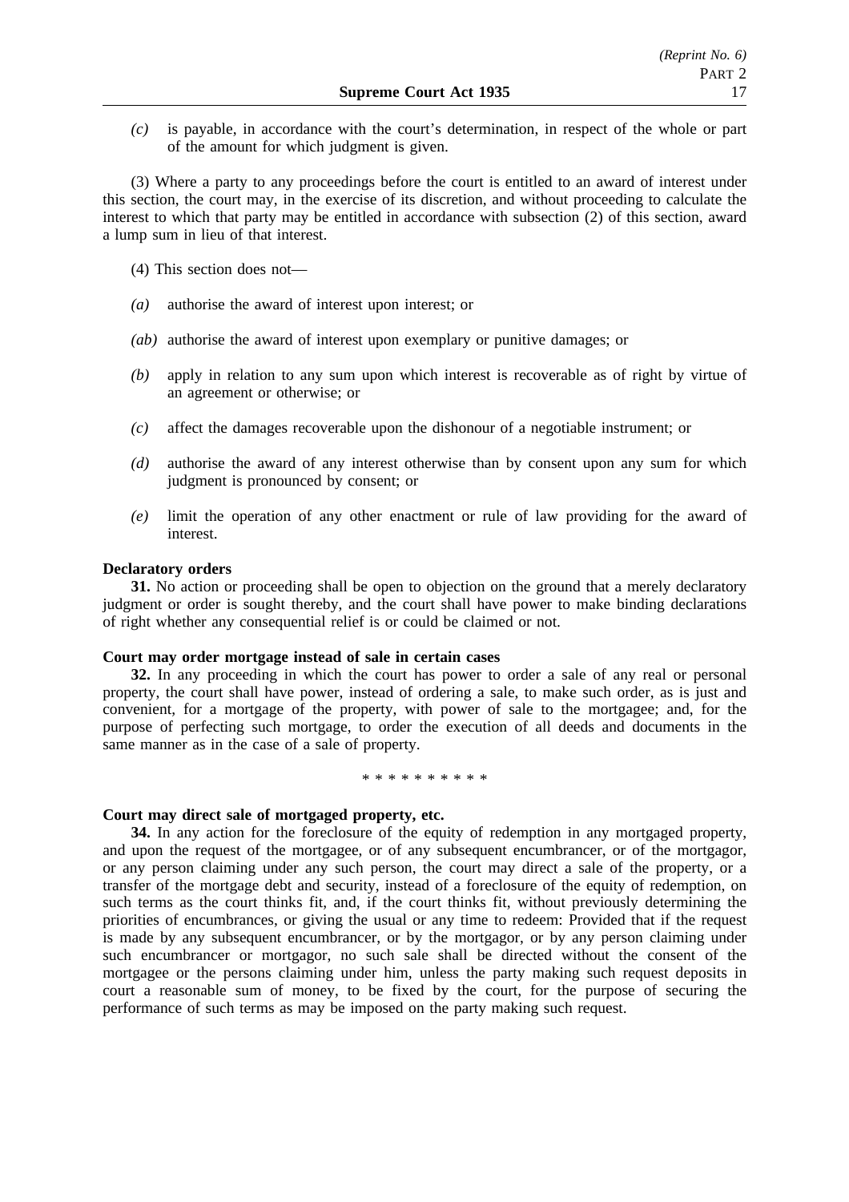*(c)* is payable, in accordance with the court's determination, in respect of the whole or part of the amount for which judgment is given.

(3) Where a party to any proceedings before the court is entitled to an award of interest under this section, the court may, in the exercise of its discretion, and without proceeding to calculate the interest to which that party may be entitled in accordance with subsection (2) of this section, award a lump sum in lieu of that interest.

(4) This section does not—

*(a)* authorise the award of interest upon interest; or

*(ab)* authorise the award of interest upon exemplary or punitive damages; or

*(b)* apply in relation to any sum upon which interest is recoverable as of right by virtue of an agreement or otherwise; or

*(c)* affect the damages recoverable upon the dishonour of a negotiable instrument; or

*(d)* authorise the award of any interest otherwise than by consent upon any sum for which judgment is pronounced by consent; or

*(e)* limit the operation of any other enactment or rule of law providing for the award of interest.

**Declaratory orders**

**31.** No action or proceeding shall be open to objection on the ground that a merely declaratory judgment or order is sought thereby, and the court shall have power to make binding declarations of right whether any consequential relief is or could be claimed or not.

**Court may order mortgage instead of sale in certain cases**

**32.** In any proceeding in which the court has power to order a sale of any real or personal property, the court shall have power, instead of ordering a sale, to make such order, as is just and convenient, for a mortgage of the property, with power of sale to the mortgagee; and, for the purpose of perfecting such mortgage, to order the execution of all deeds and documents in the same manner as in the case of a sale of property.

\* \* \* \* \* \* \* \* \* \*

**Court may direct sale of mortgaged property, etc.**

**34.** In any action for the foreclosure of the equity of redemption in any mortgaged property, and upon the request of the mortgagee, or of any subsequent encumbrancer, or of the mortgagor, or any person claiming under any such person, the court may direct a sale of the property, or a transfer of the mortgage debt and security, instead of a foreclosure of the equity of redemption, on such terms as the court thinks fit, and, if the court thinks fit, without previously determining the priorities of encumbrances, or giving the usual or any time to redeem: Provided that if the request is made by any subsequent encumbrancer, or by the mortgagor, or by any person claiming under such encumbrancer or mortgagor, no such sale shall be directed without the consent of the mortgagee or the persons claiming under him, unless the party making such request deposits in court a reasonable sum of money, to be fixed by the court, for the purpose of securing the performance of such terms as may be imposed on the party making such request.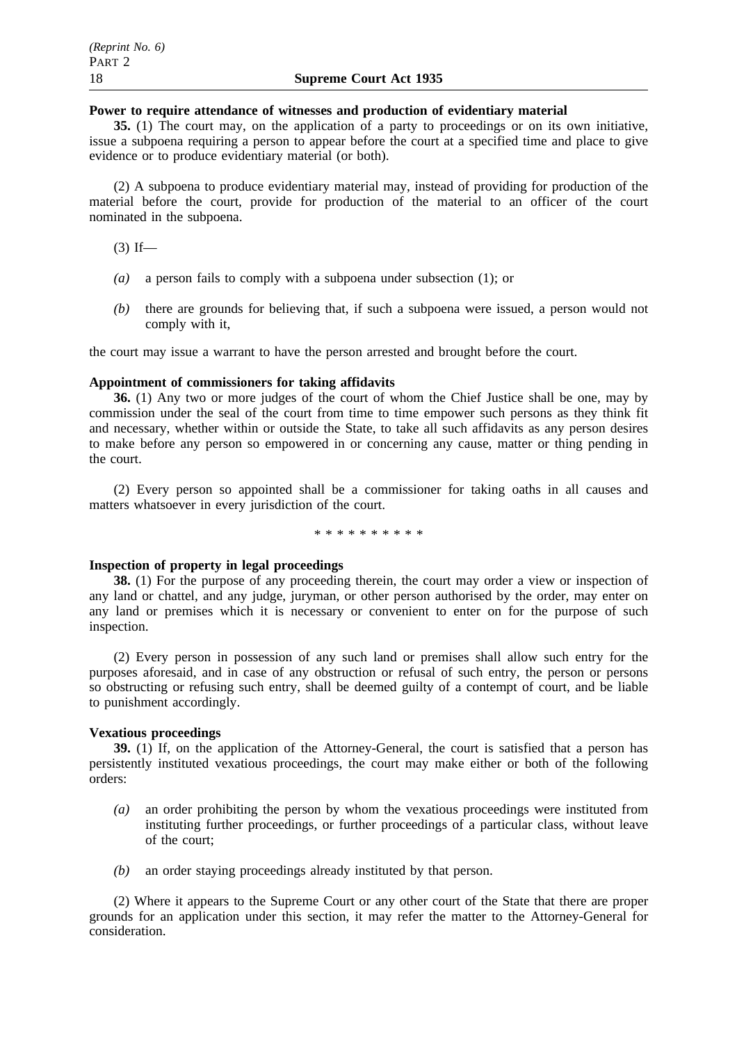**Power to require attendance of witnesses and production of evidentiary material**

**35.** (1) The court may, on the application of a party to proceedings or on its own initiative, issue a subpoena requiring a person to appear before the court at a specified time and place to give evidence or to produce evidentiary material (or both).

(2) A subpoena to produce evidentiary material may, instead of providing for production of the material before the court, provide for production of the material to an officer of the court nominated in the subpoena.

(3) If—

- *(a)* a person fails to comply with a subpoena under subsection (1); or
- *(b)* there are grounds for believing that, if such a subpoena were issued, a person would not comply with it,

the court may issue a warrant to have the person arrested and brought before the court.

**Appointment of commissioners for taking affidavits**

**36.** (1) Any two or more judges of the court of whom the Chief Justice shall be one, may by commission under the seal of the court from time to time empower such persons as they think fit and necessary, whether within or outside the State, to take all such affidavits as any person desires to make before any person so empowered in or concerning any cause, matter or thing pending in the court.

(2) Every person so appointed shall be a commissioner for taking oaths in all causes and matters whatsoever in every jurisdiction of the court.

\* \* \* \* \* \* \* \* \* \*

**Inspection of property in legal proceedings**

**38.** (1) For the purpose of any proceeding therein, the court may order a view or inspection of any land or chattel, and any judge, juryman, or other person authorised by the order, may enter on any land or premises which it is necessary or convenient to enter on for the purpose of such inspection.

(2) Every person in possession of any such land or premises shall allow such entry for the purposes aforesaid, and in case of any obstruction or refusal of such entry, the person or persons so obstructing or refusing such entry, shall be deemed guilty of a contempt of court, and be liable to punishment accordingly.

**Vexatious proceedings**

**39.** (1) If, on the application of the Attorney-General, the court is satisfied that a person has persistently instituted vexatious proceedings, the court may make either or both of the following orders:

- *(a)* an order prohibiting the person by whom the vexatious proceedings were instituted from instituting further proceedings, or further proceedings of a particular class, without leave of the court;
- *(b)* an order staying proceedings already instituted by that person.

(2) Where it appears to the Supreme Court or any other court of the State that there are proper grounds for an application under this section, it may refer the matter to the Attorney-General for consideration.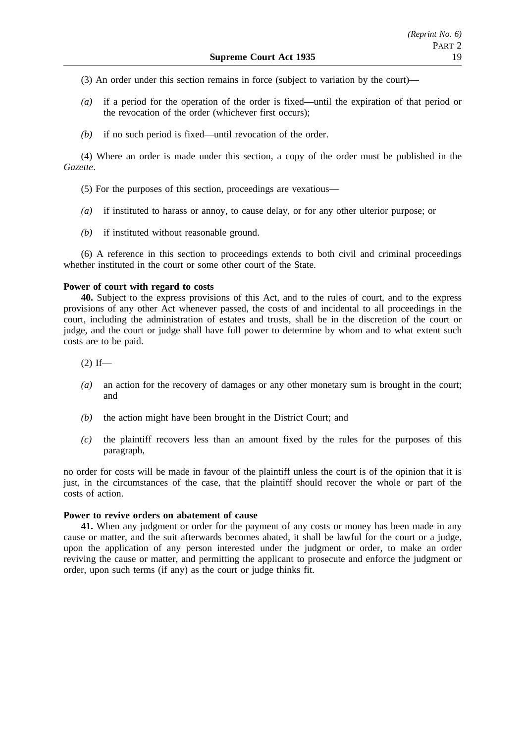(3) An order under this section remains in force (subject to variation by the court)—

*(a)* if a period for the operation of the order is fixed—until the expiration of that period or the revocation of the order (whichever first occurs);

*(b)* if no such period is fixed—until revocation of the order.

(4) Where an order is made under this section, a copy of the order must be published in the *Gazette*.

(5) For the purposes of this section, proceedings are vexatious—

*(a)* if instituted to harass or annoy, to cause delay, or for any other ulterior purpose; or

*(b)* if instituted without reasonable ground.

(6) A reference in this section to proceedings extends to both civil and criminal proceedings whether instituted in the court or some other court of the State.

**Power of court with regard to costs**

**40.** Subject to the express provisions of this Act, and to the rules of court, and to the express provisions of any other Act whenever passed, the costs of and incidental to all proceedings in the court, including the administration of estates and trusts, shall be in the discretion of the court or judge, and the court or judge shall have full power to determine by whom and to what extent such costs are to be paid.

(2) If—

*(a)* an action for the recovery of damages or any other monetary sum is brought in the court; and

*(b)* the action might have been brought in the District Court; and

*(c)* the plaintiff recovers less than an amount fixed by the rules for the purposes of this paragraph,

no order for costs will be made in favour of the plaintiff unless the court is of the opinion that it is just, in the circumstances of the case, that the plaintiff should recover the whole or part of the costs of action.

**Power to revive orders on abatement of cause**

**41.** When any judgment or order for the payment of any costs or money has been made in any cause or matter, and the suit afterwards becomes abated, it shall be lawful for the court or a judge, upon the application of any person interested under the judgment or order, to make an order reviving the cause or matter, and permitting the applicant to prosecute and enforce the judgment or order, upon such terms (if any) as the court or judge thinks fit.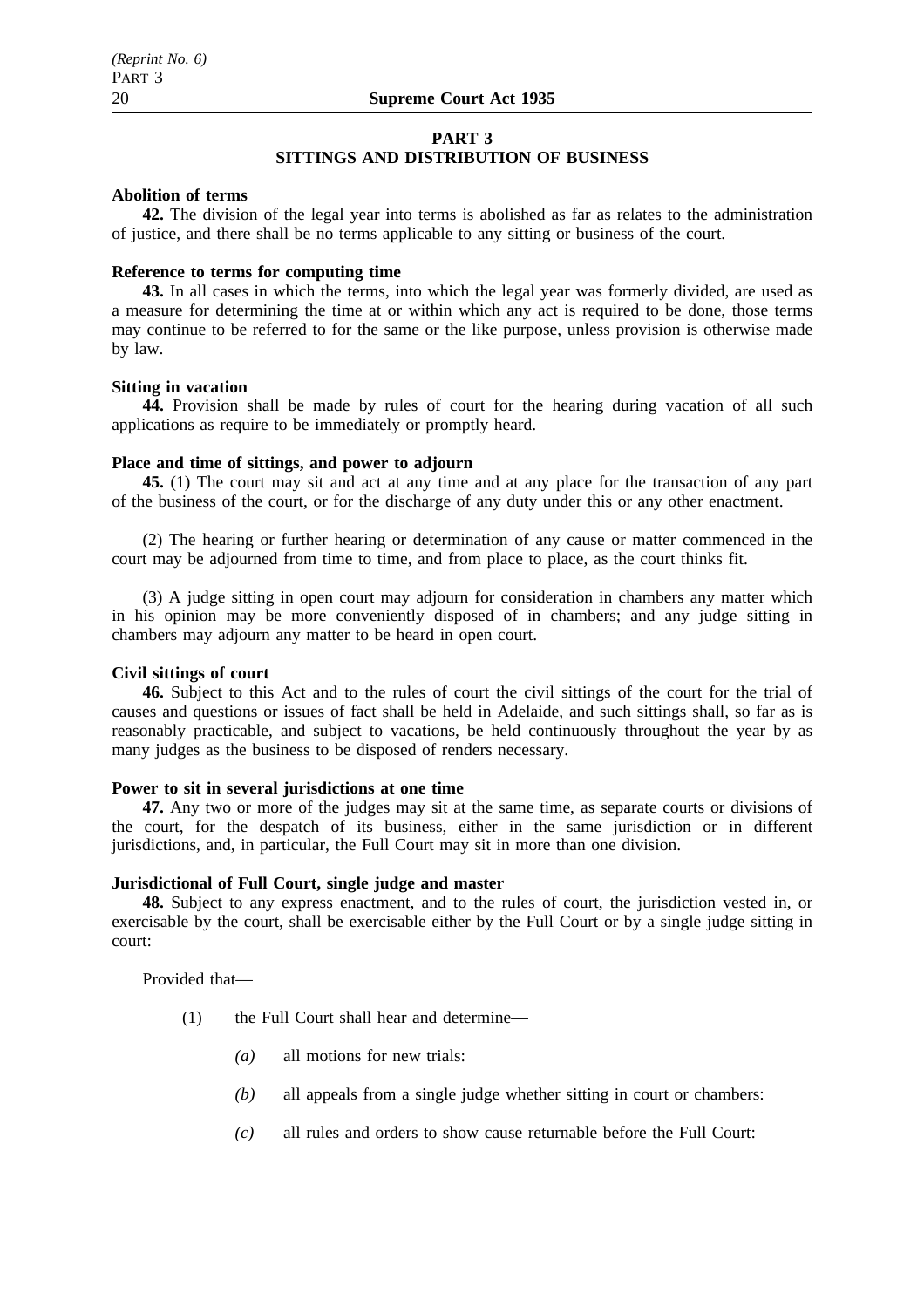## PART 3
## SITTINGS AND DISTRIBUTION OF BUSINESS

**Abolition of terms**

**42.** The division of the legal year into terms is abolished as far as relates to the administration of justice, and there shall be no terms applicable to any sitting or business of the court.

**Reference to terms for computing time**

**43.** In all cases in which the terms, into which the legal year was formerly divided, are used as a measure for determining the time at or within which any act is required to be done, those terms may continue to be referred to for the same or the like purpose, unless provision is otherwise made by law.

**Sitting in vacation**

**44.** Provision shall be made by rules of court for the hearing during vacation of all such applications as require to be immediately or promptly heard.

**Place and time of sittings, and power to adjourn**

**45.** (1) The court may sit and act at any time and at any place for the transaction of any part of the business of the court, or for the discharge of any duty under this or any other enactment.

(2) The hearing or further hearing or determination of any cause or matter commenced in the court may be adjourned from time to time, and from place to place, as the court thinks fit.

(3) A judge sitting in open court may adjourn for consideration in chambers any matter which in his opinion may be more conveniently disposed of in chambers; and any judge sitting in chambers may adjourn any matter to be heard in open court.

**Civil sittings of court**

**46.** Subject to this Act and to the rules of court the civil sittings of the court for the trial of causes and questions or issues of fact shall be held in Adelaide, and such sittings shall, so far as is reasonably practicable, and subject to vacations, be held continuously throughout the year by as many judges as the business to be disposed of renders necessary.

**Power to sit in several jurisdictions at one time**

**47.** Any two or more of the judges may sit at the same time, as separate courts or divisions of the court, for the despatch of its business, either in the same jurisdiction or in different jurisdictions, and, in particular, the Full Court may sit in more than one division.

**Jurisdictional of Full Court, single judge and master**

**48.** Subject to any express enactment, and to the rules of court, the jurisdiction vested in, or exercisable by the court, shall be exercisable either by the Full Court or by a single judge sitting in court:

Provided that—

(1) the Full Court shall hear and determine—

*(a)* all motions for new trials:

*(b)* all appeals from a single judge whether sitting in court or chambers:

*(c)* all rules and orders to show cause returnable before the Full Court: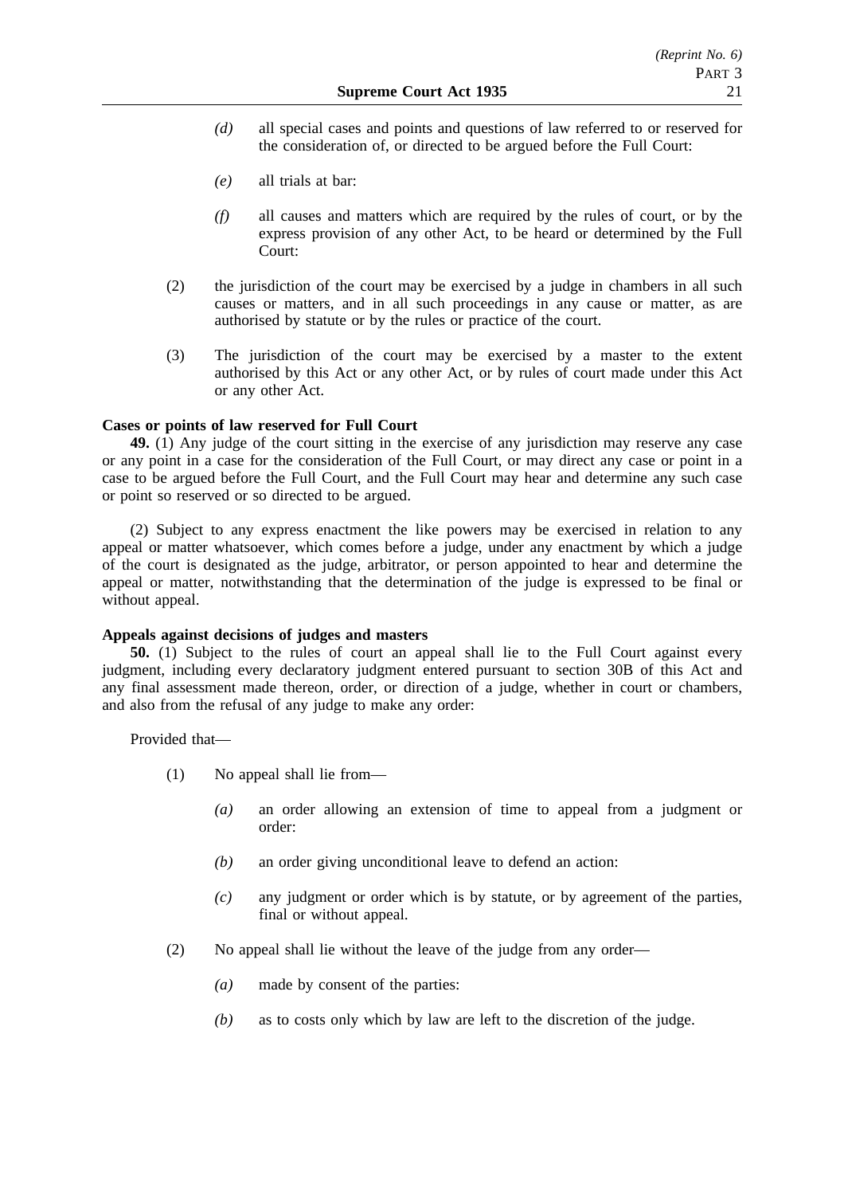*(d)* all special cases and points and questions of law referred to or reserved for the consideration of, or directed to be argued before the Full Court:

*(e)* all trials at bar:

*(f)* all causes and matters which are required by the rules of court, or by the express provision of any other Act, to be heard or determined by the Full Court:

(2) the jurisdiction of the court may be exercised by a judge in chambers in all such causes or matters, and in all such proceedings in any cause or matter, as are authorised by statute or by the rules or practice of the court.

(3) The jurisdiction of the court may be exercised by a master to the extent authorised by this Act or any other Act, or by rules of court made under this Act or any other Act.

**Cases or points of law reserved for Full Court**

**49.** (1) Any judge of the court sitting in the exercise of any jurisdiction may reserve any case or any point in a case for the consideration of the Full Court, or may direct any case or point in a case to be argued before the Full Court, and the Full Court may hear and determine any such case or point so reserved or so directed to be argued.

(2) Subject to any express enactment the like powers may be exercised in relation to any appeal or matter whatsoever, which comes before a judge, under any enactment by which a judge of the court is designated as the judge, arbitrator, or person appointed to hear and determine the appeal or matter, notwithstanding that the determination of the judge is expressed to be final or without appeal.

**Appeals against decisions of judges and masters**

**50.** (1) Subject to the rules of court an appeal shall lie to the Full Court against every judgment, including every declaratory judgment entered pursuant to section 30B of this Act and any final assessment made thereon, order, or direction of a judge, whether in court or chambers, and also from the refusal of any judge to make any order:

Provided that—

(1) No appeal shall lie from—

*(a)* an order allowing an extension of time to appeal from a judgment or order:

*(b)* an order giving unconditional leave to defend an action:

*(c)* any judgment or order which is by statute, or by agreement of the parties, final or without appeal.

(2) No appeal shall lie without the leave of the judge from any order—

*(a)* made by consent of the parties:

*(b)* as to costs only which by law are left to the discretion of the judge.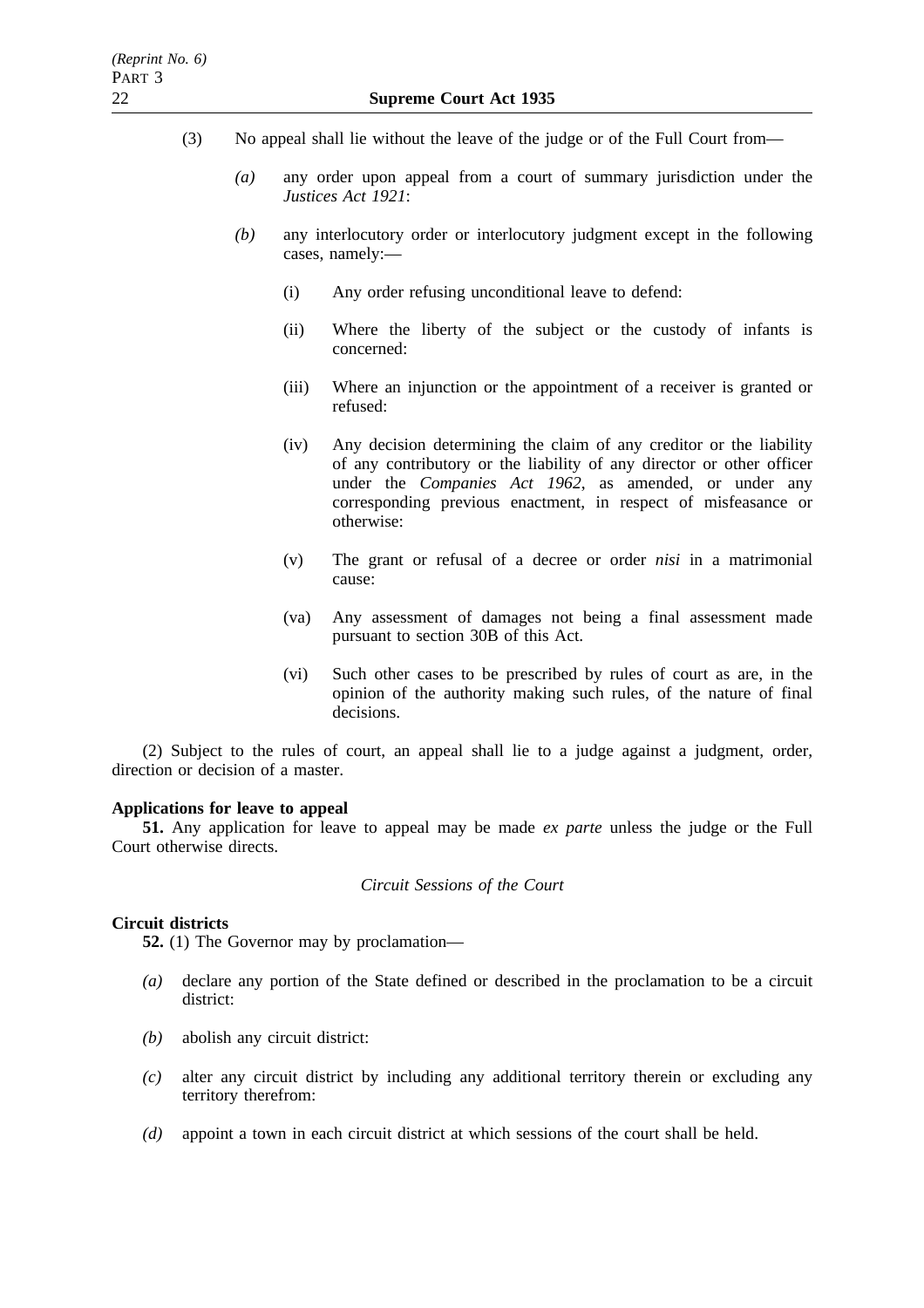(3) No appeal shall lie without the leave of the judge or of the Full Court from—

*(a)* any order upon appeal from a court of summary jurisdiction under the *Justices Act 1921*:

*(b)* any interlocutory order or interlocutory judgment except in the following cases, namely:—

(i) Any order refusing unconditional leave to defend:

(ii) Where the liberty of the subject or the custody of infants is concerned:

(iii) Where an injunction or the appointment of a receiver is granted or refused:

(iv) Any decision determining the claim of any creditor or the liability of any contributory or the liability of any director or other officer under the *Companies Act 1962*, as amended, or under any corresponding previous enactment, in respect of misfeasance or otherwise:

(v) The grant or refusal of a decree or order *nisi* in a matrimonial cause:

(va) Any assessment of damages not being a final assessment made pursuant to section 30B of this Act.

(vi) Such other cases to be prescribed by rules of court as are, in the opinion of the authority making such rules, of the nature of final decisions.

(2) Subject to the rules of court, an appeal shall lie to a judge against a judgment, order, direction or decision of a master.

**Applications for leave to appeal**

**51.** Any application for leave to appeal may be made *ex parte* unless the judge or the Full Court otherwise directs.

*Circuit Sessions of the Court*

**Circuit districts**

**52.** (1) The Governor may by proclamation—

*(a)* declare any portion of the State defined or described in the proclamation to be a circuit district:

*(b)* abolish any circuit district:

*(c)* alter any circuit district by including any additional territory therein or excluding any territory therefrom:

*(d)* appoint a town in each circuit district at which sessions of the court shall be held.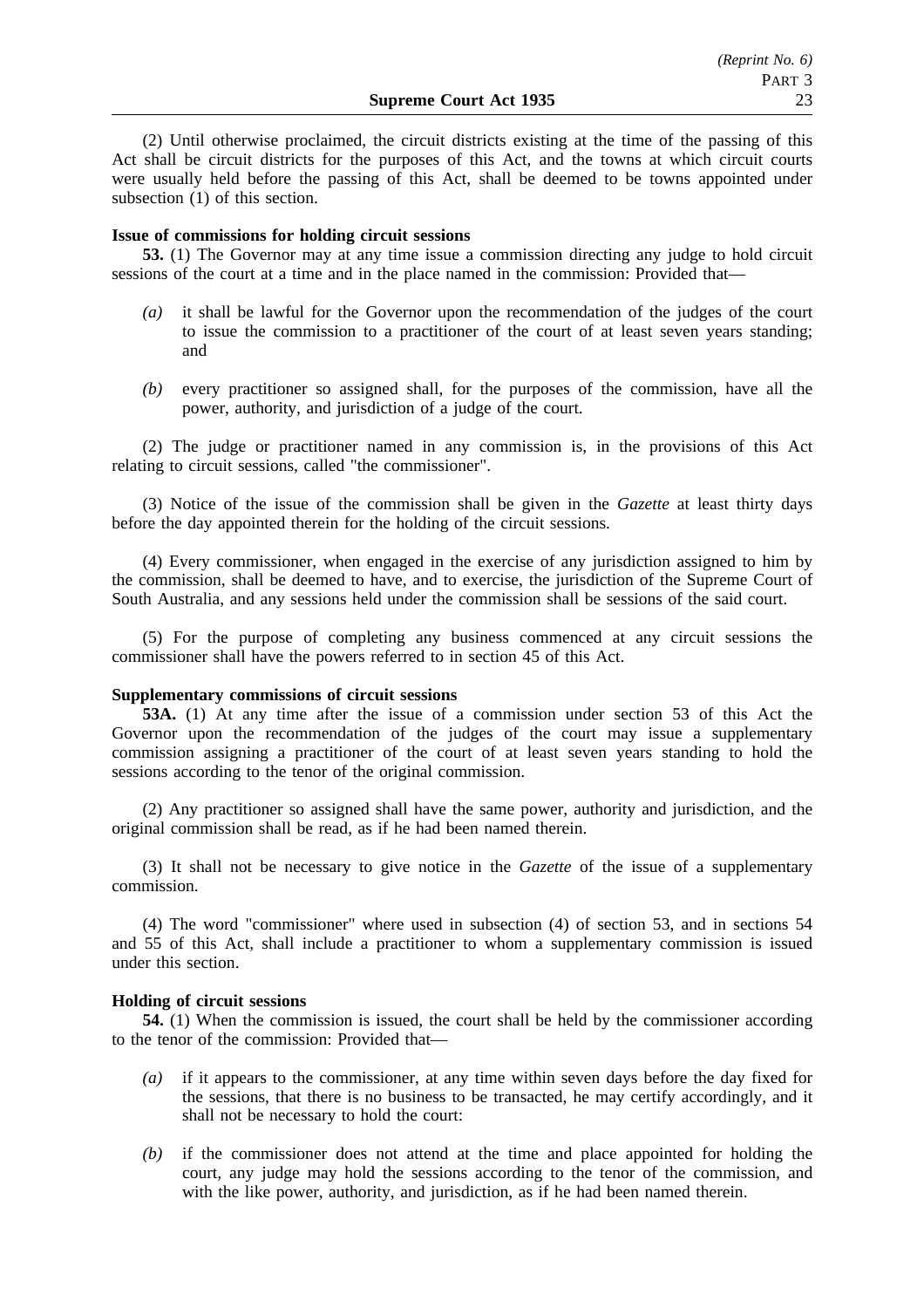(2) Until otherwise proclaimed, the circuit districts existing at the time of the passing of this Act shall be circuit districts for the purposes of this Act, and the towns at which circuit courts were usually held before the passing of this Act, shall be deemed to be towns appointed under subsection (1) of this section.

**Issue of commissions for holding circuit sessions**

**53.** (1) The Governor may at any time issue a commission directing any judge to hold circuit sessions of the court at a time and in the place named in the commission: Provided that—

*(a)* it shall be lawful for the Governor upon the recommendation of the judges of the court to issue the commission to a practitioner of the court of at least seven years standing; and

*(b)* every practitioner so assigned shall, for the purposes of the commission, have all the power, authority, and jurisdiction of a judge of the court.

(2) The judge or practitioner named in any commission is, in the provisions of this Act relating to circuit sessions, called "the commissioner".

(3) Notice of the issue of the commission shall be given in the *Gazette* at least thirty days before the day appointed therein for the holding of the circuit sessions.

(4) Every commissioner, when engaged in the exercise of any jurisdiction assigned to him by the commission, shall be deemed to have, and to exercise, the jurisdiction of the Supreme Court of South Australia, and any sessions held under the commission shall be sessions of the said court.

(5) For the purpose of completing any business commenced at any circuit sessions the commissioner shall have the powers referred to in section 45 of this Act.

**Supplementary commissions of circuit sessions**

**53A.** (1) At any time after the issue of a commission under section 53 of this Act the Governor upon the recommendation of the judges of the court may issue a supplementary commission assigning a practitioner of the court of at least seven years standing to hold the sessions according to the tenor of the original commission.

(2) Any practitioner so assigned shall have the same power, authority and jurisdiction, and the original commission shall be read, as if he had been named therein.

(3) It shall not be necessary to give notice in the *Gazette* of the issue of a supplementary commission.

(4) The word "commissioner" where used in subsection (4) of section 53, and in sections 54 and 55 of this Act, shall include a practitioner to whom a supplementary commission is issued under this section.

**Holding of circuit sessions**

**54.** (1) When the commission is issued, the court shall be held by the commissioner according to the tenor of the commission: Provided that—

*(a)* if it appears to the commissioner, at any time within seven days before the day fixed for the sessions, that there is no business to be transacted, he may certify accordingly, and it shall not be necessary to hold the court:

*(b)* if the commissioner does not attend at the time and place appointed for holding the court, any judge may hold the sessions according to the tenor of the commission, and with the like power, authority, and jurisdiction, as if he had been named therein.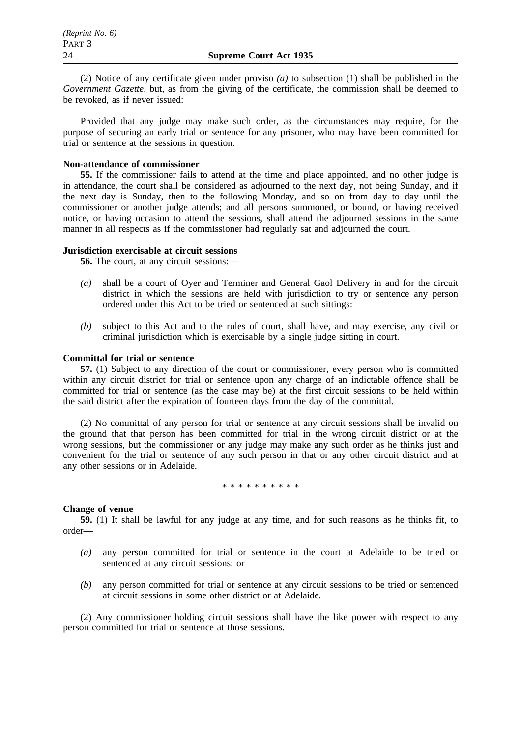(2) Notice of any certificate given under proviso *(a)* to subsection (1) shall be published in the *Government Gazette*, but, as from the giving of the certificate, the commission shall be deemed to be revoked, as if never issued:

Provided that any judge may make such order, as the circumstances may require, for the purpose of securing an early trial or sentence for any prisoner, who may have been committed for trial or sentence at the sessions in question.

**Non-attendance of commissioner**

**55.** If the commissioner fails to attend at the time and place appointed, and no other judge is in attendance, the court shall be considered as adjourned to the next day, not being Sunday, and if the next day is Sunday, then to the following Monday, and so on from day to day until the commissioner or another judge attends; and all persons summoned, or bound, or having received notice, or having occasion to attend the sessions, shall attend the adjourned sessions in the same manner in all respects as if the commissioner had regularly sat and adjourned the court.

**Jurisdiction exercisable at circuit sessions**

**56.** The court, at any circuit sessions:—

*(a)* shall be a court of Oyer and Terminer and General Gaol Delivery in and for the circuit district in which the sessions are held with jurisdiction to try or sentence any person ordered under this Act to be tried or sentenced at such sittings:

*(b)* subject to this Act and to the rules of court, shall have, and may exercise, any civil or criminal jurisdiction which is exercisable by a single judge sitting in court.

**Committal for trial or sentence**

**57.** (1) Subject to any direction of the court or commissioner, every person who is committed within any circuit district for trial or sentence upon any charge of an indictable offence shall be committed for trial or sentence (as the case may be) at the first circuit sessions to be held within the said district after the expiration of fourteen days from the day of the committal.

(2) No committal of any person for trial or sentence at any circuit sessions shall be invalid on the ground that that person has been committed for trial in the wrong circuit district or at the wrong sessions, but the commissioner or any judge may make any such order as he thinks just and convenient for the trial or sentence of any such person in that or any other circuit district and at any other sessions or in Adelaide.

\* \* \* \* \* \* \* \* \* \*

**Change of venue**

**59.** (1) It shall be lawful for any judge at any time, and for such reasons as he thinks fit, to order—

*(a)* any person committed for trial or sentence in the court at Adelaide to be tried or sentenced at any circuit sessions; or

*(b)* any person committed for trial or sentence at any circuit sessions to be tried or sentenced at circuit sessions in some other district or at Adelaide.

(2) Any commissioner holding circuit sessions shall have the like power with respect to any person committed for trial or sentence at those sessions.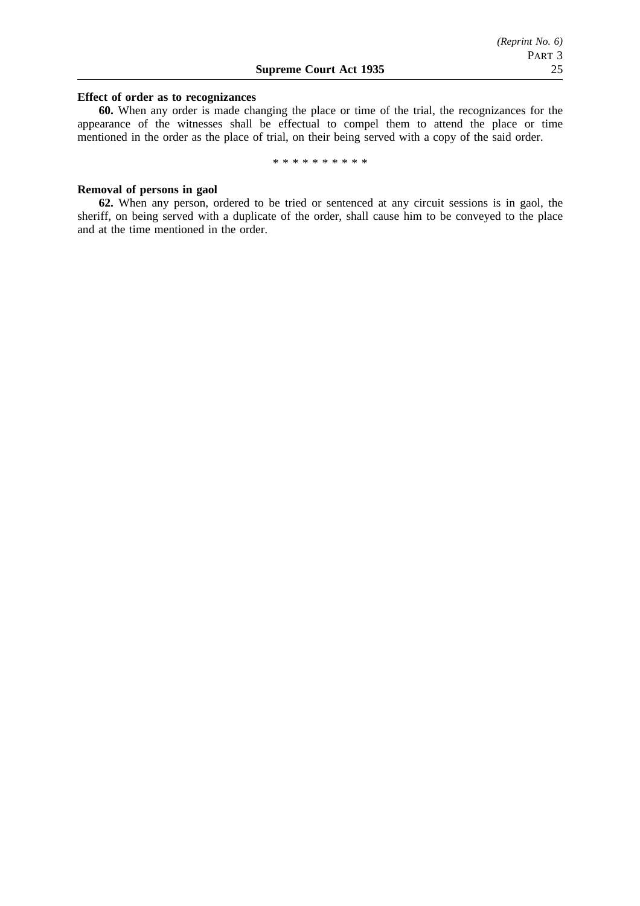**Effect of order as to recognizances**

**60.** When any order is made changing the place or time of the trial, the recognizances for the appearance of the witnesses shall be effectual to compel them to attend the place or time mentioned in the order as the place of trial, on their being served with a copy of the said order.

\* \* \* \* \* \* \* \* \* \*

**Removal of persons in gaol**

**62.** When any person, ordered to be tried or sentenced at any circuit sessions is in gaol, the sheriff, on being served with a duplicate of the order, shall cause him to be conveyed to the place and at the time mentioned in the order.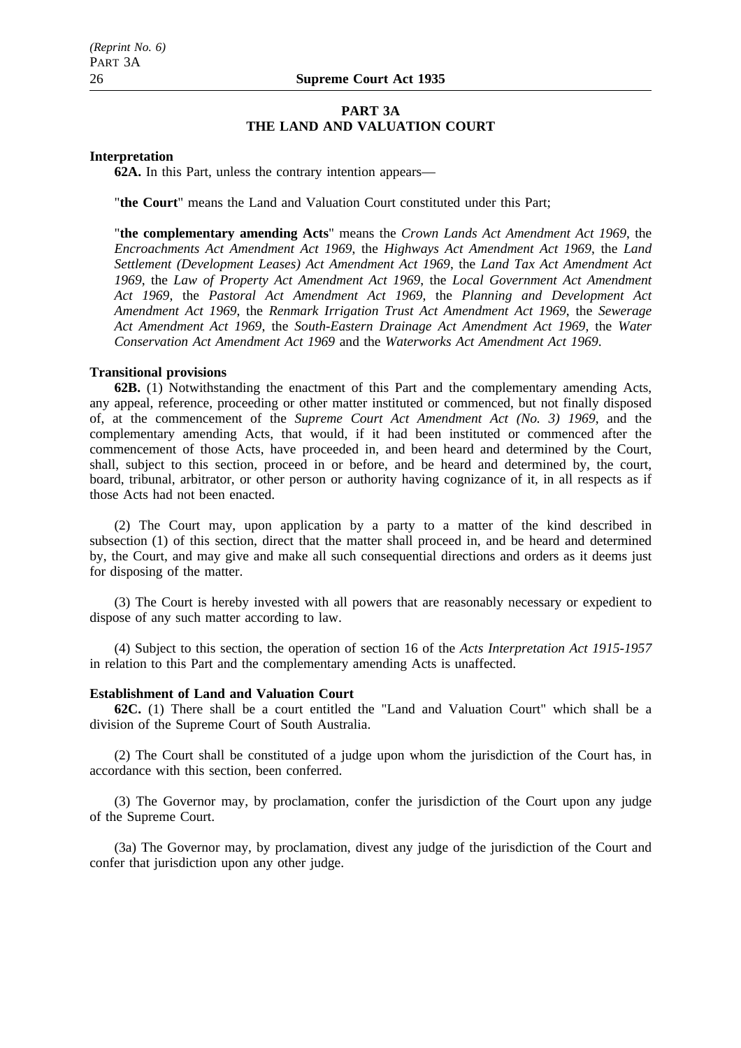## PART 3A
## THE LAND AND VALUATION COURT

**Interpretation**

**62A.** In this Part, unless the contrary intention appears—

"**the Court**" means the Land and Valuation Court constituted under this Part;

"**the complementary amending Acts**" means the *Crown Lands Act Amendment Act 1969*, the *Encroachments Act Amendment Act 1969*, the *Highways Act Amendment Act 1969*, the *Land Settlement (Development Leases) Act Amendment Act 1969*, the *Land Tax Act Amendment Act 1969*, the *Law of Property Act Amendment Act 1969*, the *Local Government Act Amendment Act 1969*, the *Pastoral Act Amendment Act 1969*, the *Planning and Development Act Amendment Act 1969*, the *Renmark Irrigation Trust Act Amendment Act 1969*, the *Sewerage Act Amendment Act 1969*, the *South-Eastern Drainage Act Amendment Act 1969*, the *Water Conservation Act Amendment Act 1969* and the *Waterworks Act Amendment Act 1969*.

**Transitional provisions**

**62B.** (1) Notwithstanding the enactment of this Part and the complementary amending Acts, any appeal, reference, proceeding or other matter instituted or commenced, but not finally disposed of, at the commencement of the *Supreme Court Act Amendment Act (No. 3) 1969*, and the complementary amending Acts, that would, if it had been instituted or commenced after the commencement of those Acts, have proceeded in, and been heard and determined by the Court, shall, subject to this section, proceed in or before, and be heard and determined by, the court, board, tribunal, arbitrator, or other person or authority having cognizance of it, in all respects as if those Acts had not been enacted.

(2) The Court may, upon application by a party to a matter of the kind described in subsection (1) of this section, direct that the matter shall proceed in, and be heard and determined by, the Court, and may give and make all such consequential directions and orders as it deems just for disposing of the matter.

(3) The Court is hereby invested with all powers that are reasonably necessary or expedient to dispose of any such matter according to law.

(4) Subject to this section, the operation of section 16 of the *Acts Interpretation Act 1915-1957* in relation to this Part and the complementary amending Acts is unaffected.

**Establishment of Land and Valuation Court**

**62C.** (1) There shall be a court entitled the "Land and Valuation Court" which shall be a division of the Supreme Court of South Australia.

(2) The Court shall be constituted of a judge upon whom the jurisdiction of the Court has, in accordance with this section, been conferred.

(3) The Governor may, by proclamation, confer the jurisdiction of the Court upon any judge of the Supreme Court.

(3a) The Governor may, by proclamation, divest any judge of the jurisdiction of the Court and confer that jurisdiction upon any other judge.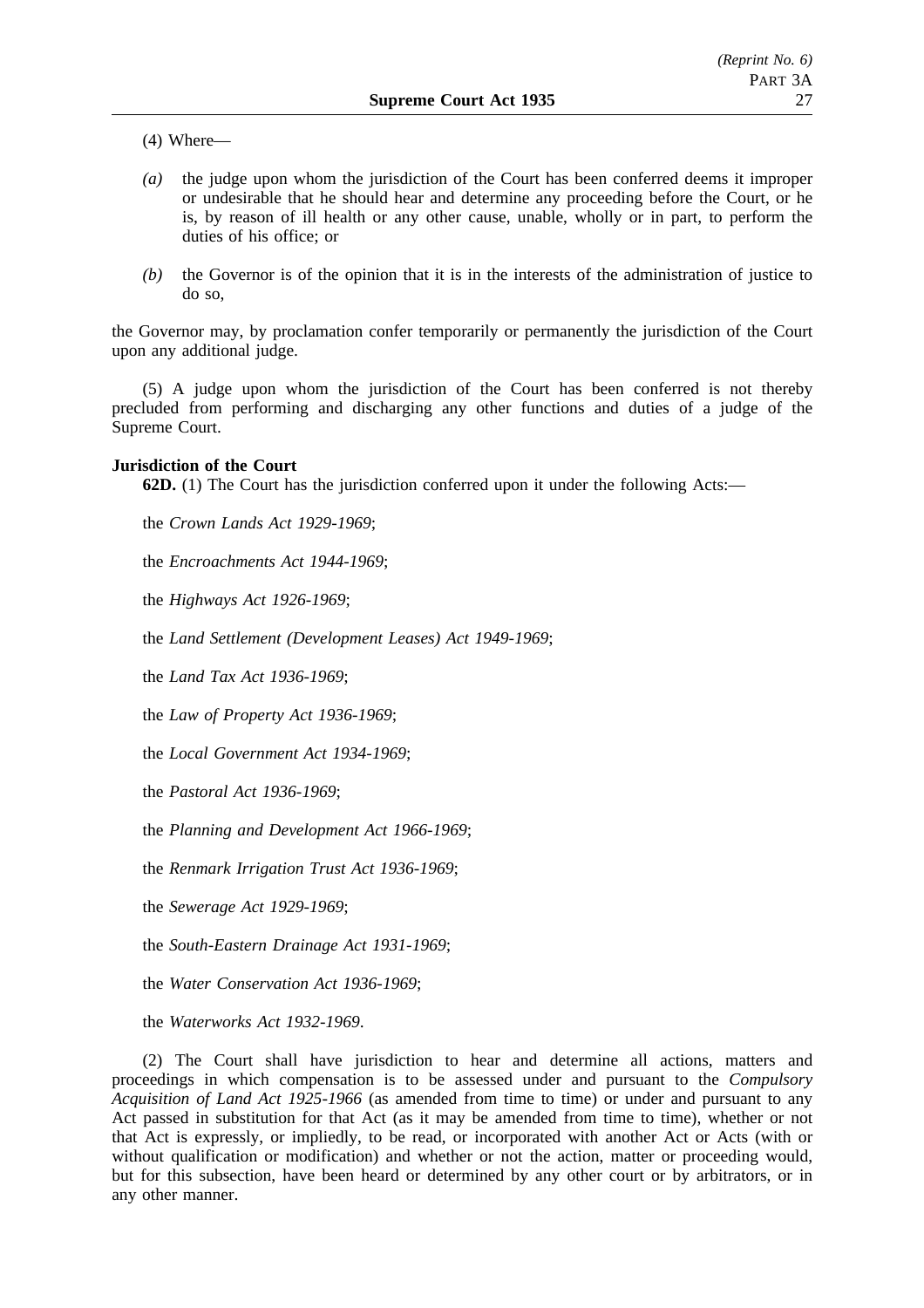(4) Where—

*(a)* the judge upon whom the jurisdiction of the Court has been conferred deems it improper or undesirable that he should hear and determine any proceeding before the Court, or he is, by reason of ill health or any other cause, unable, wholly or in part, to perform the duties of his office; or

*(b)* the Governor is of the opinion that it is in the interests of the administration of justice to do so,

the Governor may, by proclamation confer temporarily or permanently the jurisdiction of the Court upon any additional judge.

(5) A judge upon whom the jurisdiction of the Court has been conferred is not thereby precluded from performing and discharging any other functions and duties of a judge of the Supreme Court.

**Jurisdiction of the Court**

**62D.** (1) The Court has the jurisdiction conferred upon it under the following Acts:—

the *Crown Lands Act 1929-1969*;

the *Encroachments Act 1944-1969*;

the *Highways Act 1926-1969*;

the *Land Settlement (Development Leases) Act 1949-1969*;

the *Land Tax Act 1936-1969*;

the *Law of Property Act 1936-1969*;

the *Local Government Act 1934-1969*;

the *Pastoral Act 1936-1969*;

the *Planning and Development Act 1966-1969*;

the *Renmark Irrigation Trust Act 1936-1969*;

the *Sewerage Act 1929-1969*;

the *South-Eastern Drainage Act 1931-1969*;

the *Water Conservation Act 1936-1969*;

the *Waterworks Act 1932-1969*.

(2) The Court shall have jurisdiction to hear and determine all actions, matters and proceedings in which compensation is to be assessed under and pursuant to the *Compulsory Acquisition of Land Act 1925-1966* (as amended from time to time) or under and pursuant to any Act passed in substitution for that Act (as it may be amended from time to time), whether or not that Act is expressly, or impliedly, to be read, or incorporated with another Act or Acts (with or without qualification or modification) and whether or not the action, matter or proceeding would, but for this subsection, have been heard or determined by any other court or by arbitrators, or in any other manner.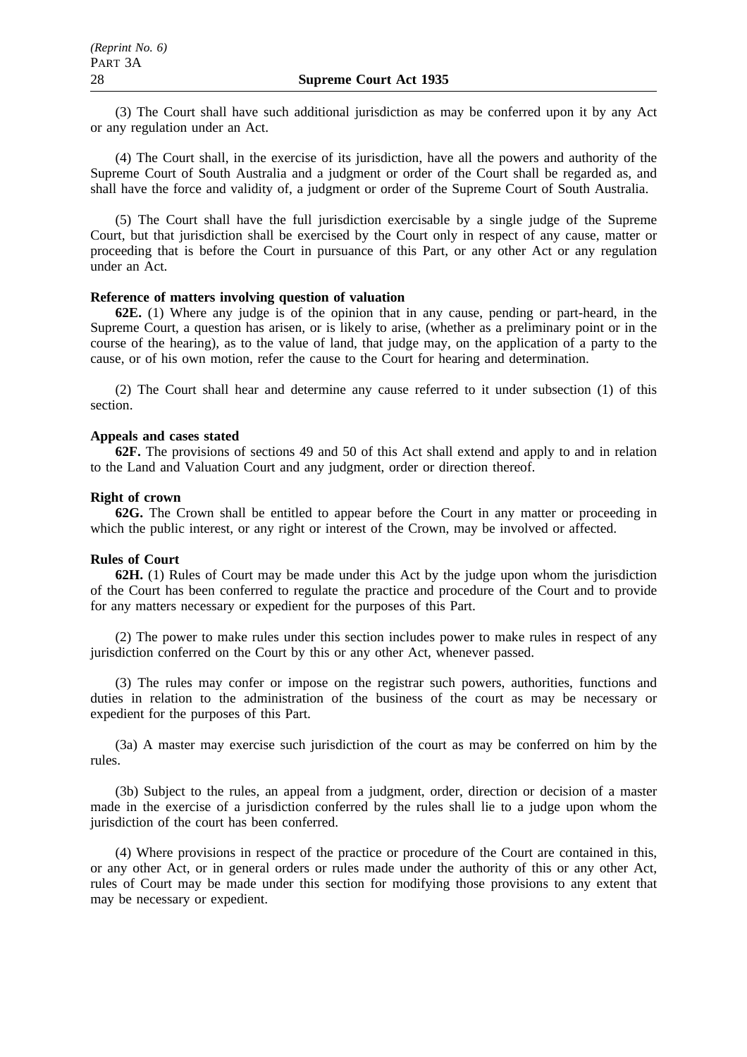(3) The Court shall have such additional jurisdiction as may be conferred upon it by any Act or any regulation under an Act.

(4) The Court shall, in the exercise of its jurisdiction, have all the powers and authority of the Supreme Court of South Australia and a judgment or order of the Court shall be regarded as, and shall have the force and validity of, a judgment or order of the Supreme Court of South Australia.

(5) The Court shall have the full jurisdiction exercisable by a single judge of the Supreme Court, but that jurisdiction shall be exercised by the Court only in respect of any cause, matter or proceeding that is before the Court in pursuance of this Part, or any other Act or any regulation under an Act.

**Reference of matters involving question of valuation**

**62E.** (1) Where any judge is of the opinion that in any cause, pending or part-heard, in the Supreme Court, a question has arisen, or is likely to arise, (whether as a preliminary point or in the course of the hearing), as to the value of land, that judge may, on the application of a party to the cause, or of his own motion, refer the cause to the Court for hearing and determination.

(2) The Court shall hear and determine any cause referred to it under subsection (1) of this section.

**Appeals and cases stated**

**62F.** The provisions of sections 49 and 50 of this Act shall extend and apply to and in relation to the Land and Valuation Court and any judgment, order or direction thereof.

**Right of crown**

**62G.** The Crown shall be entitled to appear before the Court in any matter or proceeding in which the public interest, or any right or interest of the Crown, may be involved or affected.

**Rules of Court**

**62H.** (1) Rules of Court may be made under this Act by the judge upon whom the jurisdiction of the Court has been conferred to regulate the practice and procedure of the Court and to provide for any matters necessary or expedient for the purposes of this Part.

(2) The power to make rules under this section includes power to make rules in respect of any jurisdiction conferred on the Court by this or any other Act, whenever passed.

(3) The rules may confer or impose on the registrar such powers, authorities, functions and duties in relation to the administration of the business of the court as may be necessary or expedient for the purposes of this Part.

(3a) A master may exercise such jurisdiction of the court as may be conferred on him by the rules.

(3b) Subject to the rules, an appeal from a judgment, order, direction or decision of a master made in the exercise of a jurisdiction conferred by the rules shall lie to a judge upon whom the jurisdiction of the court has been conferred.

(4) Where provisions in respect of the practice or procedure of the Court are contained in this, or any other Act, or in general orders or rules made under the authority of this or any other Act, rules of Court may be made under this section for modifying those provisions to any extent that may be necessary or expedient.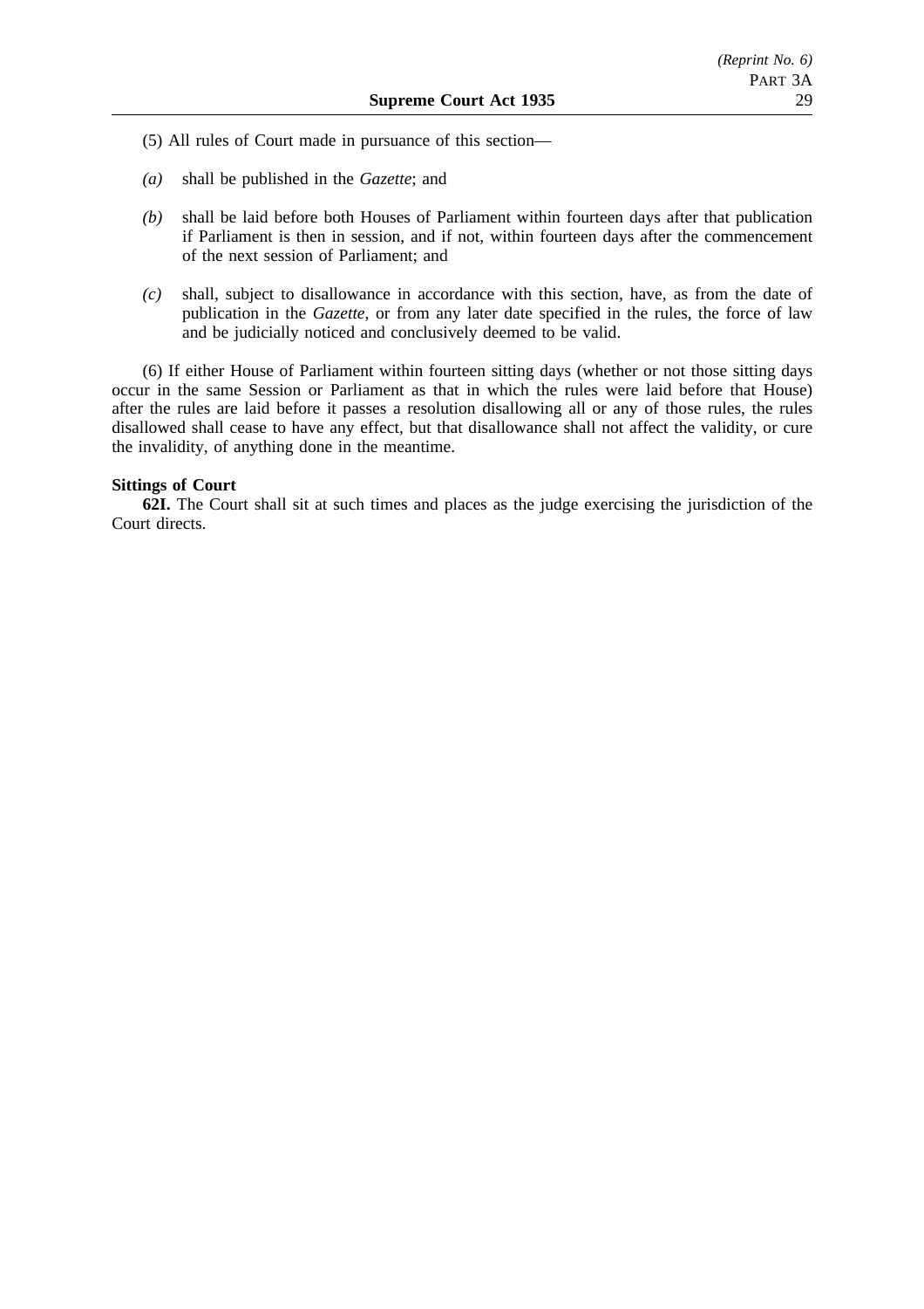(5) All rules of Court made in pursuance of this section—

*(a)* shall be published in the *Gazette*; and

*(b)* shall be laid before both Houses of Parliament within fourteen days after that publication if Parliament is then in session, and if not, within fourteen days after the commencement of the next session of Parliament; and

*(c)* shall, subject to disallowance in accordance with this section, have, as from the date of publication in the *Gazette*, or from any later date specified in the rules, the force of law and be judicially noticed and conclusively deemed to be valid.

(6) If either House of Parliament within fourteen sitting days (whether or not those sitting days occur in the same Session or Parliament as that in which the rules were laid before that House) after the rules are laid before it passes a resolution disallowing all or any of those rules, the rules disallowed shall cease to have any effect, but that disallowance shall not affect the validity, or cure the invalidity, of anything done in the meantime.

**Sittings of Court**

**62I.** The Court shall sit at such times and places as the judge exercising the jurisdiction of the Court directs.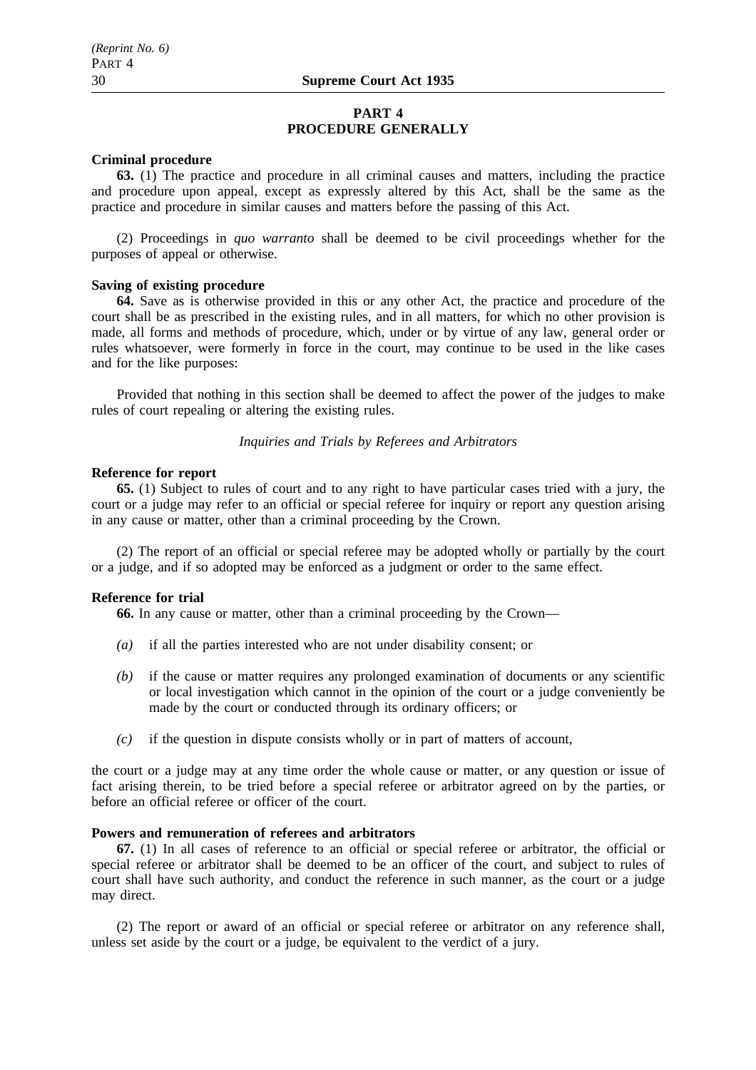# PART 4
# PROCEDURE GENERALLY

**Criminal procedure**

**63.** (1) The practice and procedure in all criminal causes and matters, including the practice and procedure upon appeal, except as expressly altered by this Act, shall be the same as the practice and procedure in similar causes and matters before the passing of this Act.

(2) Proceedings in *quo warranto* shall be deemed to be civil proceedings whether for the purposes of appeal or otherwise.

**Saving of existing procedure**

**64.** Save as is otherwise provided in this or any other Act, the practice and procedure of the court shall be as prescribed in the existing rules, and in all matters, for which no other provision is made, all forms and methods of procedure, which, under or by virtue of any law, general order or rules whatsoever, were formerly in force in the court, may continue to be used in the like cases and for the like purposes:

Provided that nothing in this section shall be deemed to affect the power of the judges to make rules of court repealing or altering the existing rules.

*Inquiries and Trials by Referees and Arbitrators*

**Reference for report**

**65.** (1) Subject to rules of court and to any right to have particular cases tried with a jury, the court or a judge may refer to an official or special referee for inquiry or report any question arising in any cause or matter, other than a criminal proceeding by the Crown.

(2) The report of an official or special referee may be adopted wholly or partially by the court or a judge, and if so adopted may be enforced as a judgment or order to the same effect.

**Reference for trial**

**66.** In any cause or matter, other than a criminal proceeding by the Crown—

*(a)* if all the parties interested who are not under disability consent; or

*(b)* if the cause or matter requires any prolonged examination of documents or any scientific or local investigation which cannot in the opinion of the court or a judge conveniently be made by the court or conducted through its ordinary officers; or

*(c)* if the question in dispute consists wholly or in part of matters of account,

the court or a judge may at any time order the whole cause or matter, or any question or issue of fact arising therein, to be tried before a special referee or arbitrator agreed on by the parties, or before an official referee or officer of the court.

**Powers and remuneration of referees and arbitrators**

**67.** (1) In all cases of reference to an official or special referee or arbitrator, the official or special referee or arbitrator shall be deemed to be an officer of the court, and subject to rules of court shall have such authority, and conduct the reference in such manner, as the court or a judge may direct.

(2) The report or award of an official or special referee or arbitrator on any reference shall, unless set aside by the court or a judge, be equivalent to the verdict of a jury.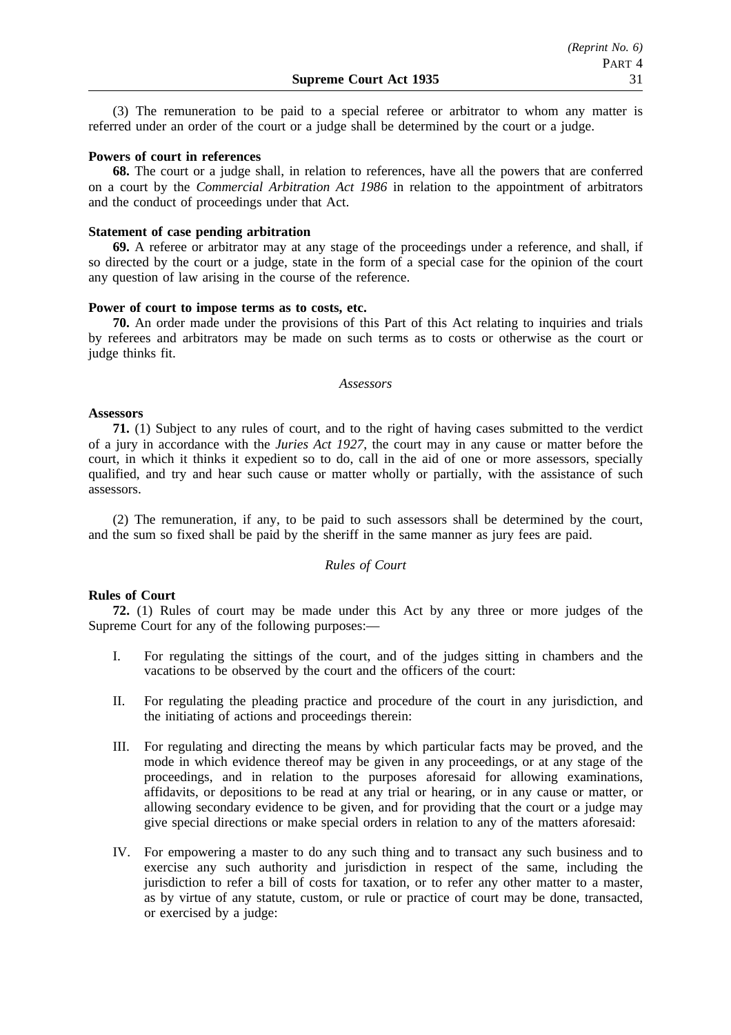(3) The remuneration to be paid to a special referee or arbitrator to whom any matter is referred under an order of the court or a judge shall be determined by the court or a judge.

**Powers of court in references**

**68.** The court or a judge shall, in relation to references, have all the powers that are conferred on a court by the *Commercial Arbitration Act 1986* in relation to the appointment of arbitrators and the conduct of proceedings under that Act.

**Statement of case pending arbitration**

**69.** A referee or arbitrator may at any stage of the proceedings under a reference, and shall, if so directed by the court or a judge, state in the form of a special case for the opinion of the court any question of law arising in the course of the reference.

**Power of court to impose terms as to costs, etc.**

**70.** An order made under the provisions of this Part of this Act relating to inquiries and trials by referees and arbitrators may be made on such terms as to costs or otherwise as the court or judge thinks fit.

*Assessors*

**Assessors**

**71.** (1) Subject to any rules of court, and to the right of having cases submitted to the verdict of a jury in accordance with the *Juries Act 1927*, the court may in any cause or matter before the court, in which it thinks it expedient so to do, call in the aid of one or more assessors, specially qualified, and try and hear such cause or matter wholly or partially, with the assistance of such assessors.

(2) The remuneration, if any, to be paid to such assessors shall be determined by the court, and the sum so fixed shall be paid by the sheriff in the same manner as jury fees are paid.

*Rules of Court*

**Rules of Court**

**72.** (1) Rules of court may be made under this Act by any three or more judges of the Supreme Court for any of the following purposes:—

I. For regulating the sittings of the court, and of the judges sitting in chambers and the vacations to be observed by the court and the officers of the court:

II. For regulating the pleading practice and procedure of the court in any jurisdiction, and the initiating of actions and proceedings therein:

III. For regulating and directing the means by which particular facts may be proved, and the mode in which evidence thereof may be given in any proceedings, or at any stage of the proceedings, and in relation to the purposes aforesaid for allowing examinations, affidavits, or depositions to be read at any trial or hearing, or in any cause or matter, or allowing secondary evidence to be given, and for providing that the court or a judge may give special directions or make special orders in relation to any of the matters aforesaid:

IV. For empowering a master to do any such thing and to transact any such business and to exercise any such authority and jurisdiction in respect of the same, including the jurisdiction to refer a bill of costs for taxation, or to refer any other matter to a master, as by virtue of any statute, custom, or rule or practice of court may be done, transacted, or exercised by a judge: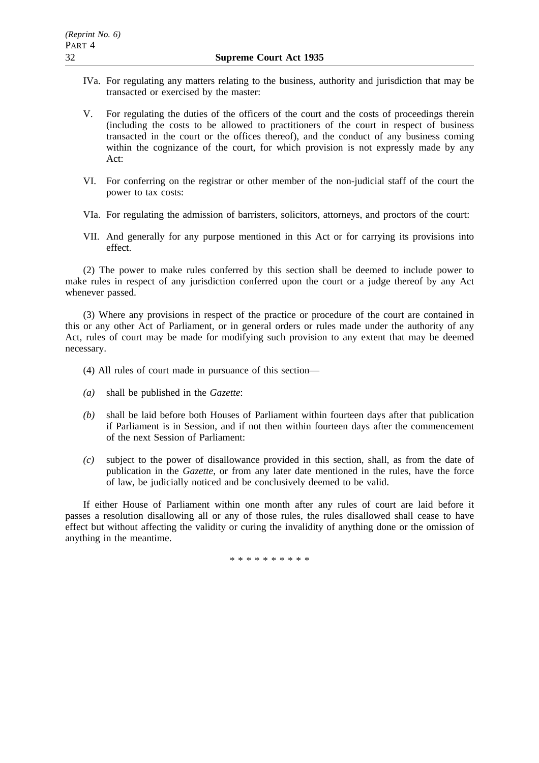IVa. For regulating any matters relating to the business, authority and jurisdiction that may be transacted or exercised by the master:

V. For regulating the duties of the officers of the court and the costs of proceedings therein (including the costs to be allowed to practitioners of the court in respect of business transacted in the court or the offices thereof), and the conduct of any business coming within the cognizance of the court, for which provision is not expressly made by any Act:

VI. For conferring on the registrar or other member of the non-judicial staff of the court the power to tax costs:

VIa. For regulating the admission of barristers, solicitors, attorneys, and proctors of the court:

VII. And generally for any purpose mentioned in this Act or for carrying its provisions into effect.

(2) The power to make rules conferred by this section shall be deemed to include power to make rules in respect of any jurisdiction conferred upon the court or a judge thereof by any Act whenever passed.

(3) Where any provisions in respect of the practice or procedure of the court are contained in this or any other Act of Parliament, or in general orders or rules made under the authority of any Act, rules of court may be made for modifying such provision to any extent that may be deemed necessary.

(4) All rules of court made in pursuance of this section—

*(a)* shall be published in the *Gazette*:

*(b)* shall be laid before both Houses of Parliament within fourteen days after that publication if Parliament is in Session, and if not then within fourteen days after the commencement of the next Session of Parliament:

*(c)* subject to the power of disallowance provided in this section, shall, as from the date of publication in the *Gazette*, or from any later date mentioned in the rules, have the force of law, be judicially noticed and be conclusively deemed to be valid.

If either House of Parliament within one month after any rules of court are laid before it passes a resolution disallowing all or any of those rules, the rules disallowed shall cease to have effect but without affecting the validity or curing the invalidity of anything done or the omission of anything in the meantime.

\* \* \* \* \* \* \* \* \* \*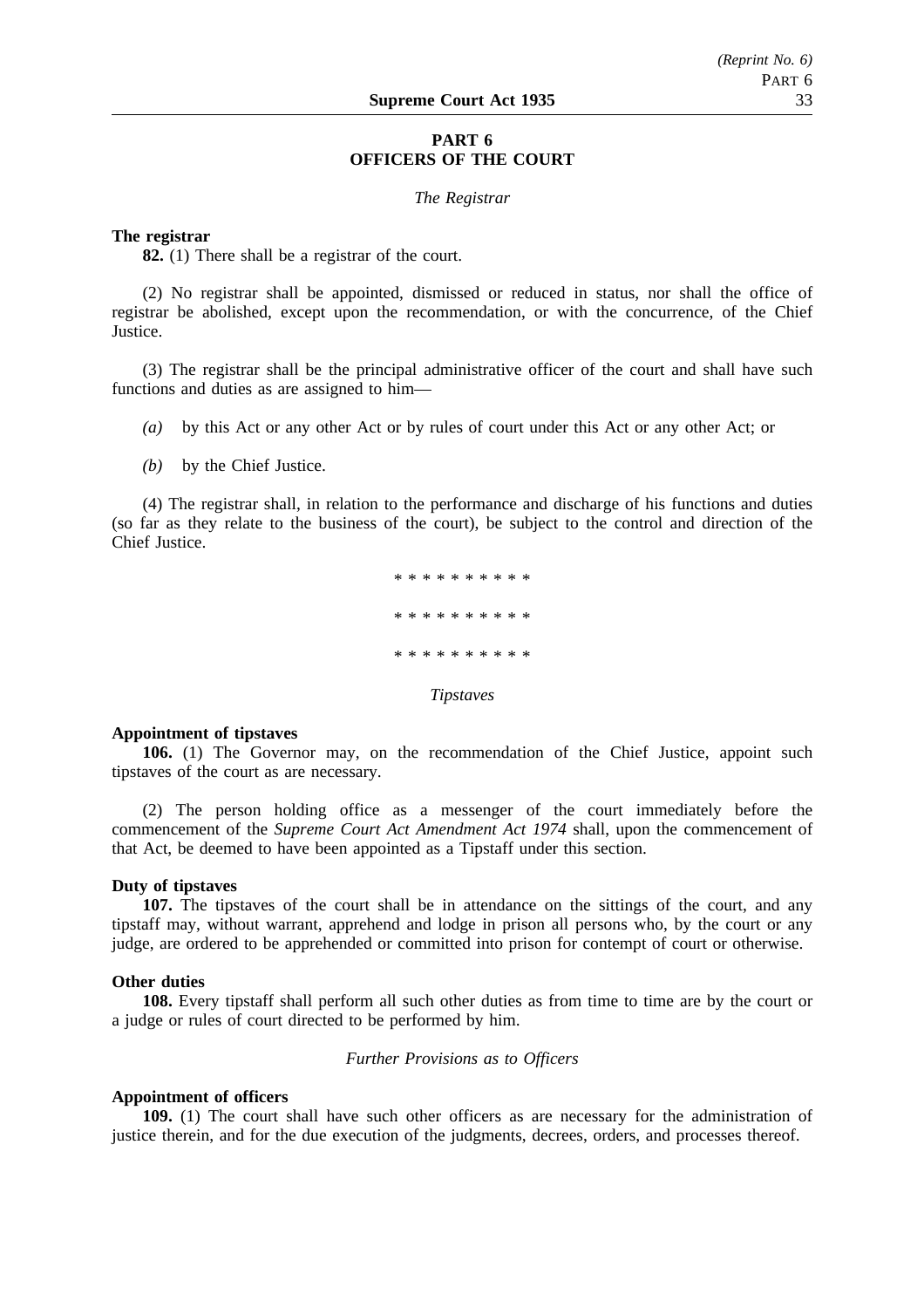## PART 6
## OFFICERS OF THE COURT

*The Registrar*

**The registrar**

**82.** (1) There shall be a registrar of the court.

(2) No registrar shall be appointed, dismissed or reduced in status, nor shall the office of registrar be abolished, except upon the recommendation, or with the concurrence, of the Chief Justice.

(3) The registrar shall be the principal administrative officer of the court and shall have such functions and duties as are assigned to him—

*(a)* by this Act or any other Act or by rules of court under this Act or any other Act; or

*(b)* by the Chief Justice.

(4) The registrar shall, in relation to the performance and discharge of his functions and duties (so far as they relate to the business of the court), be subject to the control and direction of the Chief Justice.

\* \* \* \* \* \* \* \* \* \*

\* \* \* \* \* \* \* \* \* \*

\* \* \* \* \* \* \* \* \* \*

*Tipstaves*

**Appointment of tipstaves**

**106.** (1) The Governor may, on the recommendation of the Chief Justice, appoint such tipstaves of the court as are necessary.

(2) The person holding office as a messenger of the court immediately before the commencement of the *Supreme Court Act Amendment Act 1974* shall, upon the commencement of that Act, be deemed to have been appointed as a Tipstaff under this section.

**Duty of tipstaves**

**107.** The tipstaves of the court shall be in attendance on the sittings of the court, and any tipstaff may, without warrant, apprehend and lodge in prison all persons who, by the court or any judge, are ordered to be apprehended or committed into prison for contempt of court or otherwise.

**Other duties**

**108.** Every tipstaff shall perform all such other duties as from time to time are by the court or a judge or rules of court directed to be performed by him.

*Further Provisions as to Officers*

**Appointment of officers**

**109.** (1) The court shall have such other officers as are necessary for the administration of justice therein, and for the due execution of the judgments, decrees, orders, and processes thereof.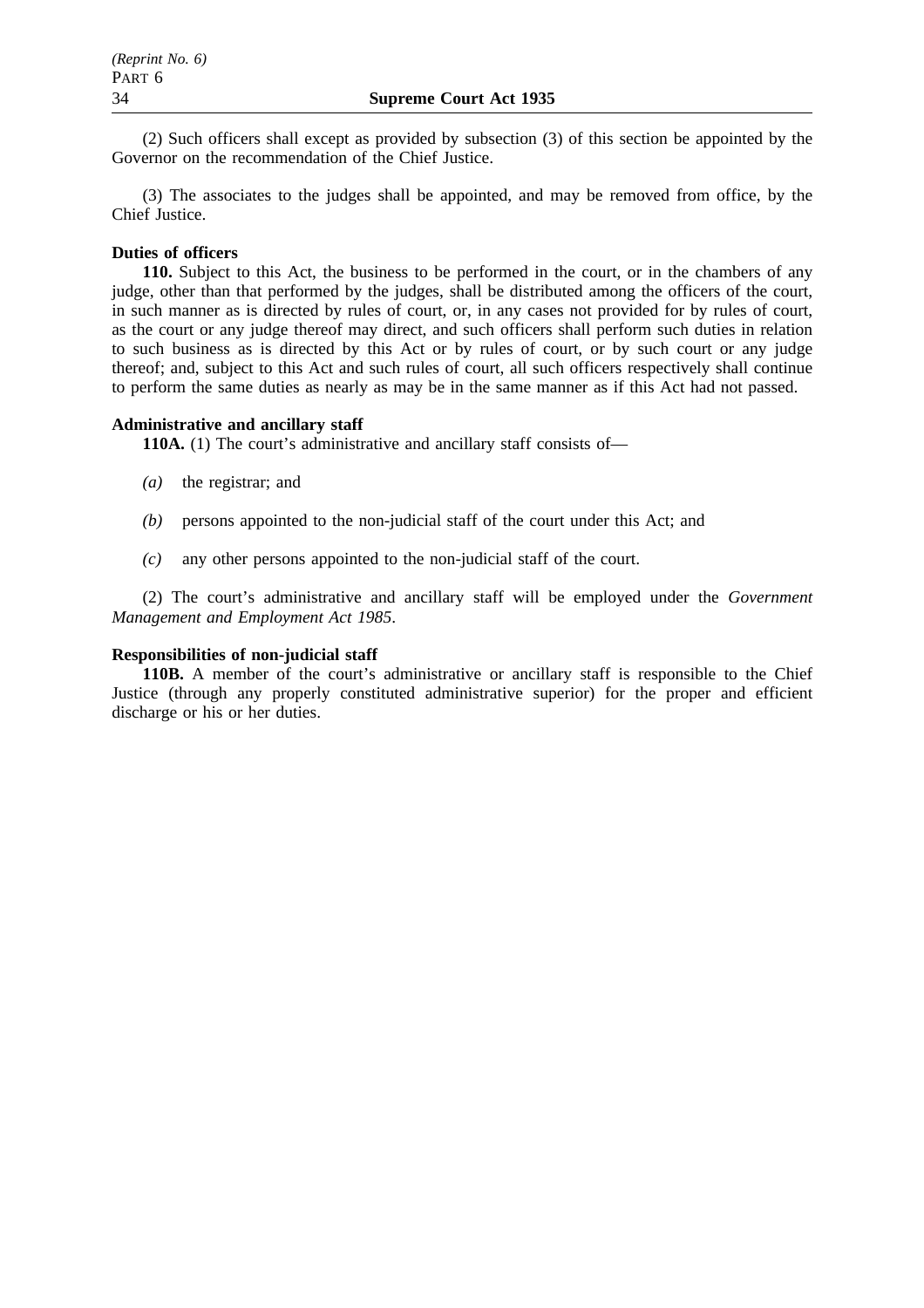(2) Such officers shall except as provided by subsection (3) of this section be appointed by the Governor on the recommendation of the Chief Justice.

(3) The associates to the judges shall be appointed, and may be removed from office, by the Chief Justice.

**Duties of officers**

**110.** Subject to this Act, the business to be performed in the court, or in the chambers of any judge, other than that performed by the judges, shall be distributed among the officers of the court, in such manner as is directed by rules of court, or, in any cases not provided for by rules of court, as the court or any judge thereof may direct, and such officers shall perform such duties in relation to such business as is directed by this Act or by rules of court, or by such court or any judge thereof; and, subject to this Act and such rules of court, all such officers respectively shall continue to perform the same duties as nearly as may be in the same manner as if this Act had not passed.

**Administrative and ancillary staff**

**110A.** (1) The court's administrative and ancillary staff consists of—

*(a)* the registrar; and

*(b)* persons appointed to the non-judicial staff of the court under this Act; and

*(c)* any other persons appointed to the non-judicial staff of the court.

(2) The court's administrative and ancillary staff will be employed under the *Government Management and Employment Act 1985*.

**Responsibilities of non-judicial staff**

**110B.** A member of the court's administrative or ancillary staff is responsible to the Chief Justice (through any properly constituted administrative superior) for the proper and efficient discharge or his or her duties.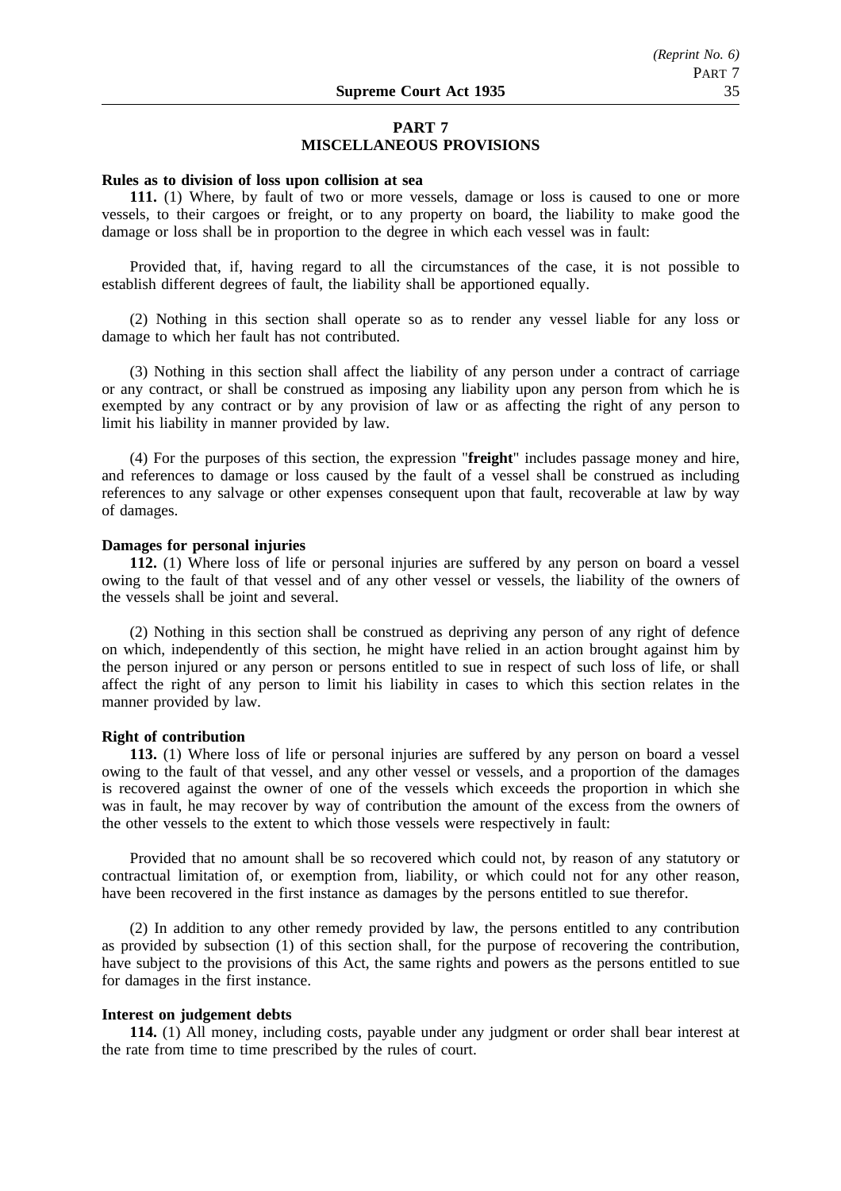## PART 7
## MISCELLANEOUS PROVISIONS

**Rules as to division of loss upon collision at sea**

**111.** (1) Where, by fault of two or more vessels, damage or loss is caused to one or more vessels, to their cargoes or freight, or to any property on board, the liability to make good the damage or loss shall be in proportion to the degree in which each vessel was in fault:

Provided that, if, having regard to all the circumstances of the case, it is not possible to establish different degrees of fault, the liability shall be apportioned equally.

(2) Nothing in this section shall operate so as to render any vessel liable for any loss or damage to which her fault has not contributed.

(3) Nothing in this section shall affect the liability of any person under a contract of carriage or any contract, or shall be construed as imposing any liability upon any person from which he is exempted by any contract or by any provision of law or as affecting the right of any person to limit his liability in manner provided by law.

(4) For the purposes of this section, the expression "**freight**" includes passage money and hire, and references to damage or loss caused by the fault of a vessel shall be construed as including references to any salvage or other expenses consequent upon that fault, recoverable at law by way of damages.

**Damages for personal injuries**

**112.** (1) Where loss of life or personal injuries are suffered by any person on board a vessel owing to the fault of that vessel and of any other vessel or vessels, the liability of the owners of the vessels shall be joint and several.

(2) Nothing in this section shall be construed as depriving any person of any right of defence on which, independently of this section, he might have relied in an action brought against him by the person injured or any person or persons entitled to sue in respect of such loss of life, or shall affect the right of any person to limit his liability in cases to which this section relates in the manner provided by law.

**Right of contribution**

**113.** (1) Where loss of life or personal injuries are suffered by any person on board a vessel owing to the fault of that vessel, and any other vessel or vessels, and a proportion of the damages is recovered against the owner of one of the vessels which exceeds the proportion in which she was in fault, he may recover by way of contribution the amount of the excess from the owners of the other vessels to the extent to which those vessels were respectively in fault:

Provided that no amount shall be so recovered which could not, by reason of any statutory or contractual limitation of, or exemption from, liability, or which could not for any other reason, have been recovered in the first instance as damages by the persons entitled to sue therefor.

(2) In addition to any other remedy provided by law, the persons entitled to any contribution as provided by subsection (1) of this section shall, for the purpose of recovering the contribution, have subject to the provisions of this Act, the same rights and powers as the persons entitled to sue for damages in the first instance.

**Interest on judgement debts**

**114.** (1) All money, including costs, payable under any judgment or order shall bear interest at the rate from time to time prescribed by the rules of court.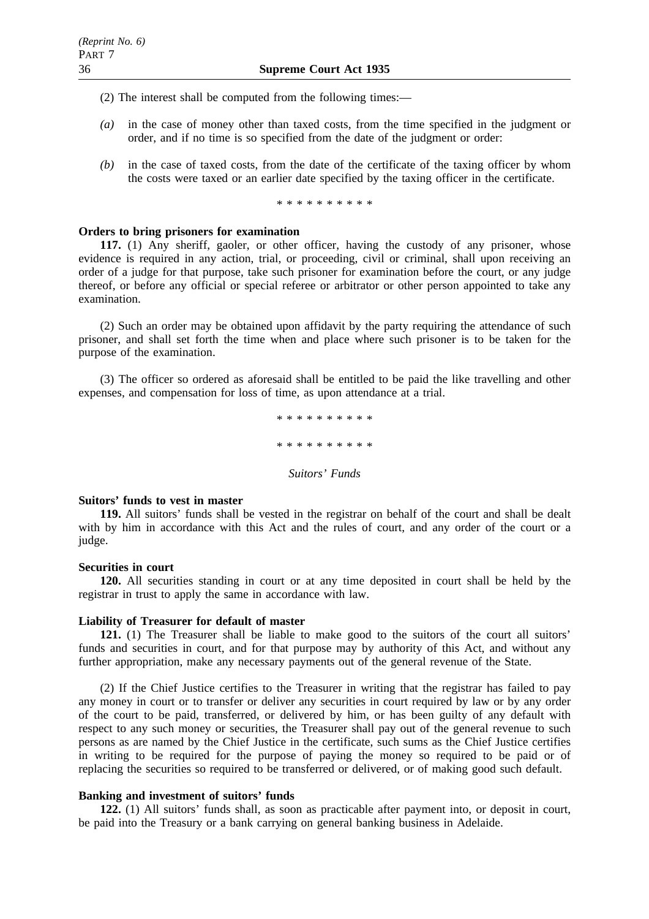(2) The interest shall be computed from the following times:—

*(a)* in the case of money other than taxed costs, from the time specified in the judgment or order, and if no time is so specified from the date of the judgment or order:

*(b)* in the case of taxed costs, from the date of the certificate of the taxing officer by whom the costs were taxed or an earlier date specified by the taxing officer in the certificate.

\* \* \* \* \* \* \* \* \* \*

**Orders to bring prisoners for examination**

**117.** (1) Any sheriff, gaoler, or other officer, having the custody of any prisoner, whose evidence is required in any action, trial, or proceeding, civil or criminal, shall upon receiving an order of a judge for that purpose, take such prisoner for examination before the court, or any judge thereof, or before any official or special referee or arbitrator or other person appointed to take any examination.

(2) Such an order may be obtained upon affidavit by the party requiring the attendance of such prisoner, and shall set forth the time when and place where such prisoner is to be taken for the purpose of the examination.

(3) The officer so ordered as aforesaid shall be entitled to be paid the like travelling and other expenses, and compensation for loss of time, as upon attendance at a trial.

\* \* \* \* \* \* \* \* \* \*

\* \* \* \* \* \* \* \* \* \*

*Suitors' Funds*

**Suitors' funds to vest in master**

**119.** All suitors' funds shall be vested in the registrar on behalf of the court and shall be dealt with by him in accordance with this Act and the rules of court, and any order of the court or a judge.

**Securities in court**

**120.** All securities standing in court or at any time deposited in court shall be held by the registrar in trust to apply the same in accordance with law.

**Liability of Treasurer for default of master**

**121.** (1) The Treasurer shall be liable to make good to the suitors of the court all suitors' funds and securities in court, and for that purpose may by authority of this Act, and without any further appropriation, make any necessary payments out of the general revenue of the State.

(2) If the Chief Justice certifies to the Treasurer in writing that the registrar has failed to pay any money in court or to transfer or deliver any securities in court required by law or by any order of the court to be paid, transferred, or delivered by him, or has been guilty of any default with respect to any such money or securities, the Treasurer shall pay out of the general revenue to such persons as are named by the Chief Justice in the certificate, such sums as the Chief Justice certifies in writing to be required for the purpose of paying the money so required to be paid or of replacing the securities so required to be transferred or delivered, or of making good such default.

**Banking and investment of suitors' funds**

**122.** (1) All suitors' funds shall, as soon as practicable after payment into, or deposit in court, be paid into the Treasury or a bank carrying on general banking business in Adelaide.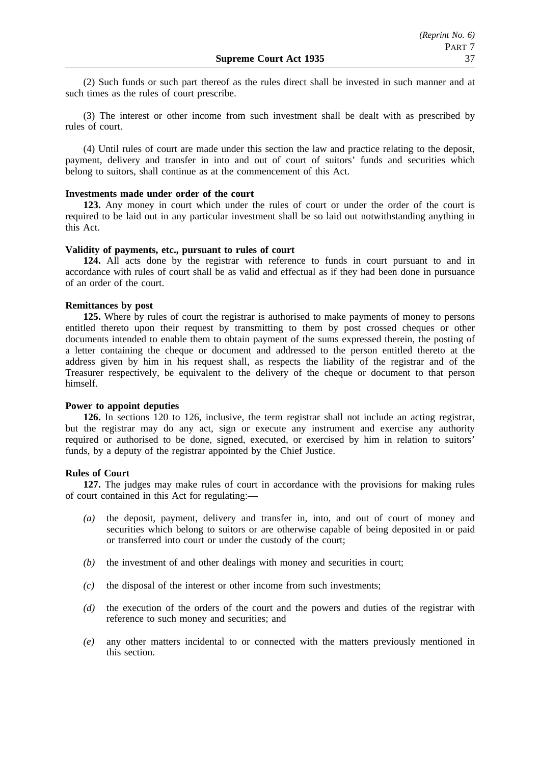(2) Such funds or such part thereof as the rules direct shall be invested in such manner and at such times as the rules of court prescribe.

(3) The interest or other income from such investment shall be dealt with as prescribed by rules of court.

(4) Until rules of court are made under this section the law and practice relating to the deposit, payment, delivery and transfer in into and out of court of suitors' funds and securities which belong to suitors, shall continue as at the commencement of this Act.

**Investments made under order of the court**

**123.** Any money in court which under the rules of court or under the order of the court is required to be laid out in any particular investment shall be so laid out notwithstanding anything in this Act.

**Validity of payments, etc., pursuant to rules of court**

**124.** All acts done by the registrar with reference to funds in court pursuant to and in accordance with rules of court shall be as valid and effectual as if they had been done in pursuance of an order of the court.

**Remittances by post**

**125.** Where by rules of court the registrar is authorised to make payments of money to persons entitled thereto upon their request by transmitting to them by post crossed cheques or other documents intended to enable them to obtain payment of the sums expressed therein, the posting of a letter containing the cheque or document and addressed to the person entitled thereto at the address given by him in his request shall, as respects the liability of the registrar and of the Treasurer respectively, be equivalent to the delivery of the cheque or document to that person himself.

**Power to appoint deputies**

**126.** In sections 120 to 126, inclusive, the term registrar shall not include an acting registrar, but the registrar may do any act, sign or execute any instrument and exercise any authority required or authorised to be done, signed, executed, or exercised by him in relation to suitors' funds, by a deputy of the registrar appointed by the Chief Justice.

**Rules of Court**

**127.** The judges may make rules of court in accordance with the provisions for making rules of court contained in this Act for regulating:—

*(a)* the deposit, payment, delivery and transfer in, into, and out of court of money and securities which belong to suitors or are otherwise capable of being deposited in or paid or transferred into court or under the custody of the court;

*(b)* the investment of and other dealings with money and securities in court;

*(c)* the disposal of the interest or other income from such investments;

*(d)* the execution of the orders of the court and the powers and duties of the registrar with reference to such money and securities; and

*(e)* any other matters incidental to or connected with the matters previously mentioned in this section.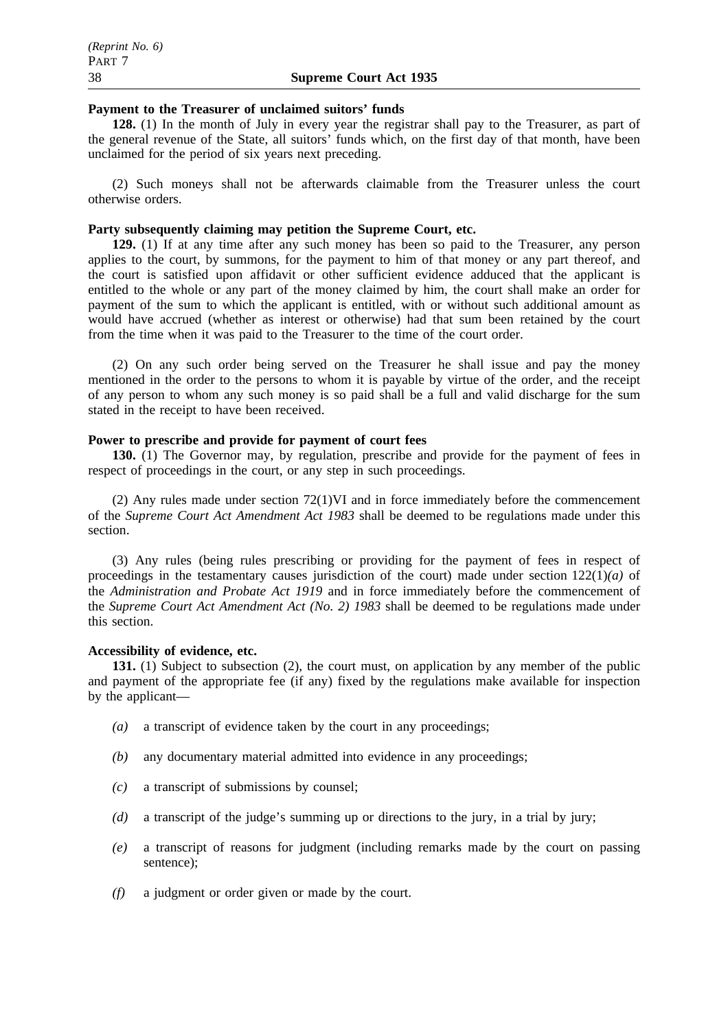**Payment to the Treasurer of unclaimed suitors' funds**

**128.** (1) In the month of July in every year the registrar shall pay to the Treasurer, as part of the general revenue of the State, all suitors' funds which, on the first day of that month, have been unclaimed for the period of six years next preceding.

(2) Such moneys shall not be afterwards claimable from the Treasurer unless the court otherwise orders.

**Party subsequently claiming may petition the Supreme Court, etc.**

**129.** (1) If at any time after any such money has been so paid to the Treasurer, any person applies to the court, by summons, for the payment to him of that money or any part thereof, and the court is satisfied upon affidavit or other sufficient evidence adduced that the applicant is entitled to the whole or any part of the money claimed by him, the court shall make an order for payment of the sum to which the applicant is entitled, with or without such additional amount as would have accrued (whether as interest or otherwise) had that sum been retained by the court from the time when it was paid to the Treasurer to the time of the court order.

(2) On any such order being served on the Treasurer he shall issue and pay the money mentioned in the order to the persons to whom it is payable by virtue of the order, and the receipt of any person to whom any such money is so paid shall be a full and valid discharge for the sum stated in the receipt to have been received.

**Power to prescribe and provide for payment of court fees**

**130.** (1) The Governor may, by regulation, prescribe and provide for the payment of fees in respect of proceedings in the court, or any step in such proceedings.

(2) Any rules made under section 72(1)VI and in force immediately before the commencement of the *Supreme Court Act Amendment Act 1983* shall be deemed to be regulations made under this section.

(3) Any rules (being rules prescribing or providing for the payment of fees in respect of proceedings in the testamentary causes jurisdiction of the court) made under section 122(1)*(a)* of the *Administration and Probate Act 1919* and in force immediately before the commencement of the *Supreme Court Act Amendment Act (No. 2) 1983* shall be deemed to be regulations made under this section.

**Accessibility of evidence, etc.**

**131.** (1) Subject to subsection (2), the court must, on application by any member of the public and payment of the appropriate fee (if any) fixed by the regulations make available for inspection by the applicant—

*(a)* a transcript of evidence taken by the court in any proceedings;

*(b)* any documentary material admitted into evidence in any proceedings;

*(c)* a transcript of submissions by counsel;

*(d)* a transcript of the judge's summing up or directions to the jury, in a trial by jury;

*(e)* a transcript of reasons for judgment (including remarks made by the court on passing sentence);

*(f)* a judgment or order given or made by the court.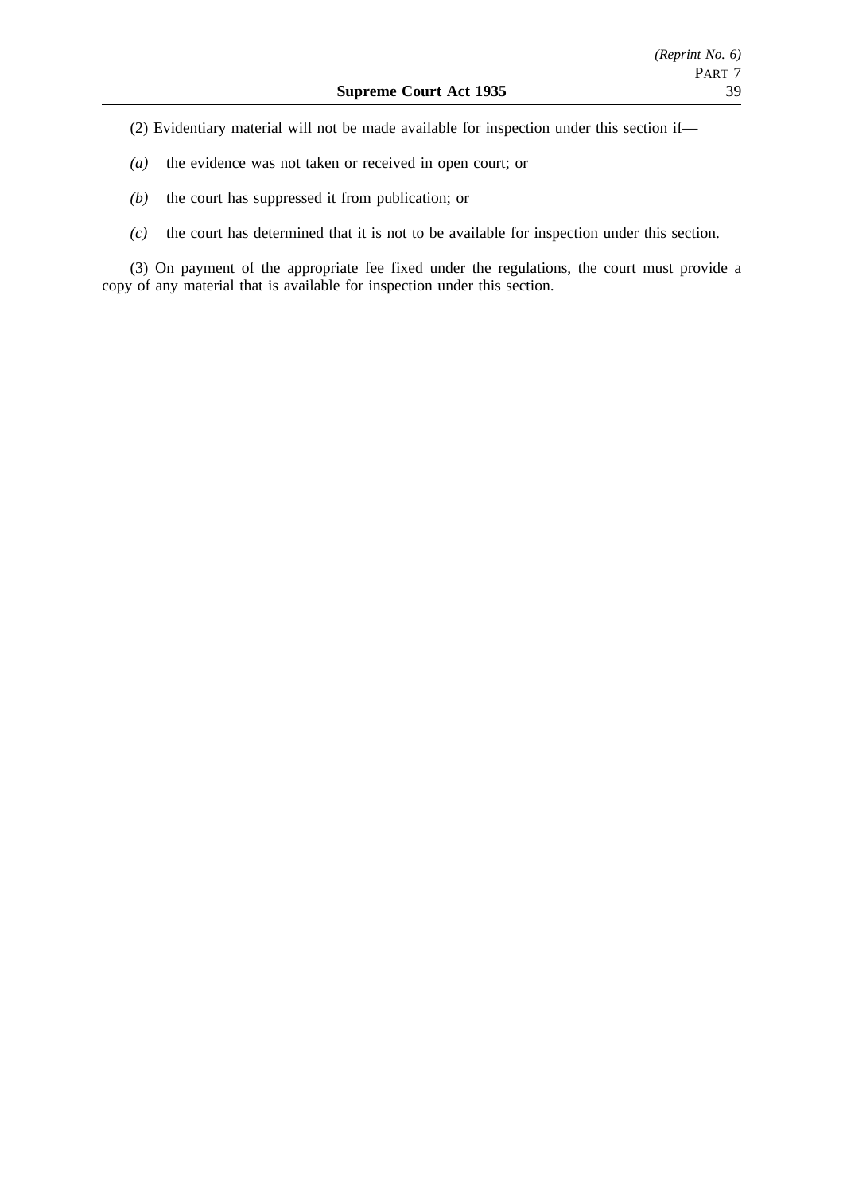(2) Evidentiary material will not be made available for inspection under this section if—

*(a)* the evidence was not taken or received in open court; or

*(b)* the court has suppressed it from publication; or

*(c)* the court has determined that it is not to be available for inspection under this section.

(3) On payment of the appropriate fee fixed under the regulations, the court must provide a copy of any material that is available for inspection under this section.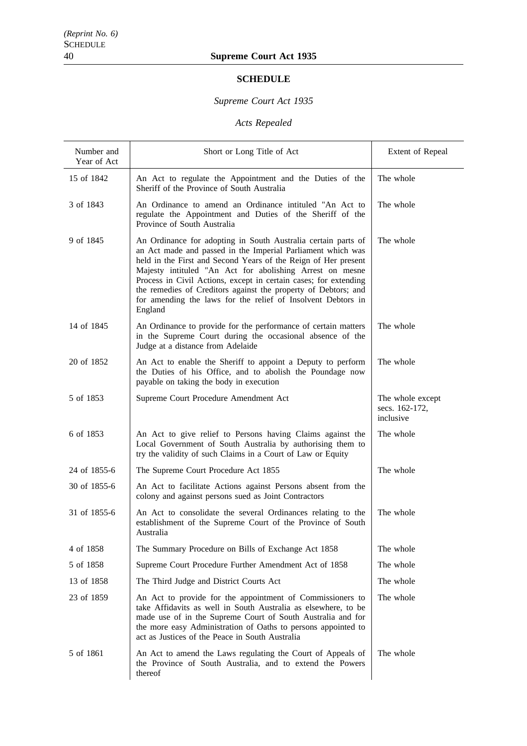## SCHEDULE

*Supreme Court Act 1935*

*Acts Repealed*

| Number and Year of Act | Short or Long Title of Act | Extent of Repeal |
|---|---|---|
| 15 of 1842 | An Act to regulate the Appointment and the Duties of the Sheriff of the Province of South Australia | The whole |
| 3 of 1843 | An Ordinance to amend an Ordinance intituled "An Act to regulate the Appointment and Duties of the Sheriff of the Province of South Australia | The whole |
| 9 of 1845 | An Ordinance for adopting in South Australia certain parts of an Act made and passed in the Imperial Parliament which was held in the First and Second Years of the Reign of Her present Majesty intituled "An Act for abolishing Arrest on mesne Process in Civil Actions, except in certain cases; for extending the remedies of Creditors against the property of Debtors; and for amending the laws for the relief of Insolvent Debtors in England | The whole |
| 14 of 1845 | An Ordinance to provide for the performance of certain matters in the Supreme Court during the occasional absence of the Judge at a distance from Adelaide | The whole |
| 20 of 1852 | An Act to enable the Sheriff to appoint a Deputy to perform the Duties of his Office, and to abolish the Poundage now payable on taking the body in execution | The whole |
| 5 of 1853 | Supreme Court Procedure Amendment Act | The whole except secs. 162-172, inclusive |
| 6 of 1853 | An Act to give relief to Persons having Claims against the Local Government of South Australia by authorising them to try the validity of such Claims in a Court of Law or Equity | The whole |
| 24 of 1855-6 | The Supreme Court Procedure Act 1855 | The whole |
| 30 of 1855-6 | An Act to facilitate Actions against Persons absent from the colony and against persons sued as Joint Contractors | |
| 31 of 1855-6 | An Act to consolidate the several Ordinances relating to the establishment of the Supreme Court of the Province of South Australia | The whole |
| 4 of 1858 | The Summary Procedure on Bills of Exchange Act 1858 | The whole |
| 5 of 1858 | Supreme Court Procedure Further Amendment Act of 1858 | The whole |
| 13 of 1858 | The Third Judge and District Courts Act | The whole |
| 23 of 1859 | An Act to provide for the appointment of Commissioners to take Affidavits as well in South Australia as elsewhere, to be made use of in the Supreme Court of South Australia and for the more easy Administration of Oaths to persons appointed to act as Justices of the Peace in South Australia | The whole |
| 5 of 1861 | An Act to amend the Laws regulating the Court of Appeals of the Province of South Australia, and to extend the Powers thereof | The whole |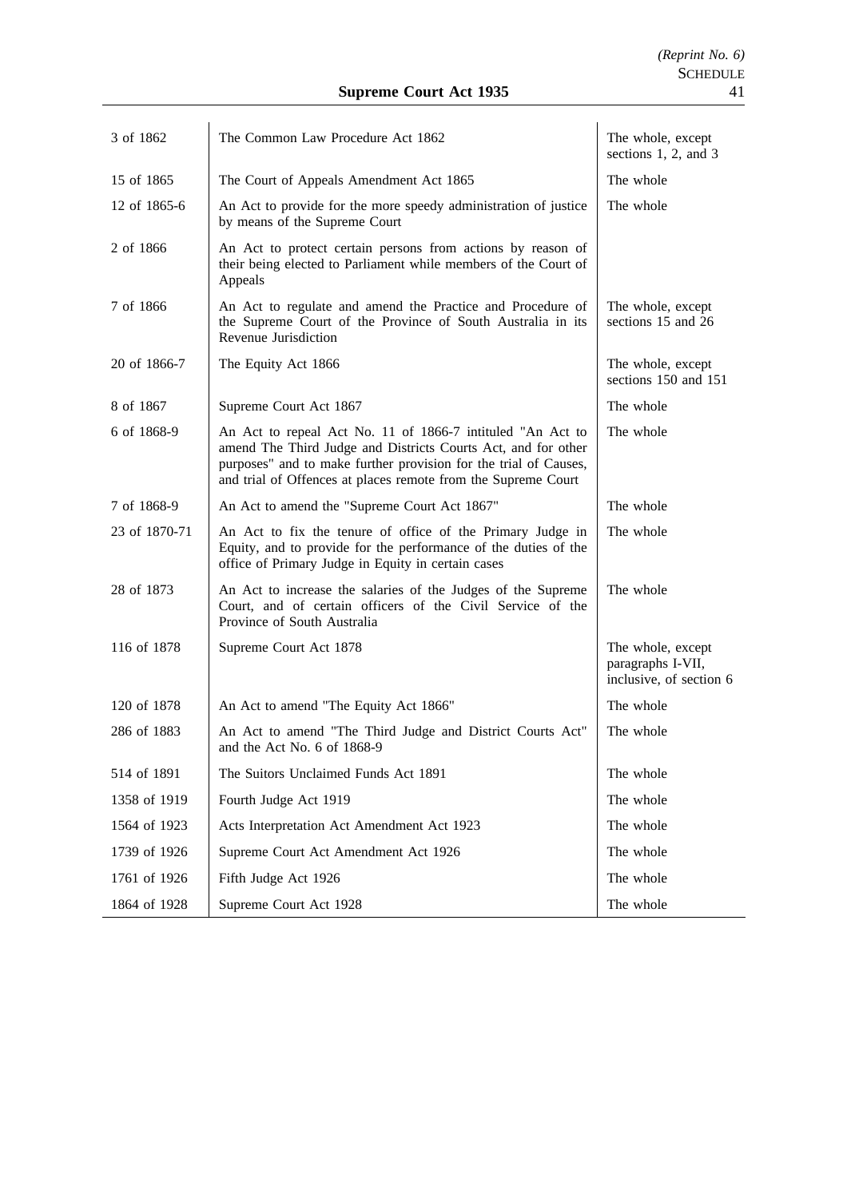| | | |
|---|---|---|
| 3 of 1862 | The Common Law Procedure Act 1862 | The whole, except sections 1, 2, and 3 |
| 15 of 1865 | The Court of Appeals Amendment Act 1865 | The whole |
| 12 of 1865-6 | An Act to provide for the more speedy administration of justice by means of the Supreme Court | The whole |
| 2 of 1866 | An Act to protect certain persons from actions by reason of their being elected to Parliament while members of the Court of Appeals | |
| 7 of 1866 | An Act to regulate and amend the Practice and Procedure of the Supreme Court of the Province of South Australia in its Revenue Jurisdiction | The whole, except sections 15 and 26 |
| 20 of 1866-7 | The Equity Act 1866 | The whole, except sections 150 and 151 |
| 8 of 1867 | Supreme Court Act 1867 | The whole |
| 6 of 1868-9 | An Act to repeal Act No. 11 of 1866-7 intituled "An Act to amend The Third Judge and Districts Courts Act, and for other purposes" and to make further provision for the trial of Causes, and trial of Offences at places remote from the Supreme Court | The whole |
| 7 of 1868-9 | An Act to amend the "Supreme Court Act 1867" | The whole |
| 23 of 1870-71 | An Act to fix the tenure of office of the Primary Judge in Equity, and to provide for the performance of the duties of the office of Primary Judge in Equity in certain cases | The whole |
| 28 of 1873 | An Act to increase the salaries of the Judges of the Supreme Court, and of certain officers of the Civil Service of the Province of South Australia | The whole |
| 116 of 1878 | Supreme Court Act 1878 | The whole, except paragraphs I-VII, inclusive, of section 6 |
| 120 of 1878 | An Act to amend "The Equity Act 1866" | The whole |
| 286 of 1883 | An Act to amend "The Third Judge and District Courts Act" and the Act No. 6 of 1868-9 | The whole |
| 514 of 1891 | The Suitors Unclaimed Funds Act 1891 | The whole |
| 1358 of 1919 | Fourth Judge Act 1919 | The whole |
| 1564 of 1923 | Acts Interpretation Act Amendment Act 1923 | The whole |
| 1739 of 1926 | Supreme Court Act Amendment Act 1926 | The whole |
| 1761 of 1926 | Fifth Judge Act 1926 | The whole |
| 1864 of 1928 | Supreme Court Act 1928 | The whole |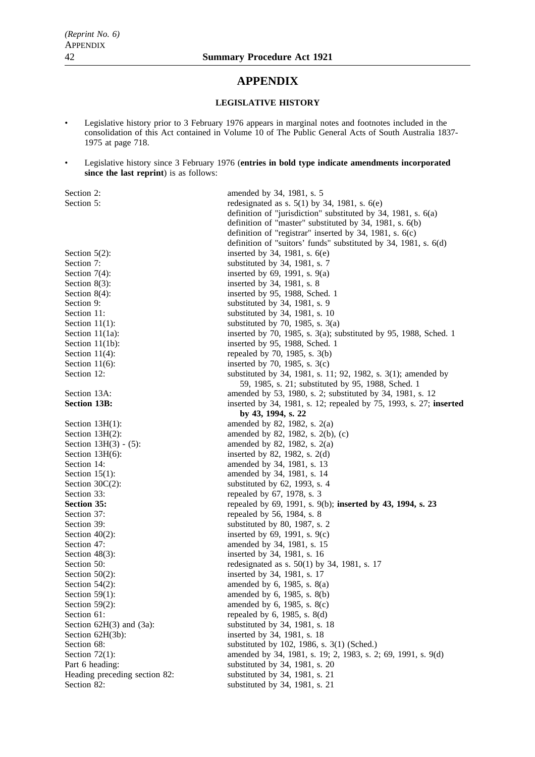# APPENDIX

## LEGISLATIVE HISTORY

- Legislative history prior to 3 February 1976 appears in marginal notes and footnotes included in the consolidation of this Act contained in Volume 10 of The Public General Acts of South Australia 1837-1975 at page 718.
- Legislative history since 3 February 1976 (**entries in bold type indicate amendments incorporated since the last reprint**) is as follows:

| | |
|---|---|
| Section 2: | amended by 34, 1981, s. 5 |
| Section 5: | redesignated as s. 5(1) by 34, 1981, s. 6(e)<br>definition of "jurisdiction" substituted by 34, 1981, s. 6(a)<br>definition of "master" substituted by 34, 1981, s. 6(b)<br>definition of "registrar" inserted by 34, 1981, s. 6(c)<br>definition of "suitors' funds" substituted by 34, 1981, s. 6(d) |
| Section 5(2): | inserted by 34, 1981, s. 6(e) |
| Section 7: | substituted by 34, 1981, s. 7 |
| Section 7(4): | inserted by 69, 1991, s. 9(a) |
| Section 8(3): | inserted by 34, 1981, s. 8 |
| Section 8(4): | inserted by 95, 1988, Sched. 1 |
| Section 9: | substituted by 34, 1981, s. 9 |
| Section 11: | substituted by 34, 1981, s. 10 |
| Section 11(1): | substituted by 70, 1985, s. 3(a) |
| Section 11(1a): | inserted by 70, 1985, s. 3(a); substituted by 95, 1988, Sched. 1 |
| Section 11(1b): | inserted by 95, 1988, Sched. 1 |
| Section 11(4): | repealed by 70, 1985, s. 3(b) |
| Section 11(6): | inserted by 70, 1985, s. 3(c) |
| Section 12: | substituted by 34, 1981, s. 11; 92, 1982, s. 3(1); amended by 59, 1985, s. 21; substituted by 95, 1988, Sched. 1 |
| Section 13A: | amended by 53, 1980, s. 2; substituted by 34, 1981, s. 12 |
| **Section 13B:** | inserted by 34, 1981, s. 12; repealed by 75, 1993, s. 27; **inserted by 43, 1994, s. 22** |
| Section 13H(1): | amended by 82, 1982, s. 2(a) |
| Section 13H(2): | amended by 82, 1982, s. 2(b), (c) |
| Section 13H(3) - (5): | amended by 82, 1982, s. 2(a) |
| Section 13H(6): | inserted by 82, 1982, s. 2(d) |
| Section 14: | amended by 34, 1981, s. 13 |
| Section 15(1): | amended by 34, 1981, s. 14 |
| Section 30C(2): | substituted by 62, 1993, s. 4 |
| Section 33: | repealed by 67, 1978, s. 3 |
| **Section 35:** | repealed by 69, 1991, s. 9(b); **inserted by 43, 1994, s. 23** |
| Section 37: | repealed by 56, 1984, s. 8 |
| Section 39: | substituted by 80, 1987, s. 2 |
| Section 40(2): | inserted by 69, 1991, s. 9(c) |
| Section 47: | amended by 34, 1981, s. 15 |
| Section 48(3): | inserted by 34, 1981, s. 16 |
| Section 50: | redesignated as s. 50(1) by 34, 1981, s. 17 |
| Section 50(2): | inserted by 34, 1981, s. 17 |
| Section 54(2): | amended by 6, 1985, s. 8(a) |
| Section 59(1): | amended by 6, 1985, s. 8(b) |
| Section 59(2): | amended by 6, 1985, s. 8(c) |
| Section 61: | repealed by 6, 1985, s. 8(d) |
| Section 62H(3) and (3a): | substituted by 34, 1981, s. 18 |
| Section 62H(3b): | inserted by 34, 1981, s. 18 |
| Section 68: | substituted by 102, 1986, s. 3(1) (Sched.) |
| Section 72(1): | amended by 34, 1981, s. 19; 2, 1983, s. 2; 69, 1991, s. 9(d) |
| Part 6 heading: | substituted by 34, 1981, s. 20 |
| Heading preceding section 82: | substituted by 34, 1981, s. 21 |
| Section 82: | substituted by 34, 1981, s. 21 |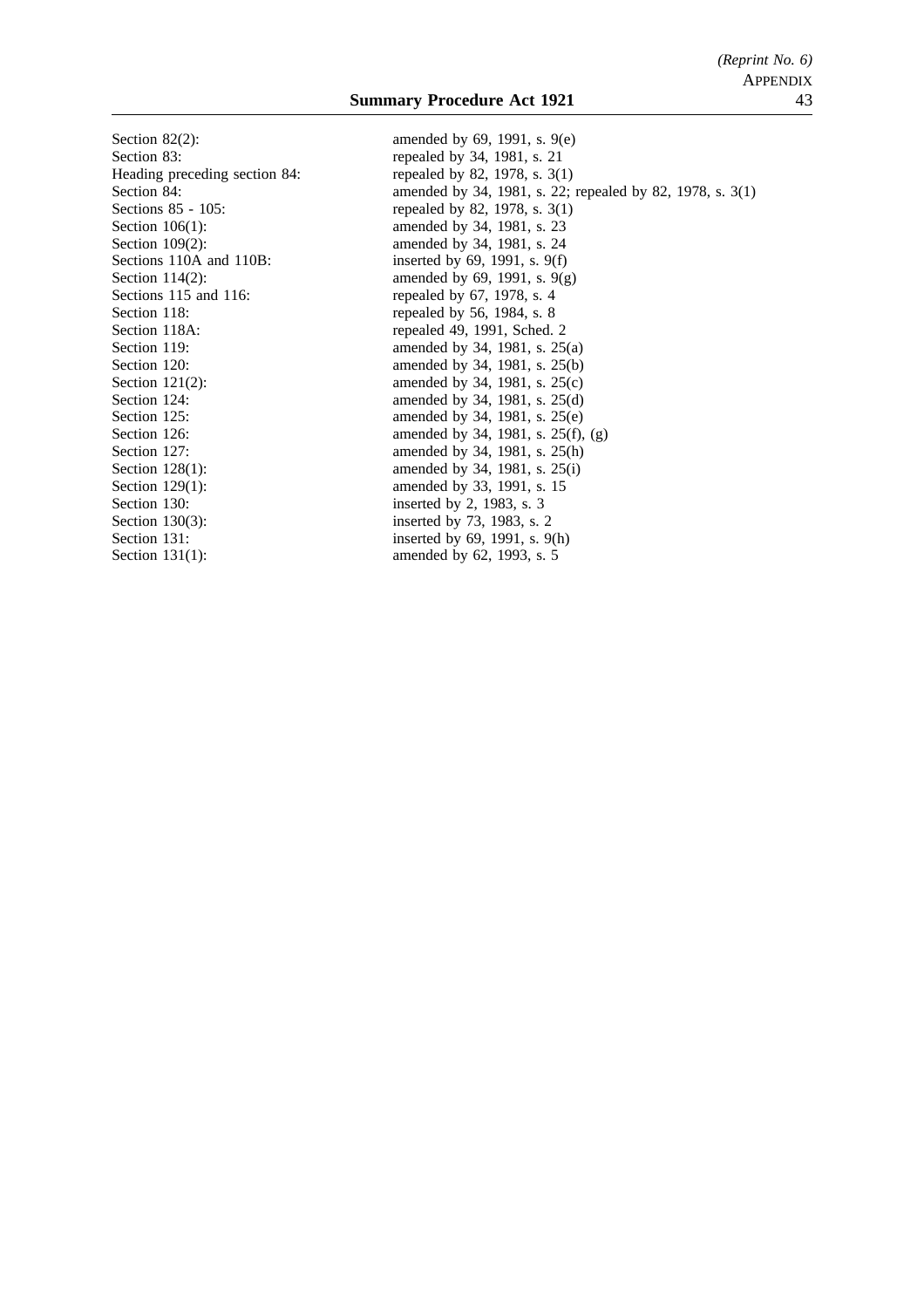| | |
|---|---|
| Section 82(2): | amended by 69, 1991, s. 9(e) |
| Section 83: | repealed by 34, 1981, s. 21 |
| Heading preceding section 84: | repealed by 82, 1978, s. 3(1) |
| Section 84: | amended by 34, 1981, s. 22; repealed by 82, 1978, s. 3(1) |
| Sections 85 - 105: | repealed by 82, 1978, s. 3(1) |
| Section 106(1): | amended by 34, 1981, s. 23 |
| Section 109(2): | amended by 34, 1981, s. 24 |
| Sections 110A and 110B: | inserted by 69, 1991, s. 9(f) |
| Section 114(2): | amended by 69, 1991, s. 9(g) |
| Sections 115 and 116: | repealed by 67, 1978, s. 4 |
| Section 118: | repealed by 56, 1984, s. 8 |
| Section 118A: | repealed 49, 1991, Sched. 2 |
| Section 119: | amended by 34, 1981, s. 25(a) |
| Section 120: | amended by 34, 1981, s. 25(b) |
| Section 121(2): | amended by 34, 1981, s. 25(c) |
| Section 124: | amended by 34, 1981, s. 25(d) |
| Section 125: | amended by 34, 1981, s. 25(e) |
| Section 126: | amended by 34, 1981, s. 25(f), (g) |
| Section 127: | amended by 34, 1981, s. 25(h) |
| Section 128(1): | amended by 34, 1981, s. 25(i) |
| Section 129(1): | amended by 33, 1991, s. 15 |
| Section 130: | inserted by 2, 1983, s. 3 |
| Section 130(3): | inserted by 73, 1983, s. 2 |
| Section 131: | inserted by 69, 1991, s. 9(h) |
| Section 131(1): | amended by 62, 1993, s. 5 |